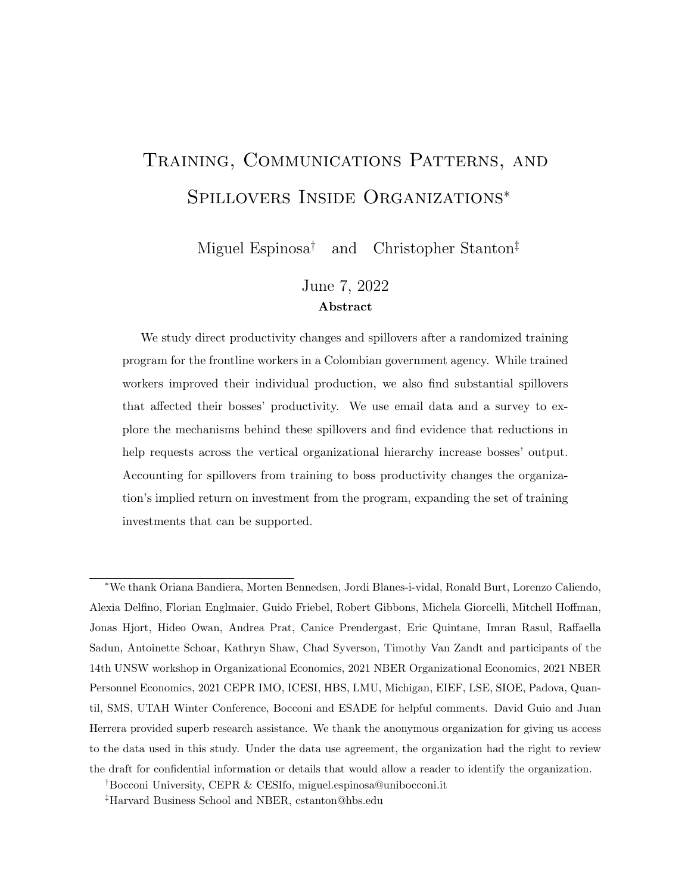# Training, Communications Patterns, and Spillovers Inside Organizations*

Miguel Espinosa[†] and Christopher Stanton[‡]

June 7, 2022

**Abstract**

We study direct productivity changes and spillovers after a randomized training program for the frontline workers in a Colombian government agency. While trained workers improved their individual production, we also find substantial spillovers that affected their bosses' productivity. We use email data and a survey to explore the mechanisms behind these spillovers and find evidence that reductions in help requests across the vertical organizational hierarchy increase bosses' output. Accounting for spillovers from training to boss productivity changes the organization's implied return on investment from the program, expanding the set of training investments that can be supported.

---

*We thank Oriana Bandiera, Morten Bennedsen, Jordi Blanes-i-vidal, Ronald Burt, Lorenzo Caliendo, Alexia Delfino, Florian Englmaier, Guido Friebel, Robert Gibbons, Michela Giorcelli, Mitchell Hoffman, Jonas Hjort, Hideo Owan, Andrea Prat, Canice Prendergast, Eric Quintane, Imran Rasul, Raffaella Sadun, Antoinette Schoar, Kathryn Shaw, Chad Syverson, Timothy Van Zandt and participants of the 14th UNSW workshop in Organizational Economics, 2021 NBER Organizational Economics, 2021 NBER Personnel Economics, 2021 CEPR IMO, ICESI, HBS, LMU, Michigan, EIEF, LSE, SIOE, Padova, Quantil, SMS, UTAH Winter Conference, Bocconi and ESADE for helpful comments. David Guio and Juan Herrera provided superb research assistance. We thank the anonymous organization for giving us access to the data used in this study. Under the data use agreement, the organization had the right to review the draft for confidential information or details that would allow a reader to identify the organization.

[†]Bocconi University, CEPR & CESIfo, miguel.espinosa@unibocconi.it

[‡]Harvard Business School and NBER, cstanton@hbs.edu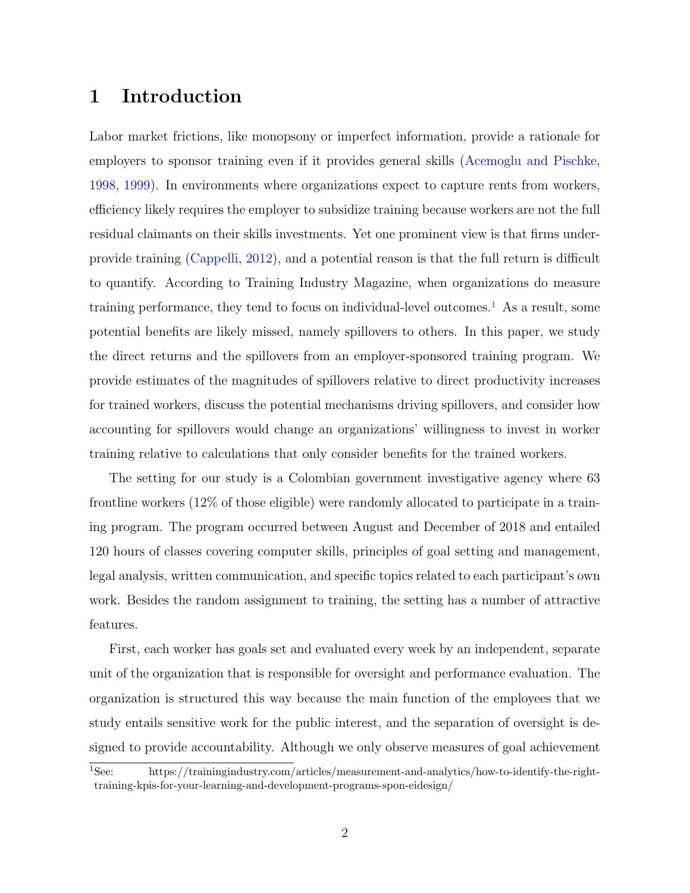# 1 Introduction

Labor market frictions, like monopsony or imperfect information, provide a rationale for employers to sponsor training even if it provides general skills (Acemoglu and Pischke, 1998, 1999). In environments where organizations expect to capture rents from workers, efficiency likely requires the employer to subsidize training because workers are not the full residual claimants on their skills investments. Yet one prominent view is that firms under-provide training (Cappelli, 2012), and a potential reason is that the full return is difficult to quantify. According to Training Industry Magazine, when organizations do measure training performance, they tend to focus on individual-level outcomes.[1] As a result, some potential benefits are likely missed, namely spillovers to others. In this paper, we study the direct returns and the spillovers from an employer-sponsored training program. We provide estimates of the magnitudes of spillovers relative to direct productivity increases for trained workers, discuss the potential mechanisms driving spillovers, and consider how accounting for spillovers would change an organizations' willingness to invest in worker training relative to calculations that only consider benefits for the trained workers.

The setting for our study is a Colombian government investigative agency where 63 frontline workers (12% of those eligible) were randomly allocated to participate in a training program. The program occurred between August and December of 2018 and entailed 120 hours of classes covering computer skills, principles of goal setting and management, legal analysis, written communication, and specific topics related to each participant's own work. Besides the random assignment to training, the setting has a number of attractive features.

First, each worker has goals set and evaluated every week by an independent, separate unit of the organization that is responsible for oversight and performance evaluation. The organization is structured this way because the main function of the employees that we study entails sensitive work for the public interest, and the separation of oversight is designed to provide accountability. Although we only observe measures of goal achievement

[1] See: https://trainingindustry.com/articles/measurement-and-analytics/how-to-identify-the-right-training-kpis-for-your-learning-and-development-programs-spon-eidesign/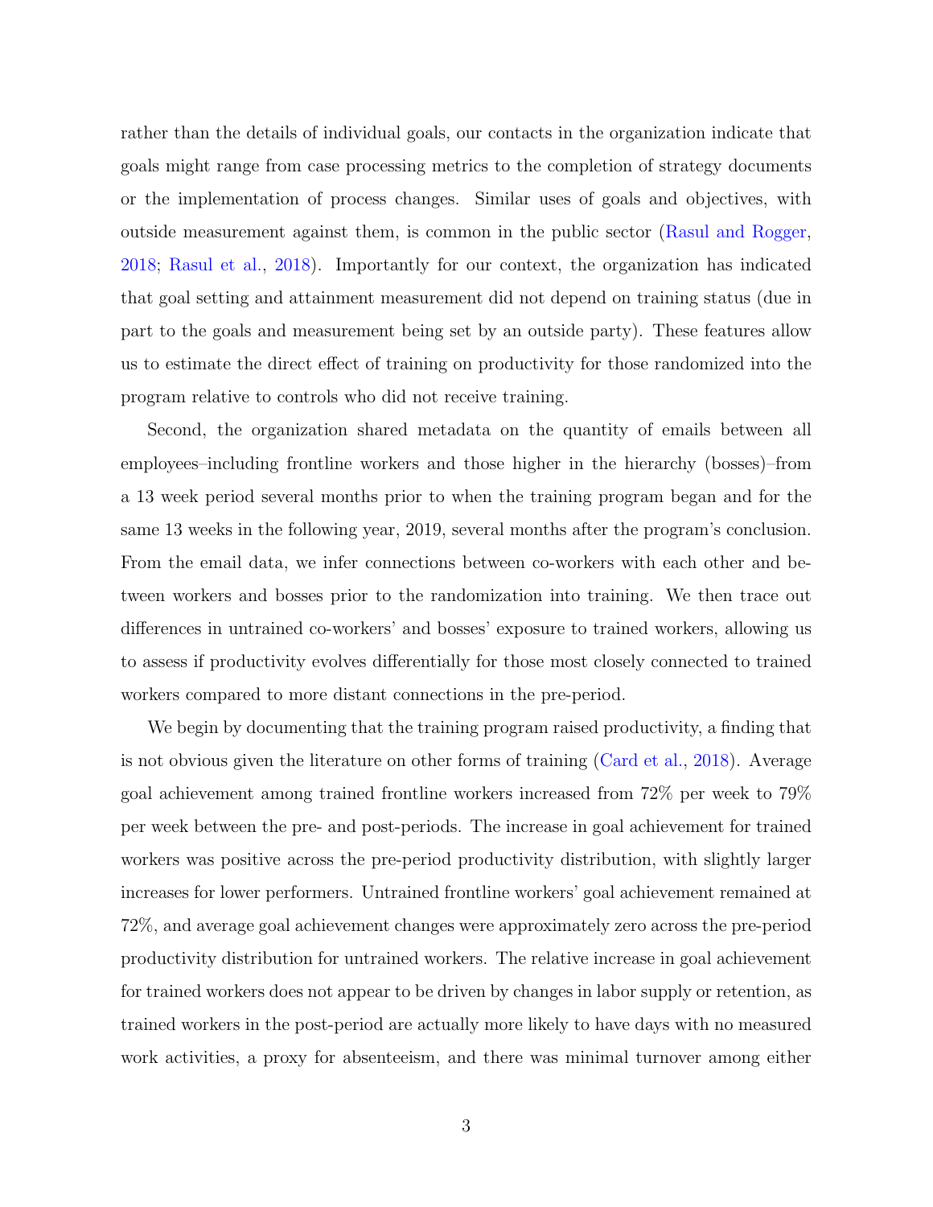rather than the details of individual goals, our contacts in the organization indicate that goals might range from case processing metrics to the completion of strategy documents or the implementation of process changes. Similar uses of goals and objectives, with outside measurement against them, is common in the public sector (Rasul and Rogger, 2018; Rasul et al., 2018). Importantly for our context, the organization has indicated that goal setting and attainment measurement did not depend on training status (due in part to the goals and measurement being set by an outside party). These features allow us to estimate the direct effect of training on productivity for those randomized into the program relative to controls who did not receive training.

Second, the organization shared metadata on the quantity of emails between all employees–including frontline workers and those higher in the hierarchy (bosses)–from a 13 week period several months prior to when the training program began and for the same 13 weeks in the following year, 2019, several months after the program's conclusion. From the email data, we infer connections between co-workers with each other and between workers and bosses prior to the randomization into training. We then trace out differences in untrained co-workers' and bosses' exposure to trained workers, allowing us to assess if productivity evolves differentially for those most closely connected to trained workers compared to more distant connections in the pre-period.

We begin by documenting that the training program raised productivity, a finding that is not obvious given the literature on other forms of training (Card et al., 2018). Average goal achievement among trained frontline workers increased from 72% per week to 79% per week between the pre- and post-periods. The increase in goal achievement for trained workers was positive across the pre-period productivity distribution, with slightly larger increases for lower performers. Untrained frontline workers' goal achievement remained at 72%, and average goal achievement changes were approximately zero across the pre-period productivity distribution for untrained workers. The relative increase in goal achievement for trained workers does not appear to be driven by changes in labor supply or retention, as trained workers in the post-period are actually more likely to have days with no measured work activities, a proxy for absenteeism, and there was minimal turnover among either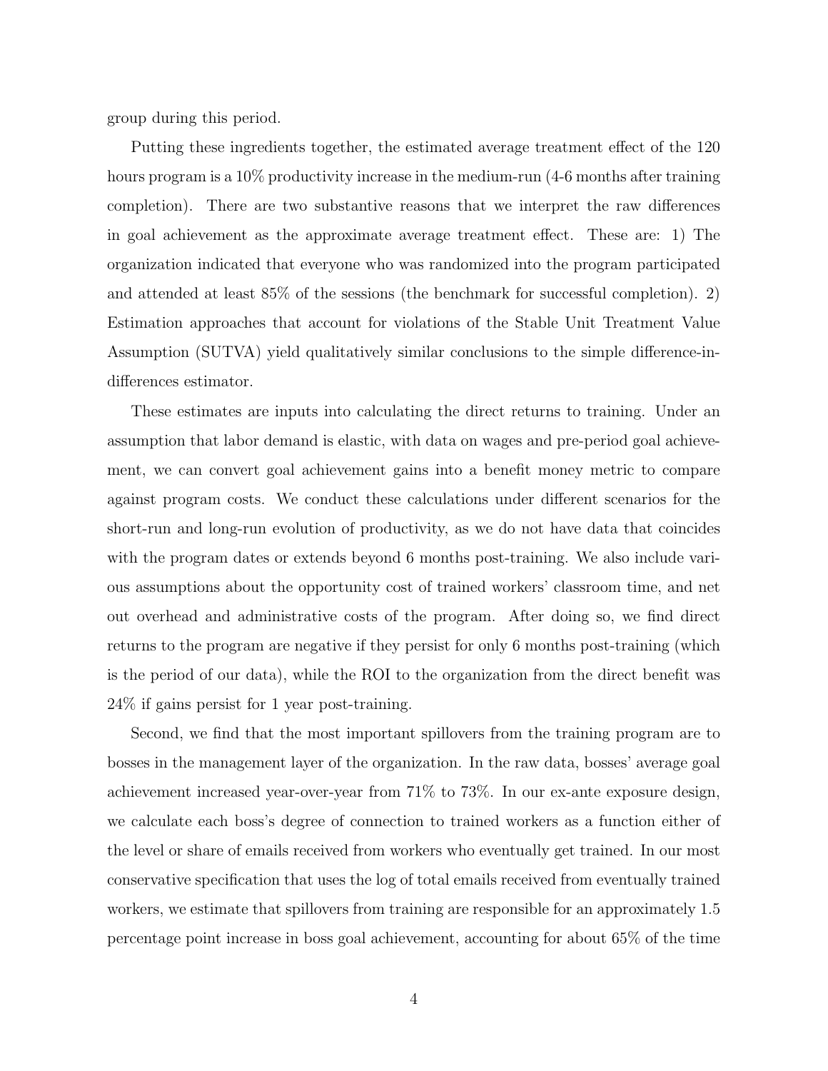group during this period.

Putting these ingredients together, the estimated average treatment effect of the 120 hours program is a 10% productivity increase in the medium-run (4-6 months after training completion). There are two substantive reasons that we interpret the raw differences in goal achievement as the approximate average treatment effect. These are: 1) The organization indicated that everyone who was randomized into the program participated and attended at least 85% of the sessions (the benchmark for successful completion). 2) Estimation approaches that account for violations of the Stable Unit Treatment Value Assumption (SUTVA) yield qualitatively similar conclusions to the simple difference-in-differences estimator.

These estimates are inputs into calculating the direct returns to training. Under an assumption that labor demand is elastic, with data on wages and pre-period goal achievement, we can convert goal achievement gains into a benefit money metric to compare against program costs. We conduct these calculations under different scenarios for the short-run and long-run evolution of productivity, as we do not have data that coincides with the program dates or extends beyond 6 months post-training. We also include various assumptions about the opportunity cost of trained workers' classroom time, and net out overhead and administrative costs of the program. After doing so, we find direct returns to the program are negative if they persist for only 6 months post-training (which is the period of our data), while the ROI to the organization from the direct benefit was 24% if gains persist for 1 year post-training.

Second, we find that the most important spillovers from the training program are to bosses in the management layer of the organization. In the raw data, bosses' average goal achievement increased year-over-year from 71% to 73%. In our ex-ante exposure design, we calculate each boss's degree of connection to trained workers as a function either of the level or share of emails received from workers who eventually get trained. In our most conservative specification that uses the log of total emails received from eventually trained workers, we estimate that spillovers from training are responsible for an approximately 1.5 percentage point increase in boss goal achievement, accounting for about 65% of the time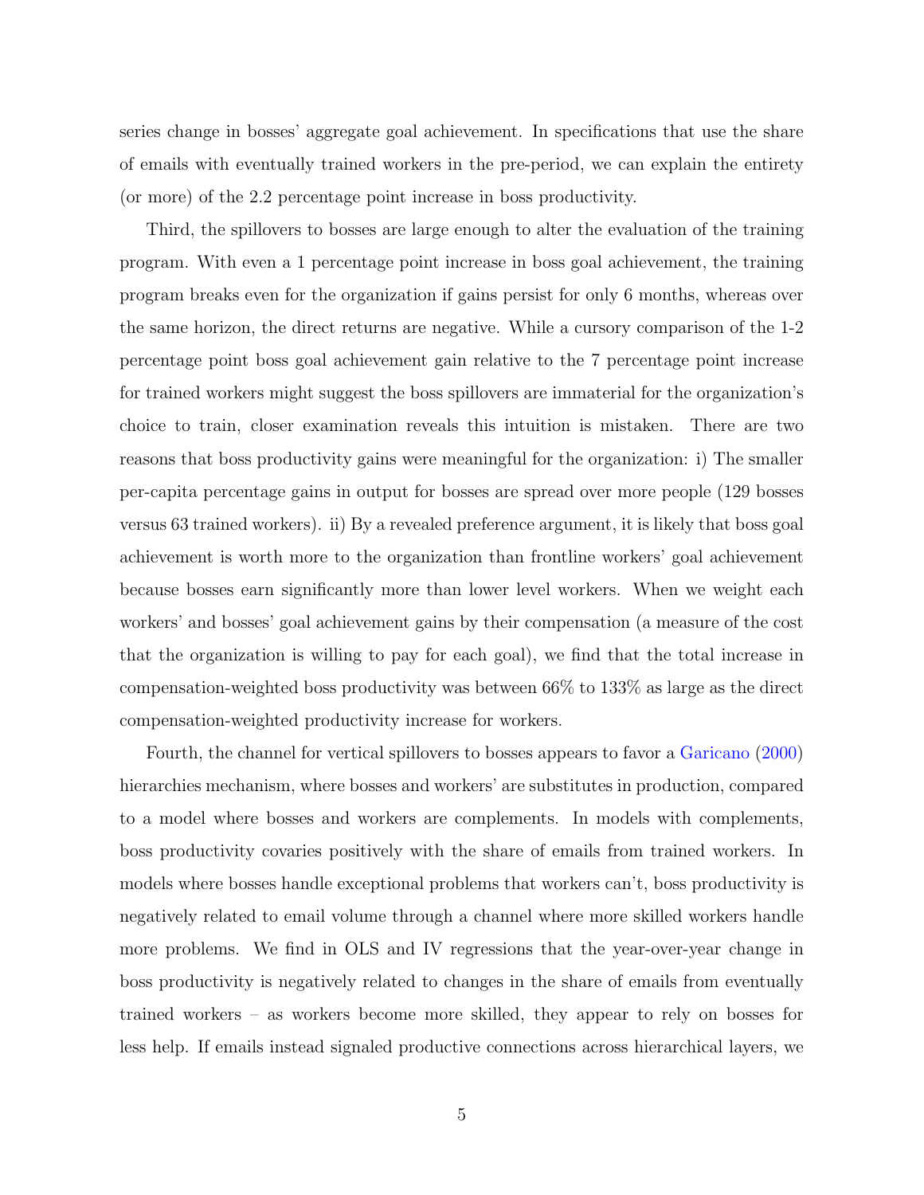series change in bosses' aggregate goal achievement. In specifications that use the share of emails with eventually trained workers in the pre-period, we can explain the entirety (or more) of the 2.2 percentage point increase in boss productivity.

Third, the spillovers to bosses are large enough to alter the evaluation of the training program. With even a 1 percentage point increase in boss goal achievement, the training program breaks even for the organization if gains persist for only 6 months, whereas over the same horizon, the direct returns are negative. While a cursory comparison of the 1-2 percentage point boss goal achievement gain relative to the 7 percentage point increase for trained workers might suggest the boss spillovers are immaterial for the organization's choice to train, closer examination reveals this intuition is mistaken. There are two reasons that boss productivity gains were meaningful for the organization: i) The smaller per-capita percentage gains in output for bosses are spread over more people (129 bosses versus 63 trained workers). ii) By a revealed preference argument, it is likely that boss goal achievement is worth more to the organization than frontline workers' goal achievement because bosses earn significantly more than lower level workers. When we weight each workers' and bosses' goal achievement gains by their compensation (a measure of the cost that the organization is willing to pay for each goal), we find that the total increase in compensation-weighted boss productivity was between 66% to 133% as large as the direct compensation-weighted productivity increase for workers.

Fourth, the channel for vertical spillovers to bosses appears to favor a Garicano (2000) hierarchies mechanism, where bosses and workers' are substitutes in production, compared to a model where bosses and workers are complements. In models with complements, boss productivity covaries positively with the share of emails from trained workers. In models where bosses handle exceptional problems that workers can't, boss productivity is negatively related to email volume through a channel where more skilled workers handle more problems. We find in OLS and IV regressions that the year-over-year change in boss productivity is negatively related to changes in the share of emails from eventually trained workers – as workers become more skilled, they appear to rely on bosses for less help. If emails instead signaled productive connections across hierarchical layers, we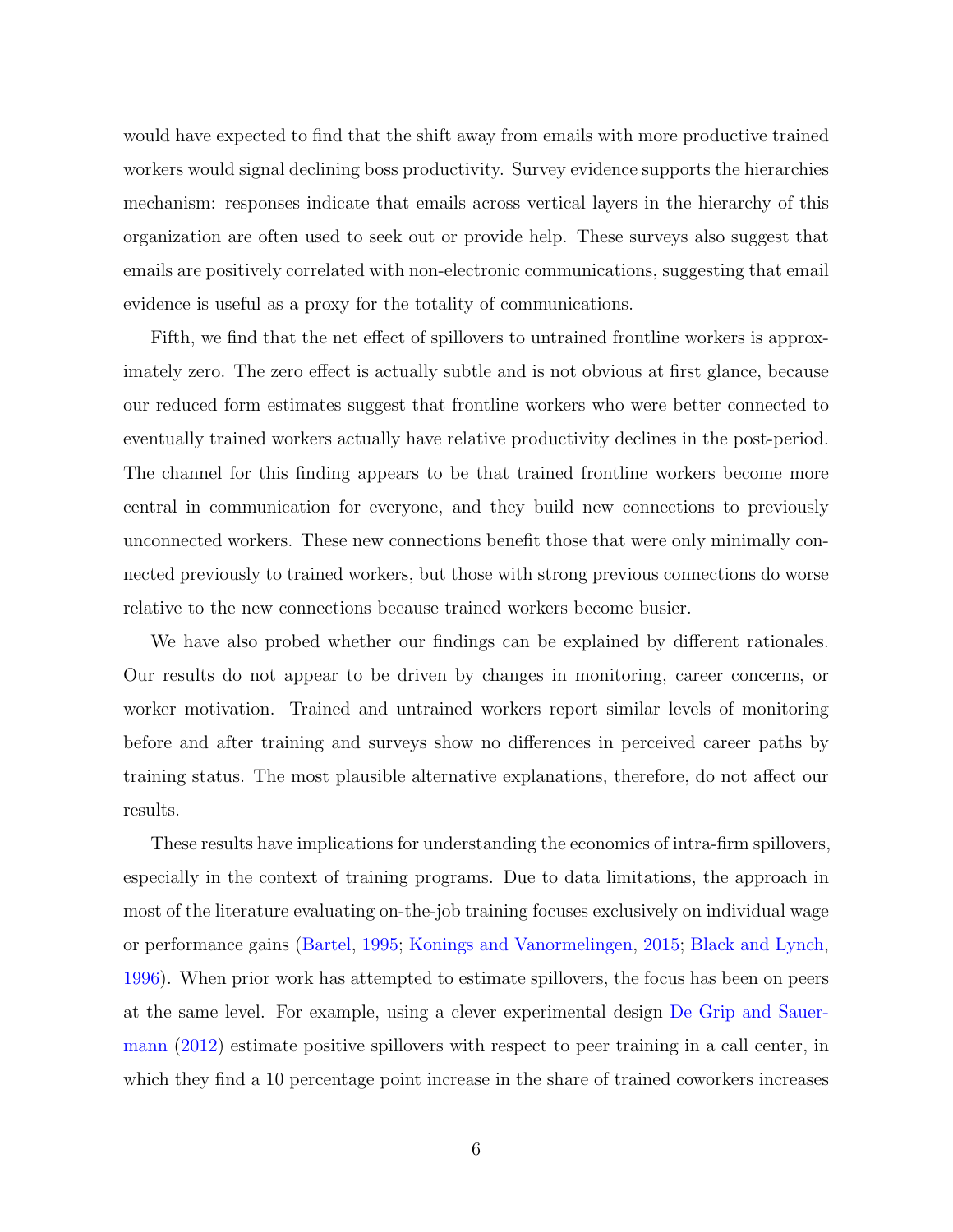would have expected to find that the shift away from emails with more productive trained workers would signal declining boss productivity. Survey evidence supports the hierarchies mechanism: responses indicate that emails across vertical layers in the hierarchy of this organization are often used to seek out or provide help. These surveys also suggest that emails are positively correlated with non-electronic communications, suggesting that email evidence is useful as a proxy for the totality of communications.

Fifth, we find that the net effect of spillovers to untrained frontline workers is approximately zero. The zero effect is actually subtle and is not obvious at first glance, because our reduced form estimates suggest that frontline workers who were better connected to eventually trained workers actually have relative productivity declines in the post-period. The channel for this finding appears to be that trained frontline workers become more central in communication for everyone, and they build new connections to previously unconnected workers. These new connections benefit those that were only minimally connected previously to trained workers, but those with strong previous connections do worse relative to the new connections because trained workers become busier.

We have also probed whether our findings can be explained by different rationales. Our results do not appear to be driven by changes in monitoring, career concerns, or worker motivation. Trained and untrained workers report similar levels of monitoring before and after training and surveys show no differences in perceived career paths by training status. The most plausible alternative explanations, therefore, do not affect our results.

These results have implications for understanding the economics of intra-firm spillovers, especially in the context of training programs. Due to data limitations, the approach in most of the literature evaluating on-the-job training focuses exclusively on individual wage or performance gains (Bartel, 1995; Konings and Vanormelingen, 2015; Black and Lynch, 1996). When prior work has attempted to estimate spillovers, the focus has been on peers at the same level. For example, using a clever experimental design De Grip and Sauermann (2012) estimate positive spillovers with respect to peer training in a call center, in which they find a 10 percentage point increase in the share of trained coworkers increases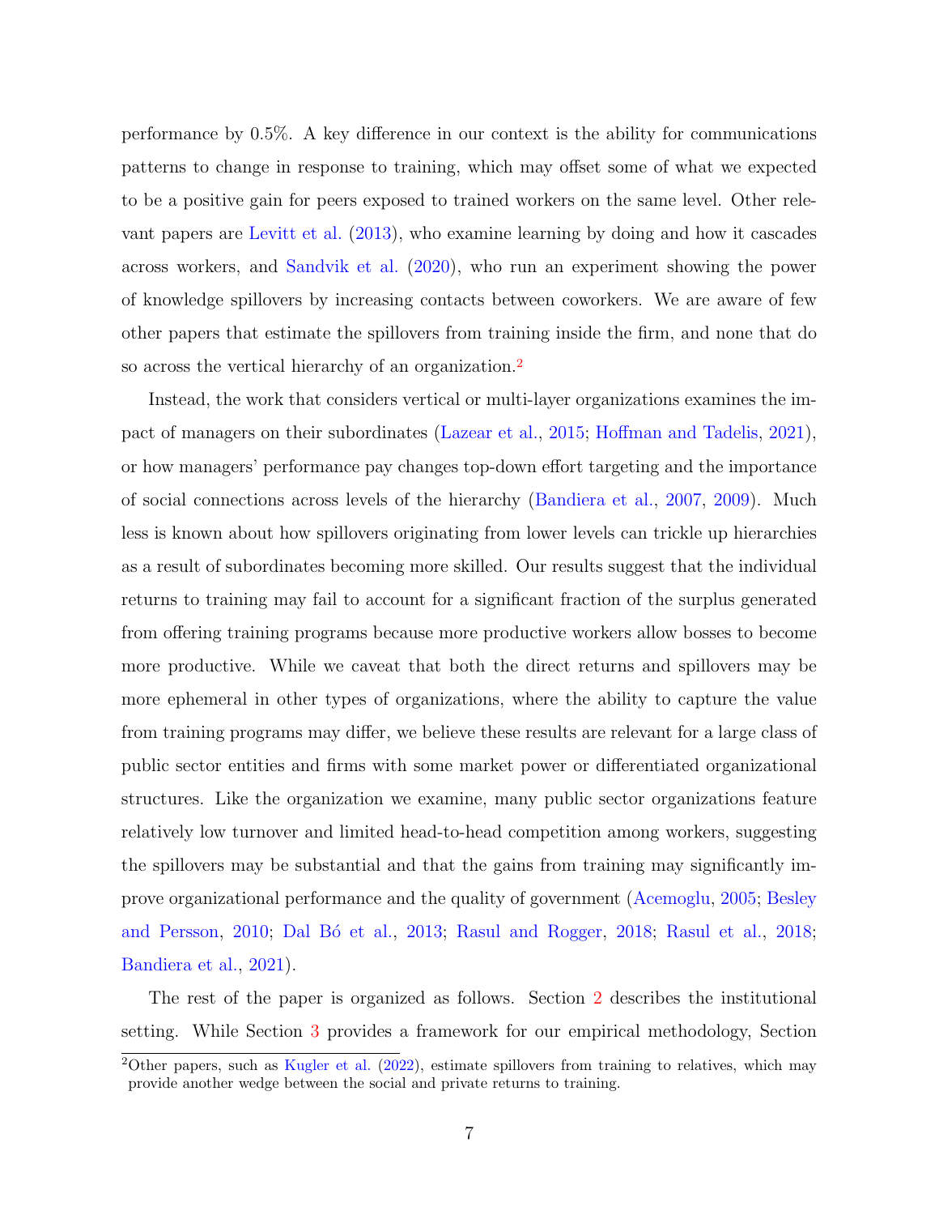performance by 0.5%. A key difference in our context is the ability for communications patterns to change in response to training, which may offset some of what we expected to be a positive gain for peers exposed to trained workers on the same level. Other relevant papers are Levitt et al. (2013), who examine learning by doing and how it cascades across workers, and Sandvik et al. (2020), who run an experiment showing the power of knowledge spillovers by increasing contacts between coworkers. We are aware of few other papers that estimate the spillovers from training inside the firm, and none that do so across the vertical hierarchy of an organization.[2]

Instead, the work that considers vertical or multi-layer organizations examines the impact of managers on their subordinates (Lazear et al., 2015; Hoffman and Tadelis, 2021), or how managers' performance pay changes top-down effort targeting and the importance of social connections across levels of the hierarchy (Bandiera et al., 2007, 2009). Much less is known about how spillovers originating from lower levels can trickle up hierarchies as a result of subordinates becoming more skilled. Our results suggest that the individual returns to training may fail to account for a significant fraction of the surplus generated from offering training programs because more productive workers allow bosses to become more productive. While we caveat that both the direct returns and spillovers may be more ephemeral in other types of organizations, where the ability to capture the value from training programs may differ, we believe these results are relevant for a large class of public sector entities and firms with some market power or differentiated organizational structures. Like the organization we examine, many public sector organizations feature relatively low turnover and limited head-to-head competition among workers, suggesting the spillovers may be substantial and that the gains from training may significantly improve organizational performance and the quality of government (Acemoglu, 2005; Besley and Persson, 2010; Dal Bó et al., 2013; Rasul and Rogger, 2018; Rasul et al., 2018; Bandiera et al., 2021).

The rest of the paper is organized as follows. Section 2 describes the institutional setting. While Section 3 provides a framework for our empirical methodology, Section

[2] Other papers, such as Kugler et al. (2022), estimate spillovers from training to relatives, which may provide another wedge between the social and private returns to training.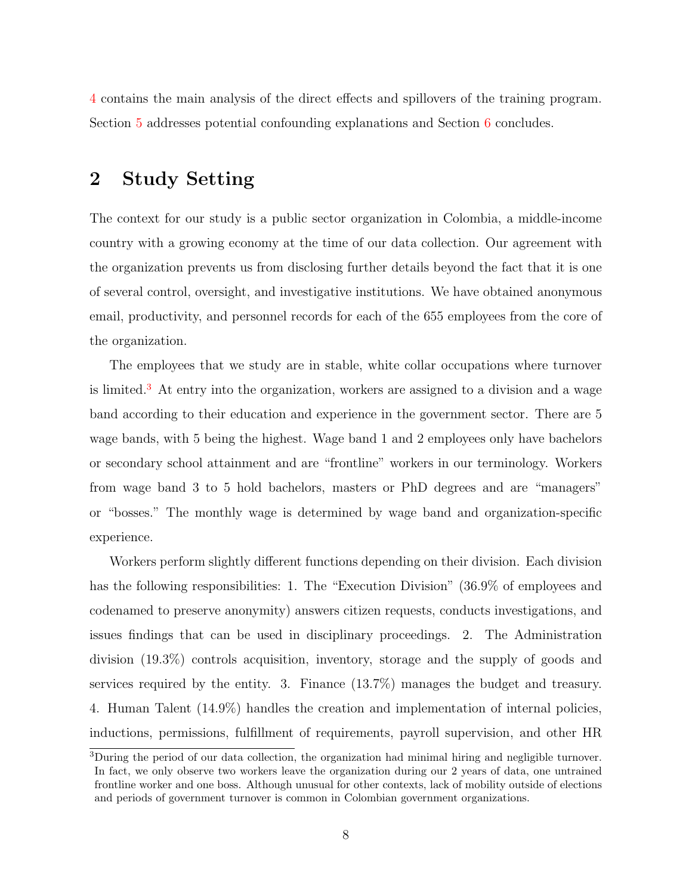4 contains the main analysis of the direct effects and spillovers of the training program. Section 5 addresses potential confounding explanations and Section 6 concludes.

## 2 Study Setting

The context for our study is a public sector organization in Colombia, a middle-income country with a growing economy at the time of our data collection. Our agreement with the organization prevents us from disclosing further details beyond the fact that it is one of several control, oversight, and investigative institutions. We have obtained anonymous email, productivity, and personnel records for each of the 655 employees from the core of the organization.

The employees that we study are in stable, white collar occupations where turnover is limited.[3] At entry into the organization, workers are assigned to a division and a wage band according to their education and experience in the government sector. There are 5 wage bands, with 5 being the highest. Wage band 1 and 2 employees only have bachelors or secondary school attainment and are "frontline" workers in our terminology. Workers from wage band 3 to 5 hold bachelors, masters or PhD degrees and are "managers" or "bosses." The monthly wage is determined by wage band and organization-specific experience.

Workers perform slightly different functions depending on their division. Each division has the following responsibilities: 1. The "Execution Division" (36.9% of employees and codenamed to preserve anonymity) answers citizen requests, conducts investigations, and issues findings that can be used in disciplinary proceedings. 2. The Administration division (19.3%) controls acquisition, inventory, storage and the supply of goods and services required by the entity. 3. Finance (13.7%) manages the budget and treasury. 4. Human Talent (14.9%) handles the creation and implementation of internal policies, inductions, permissions, fulfillment of requirements, payroll supervision, and other HR

[3] During the period of our data collection, the organization had minimal hiring and negligible turnover. In fact, we only observe two workers leave the organization during our 2 years of data, one untrained frontline worker and one boss. Although unusual for other contexts, lack of mobility outside of elections and periods of government turnover is common in Colombian government organizations.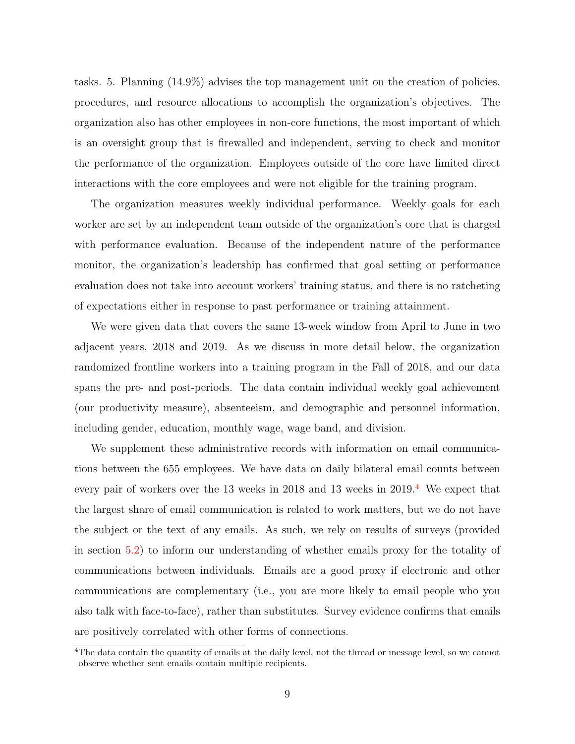tasks. 5. Planning (14.9%) advises the top management unit on the creation of policies, procedures, and resource allocations to accomplish the organization's objectives. The organization also has other employees in non-core functions, the most important of which is an oversight group that is firewalled and independent, serving to check and monitor the performance of the organization. Employees outside of the core have limited direct interactions with the core employees and were not eligible for the training program.

The organization measures weekly individual performance. Weekly goals for each worker are set by an independent team outside of the organization's core that is charged with performance evaluation. Because of the independent nature of the performance monitor, the organization's leadership has confirmed that goal setting or performance evaluation does not take into account workers' training status, and there is no ratcheting of expectations either in response to past performance or training attainment.

We were given data that covers the same 13-week window from April to June in two adjacent years, 2018 and 2019. As we discuss in more detail below, the organization randomized frontline workers into a training program in the Fall of 2018, and our data spans the pre- and post-periods. The data contain individual weekly goal achievement (our productivity measure), absenteeism, and demographic and personnel information, including gender, education, monthly wage, wage band, and division.

We supplement these administrative records with information on email communications between the 655 employees. We have data on daily bilateral email counts between every pair of workers over the 13 weeks in 2018 and 13 weeks in 2019.[4] We expect that the largest share of email communication is related to work matters, but we do not have the subject or the text of any emails. As such, we rely on results of surveys (provided in section 5.2) to inform our understanding of whether emails proxy for the totality of communications between individuals. Emails are a good proxy if electronic and other communications are complementary (i.e., you are more likely to email people who you also talk with face-to-face), rather than substitutes. Survey evidence confirms that emails are positively correlated with other forms of connections.

[4] The data contain the quantity of emails at the daily level, not the thread or message level, so we cannot observe whether sent emails contain multiple recipients.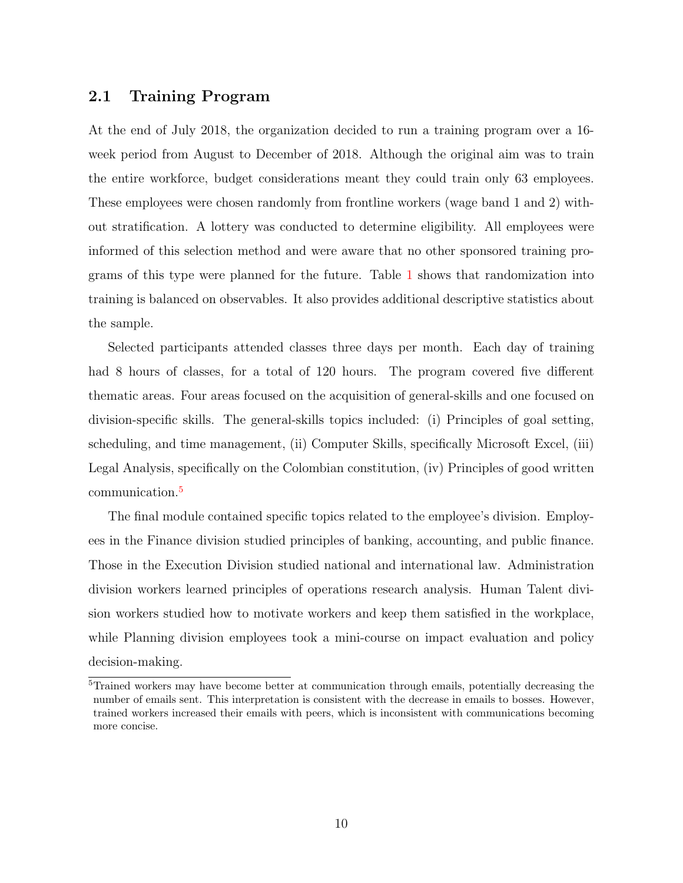## 2.1 Training Program

At the end of July 2018, the organization decided to run a training program over a 16-week period from August to December of 2018. Although the original aim was to train the entire workforce, budget considerations meant they could train only 63 employees. These employees were chosen randomly from frontline workers (wage band 1 and 2) without stratification. A lottery was conducted to determine eligibility. All employees were informed of this selection method and were aware that no other sponsored training programs of this type were planned for the future. Table 1 shows that randomization into training is balanced on observables. It also provides additional descriptive statistics about the sample.

Selected participants attended classes three days per month. Each day of training had 8 hours of classes, for a total of 120 hours. The program covered five different thematic areas. Four areas focused on the acquisition of general-skills and one focused on division-specific skills. The general-skills topics included: (i) Principles of goal setting, scheduling, and time management, (ii) Computer Skills, specifically Microsoft Excel, (iii) Legal Analysis, specifically on the Colombian constitution, (iv) Principles of good written communication.[5]

The final module contained specific topics related to the employee's division. Employees in the Finance division studied principles of banking, accounting, and public finance. Those in the Execution Division studied national and international law. Administration division workers learned principles of operations research analysis. Human Talent division workers studied how to motivate workers and keep them satisfied in the workplace, while Planning division employees took a mini-course on impact evaluation and policy decision-making.

[5] Trained workers may have become better at communication through emails, potentially decreasing the number of emails sent. This interpretation is consistent with the decrease in emails to bosses. However, trained workers increased their emails with peers, which is inconsistent with communications becoming more concise.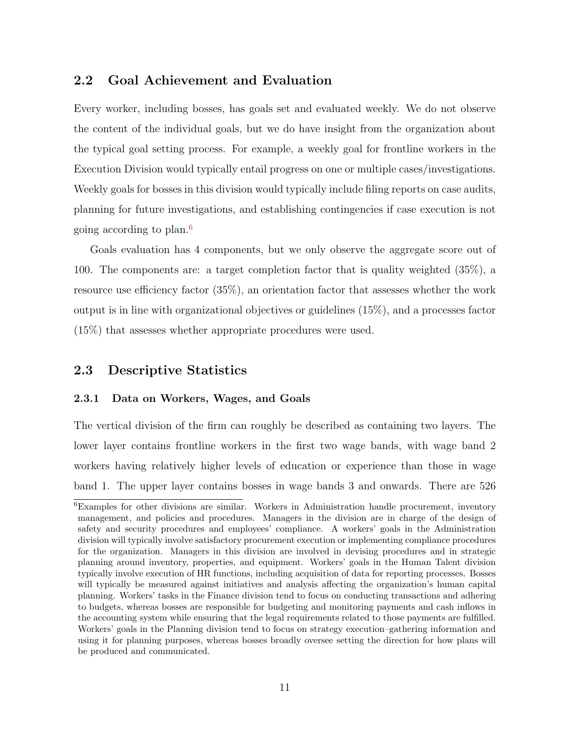## 2.2 Goal Achievement and Evaluation

Every worker, including bosses, has goals set and evaluated weekly. We do not observe the content of the individual goals, but we do have insight from the organization about the typical goal setting process. For example, a weekly goal for frontline workers in the Execution Division would typically entail progress on one or multiple cases/investigations. Weekly goals for bosses in this division would typically include filing reports on case audits, planning for future investigations, and establishing contingencies if case execution is not going according to plan.[6]

Goals evaluation has 4 components, but we only observe the aggregate score out of 100. The components are: a target completion factor that is quality weighted (35%), a resource use efficiency factor (35%), an orientation factor that assesses whether the work output is in line with organizational objectives or guidelines (15%), and a processes factor (15%) that assesses whether appropriate procedures were used.

## 2.3 Descriptive Statistics

### 2.3.1 Data on Workers, Wages, and Goals

The vertical division of the firm can roughly be described as containing two layers. The lower layer contains frontline workers in the first two wage bands, with wage band 2 workers having relatively higher levels of education or experience than those in wage band 1. The upper layer contains bosses in wage bands 3 and onwards. There are 526

[6] Examples for other divisions are similar. Workers in Administration handle procurement, inventory management, and policies and procedures. Managers in the division are in charge of the design of safety and security procedures and employees' compliance. A workers' goals in the Administration division will typically involve satisfactory procurement execution or implementing compliance procedures for the organization. Managers in this division are involved in devising procedures and in strategic planning around inventory, properties, and equipment. Workers' goals in the Human Talent division typically involve execution of HR functions, including acquisition of data for reporting processes. Bosses will typically be measured against initiatives and analysis affecting the organization's human capital planning. Workers' tasks in the Finance division tend to focus on conducting transactions and adhering to budgets, whereas bosses are responsible for budgeting and monitoring payments and cash inflows in the accounting system while ensuring that the legal requirements related to those payments are fulfilled. Workers' goals in the Planning division tend to focus on strategy execution–gathering information and using it for planning purposes, whereas bosses broadly oversee setting the direction for how plans will be produced and communicated.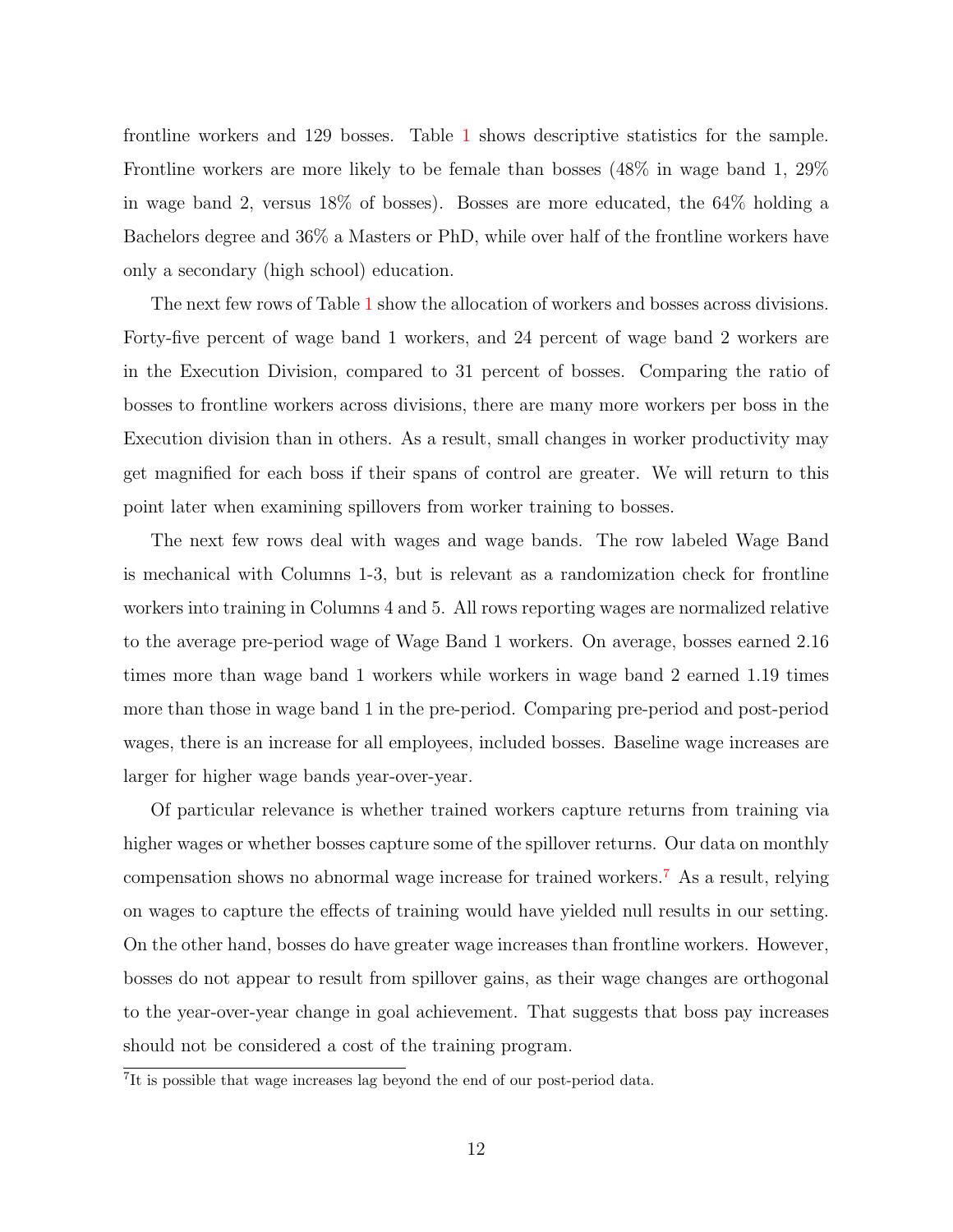frontline workers and 129 bosses. Table 1 shows descriptive statistics for the sample. Frontline workers are more likely to be female than bosses (48% in wage band 1, 29% in wage band 2, versus 18% of bosses). Bosses are more educated, the 64% holding a Bachelors degree and 36% a Masters or PhD, while over half of the frontline workers have only a secondary (high school) education.

The next few rows of Table 1 show the allocation of workers and bosses across divisions. Forty-five percent of wage band 1 workers, and 24 percent of wage band 2 workers are in the Execution Division, compared to 31 percent of bosses. Comparing the ratio of bosses to frontline workers across divisions, there are many more workers per boss in the Execution division than in others. As a result, small changes in worker productivity may get magnified for each boss if their spans of control are greater. We will return to this point later when examining spillovers from worker training to bosses.

The next few rows deal with wages and wage bands. The row labeled Wage Band is mechanical with Columns 1-3, but is relevant as a randomization check for frontline workers into training in Columns 4 and 5. All rows reporting wages are normalized relative to the average pre-period wage of Wage Band 1 workers. On average, bosses earned 2.16 times more than wage band 1 workers while workers in wage band 2 earned 1.19 times more than those in wage band 1 in the pre-period. Comparing pre-period and post-period wages, there is an increase for all employees, included bosses. Baseline wage increases are larger for higher wage bands year-over-year.

Of particular relevance is whether trained workers capture returns from training via higher wages or whether bosses capture some of the spillover returns. Our data on monthly compensation shows no abnormal wage increase for trained workers.[7] As a result, relying on wages to capture the effects of training would have yielded null results in our setting. On the other hand, bosses do have greater wage increases than frontline workers. However, bosses do not appear to result from spillover gains, as their wage changes are orthogonal to the year-over-year change in goal achievement. That suggests that boss pay increases should not be considered a cost of the training program.

[7] It is possible that wage increases lag beyond the end of our post-period data.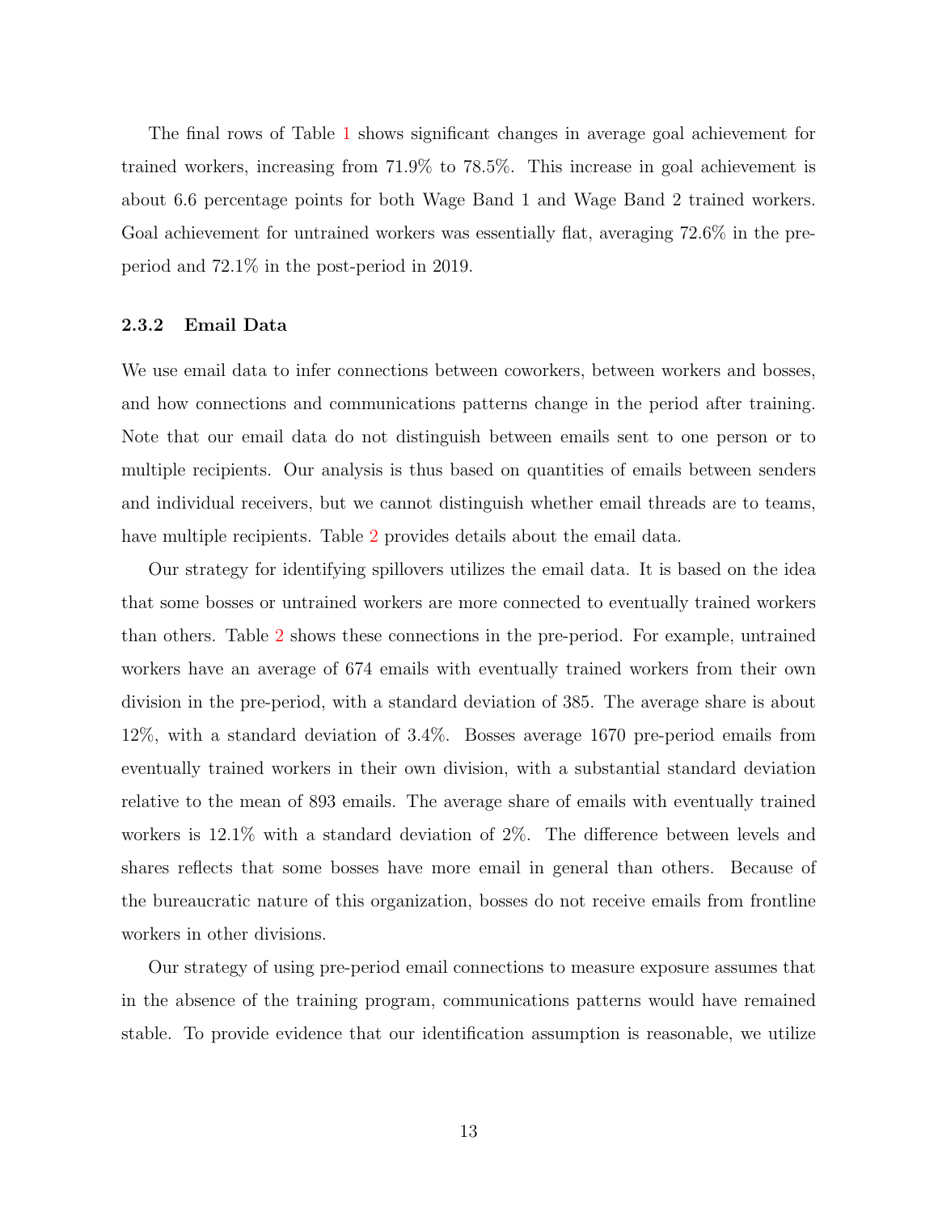The final rows of Table 1 shows significant changes in average goal achievement for trained workers, increasing from 71.9% to 78.5%. This increase in goal achievement is about 6.6 percentage points for both Wage Band 1 and Wage Band 2 trained workers. Goal achievement for untrained workers was essentially flat, averaging 72.6% in the pre-period and 72.1% in the post-period in 2019.

### 2.3.2 Email Data

We use email data to infer connections between coworkers, between workers and bosses, and how connections and communications patterns change in the period after training. Note that our email data do not distinguish between emails sent to one person or to multiple recipients. Our analysis is thus based on quantities of emails between senders and individual receivers, but we cannot distinguish whether email threads are to teams, have multiple recipients. Table 2 provides details about the email data.

Our strategy for identifying spillovers utilizes the email data. It is based on the idea that some bosses or untrained workers are more connected to eventually trained workers than others. Table 2 shows these connections in the pre-period. For example, untrained workers have an average of 674 emails with eventually trained workers from their own division in the pre-period, with a standard deviation of 385. The average share is about 12%, with a standard deviation of 3.4%. Bosses average 1670 pre-period emails from eventually trained workers in their own division, with a substantial standard deviation relative to the mean of 893 emails. The average share of emails with eventually trained workers is 12.1% with a standard deviation of 2%. The difference between levels and shares reflects that some bosses have more email in general than others. Because of the bureaucratic nature of this organization, bosses do not receive emails from frontline workers in other divisions.

Our strategy of using pre-period email connections to measure exposure assumes that in the absence of the training program, communications patterns would have remained stable. To provide evidence that our identification assumption is reasonable, we utilize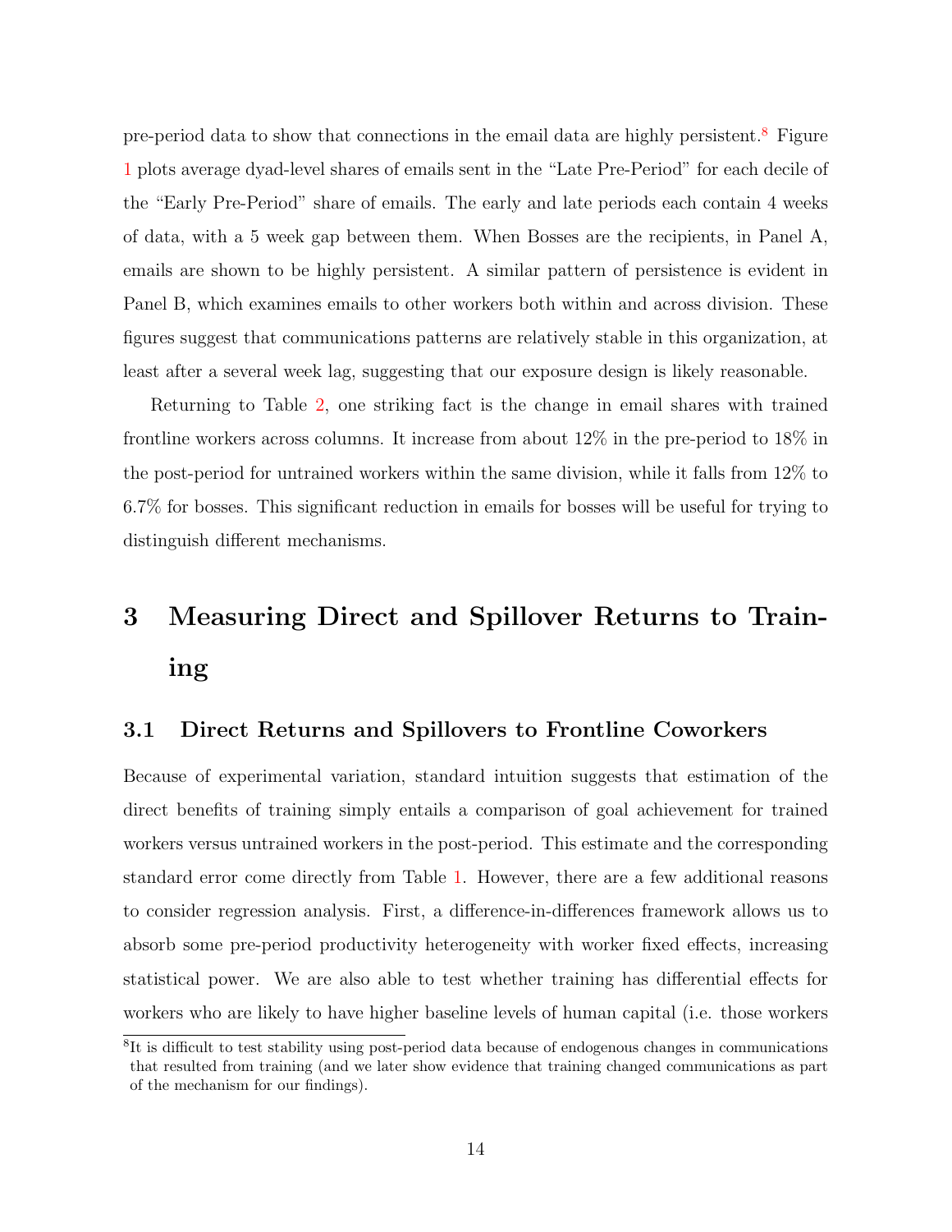pre-period data to show that connections in the email data are highly persistent.[8] Figure 1 plots average dyad-level shares of emails sent in the "Late Pre-Period" for each decile of the "Early Pre-Period" share of emails. The early and late periods each contain 4 weeks of data, with a 5 week gap between them. When Bosses are the recipients, in Panel A, emails are shown to be highly persistent. A similar pattern of persistence is evident in Panel B, which examines emails to other workers both within and across division. These figures suggest that communications patterns are relatively stable in this organization, at least after a several week lag, suggesting that our exposure design is likely reasonable.

Returning to Table 2, one striking fact is the change in email shares with trained frontline workers across columns. It increase from about 12% in the pre-period to 18% in the post-period for untrained workers within the same division, while it falls from 12% to 6.7% for bosses. This significant reduction in emails for bosses will be useful for trying to distinguish different mechanisms.

# 3 Measuring Direct and Spillover Returns to Training

## 3.1 Direct Returns and Spillovers to Frontline Coworkers

Because of experimental variation, standard intuition suggests that estimation of the direct benefits of training simply entails a comparison of goal achievement for trained workers versus untrained workers in the post-period. This estimate and the corresponding standard error come directly from Table 1. However, there are a few additional reasons to consider regression analysis. First, a difference-in-differences framework allows us to absorb some pre-period productivity heterogeneity with worker fixed effects, increasing statistical power. We are also able to test whether training has differential effects for workers who are likely to have higher baseline levels of human capital (i.e. those workers

[8] It is difficult to test stability using post-period data because of endogenous changes in communications that resulted from training (and we later show evidence that training changed communications as part of the mechanism for our findings).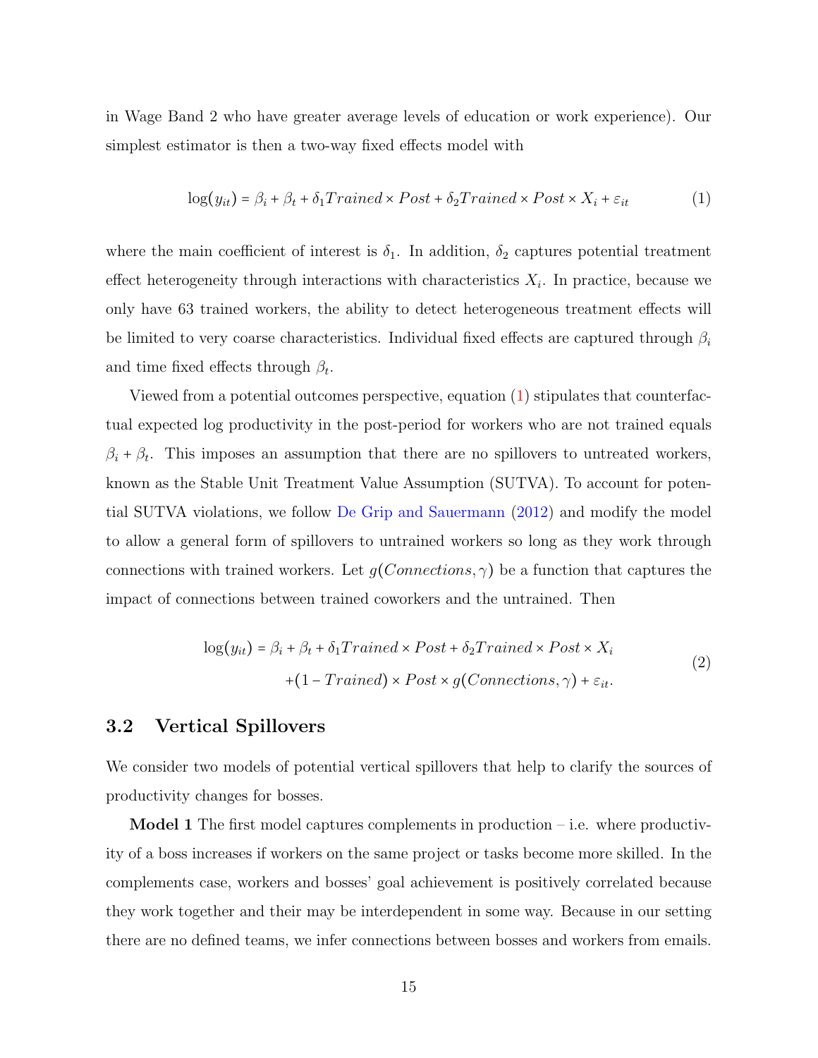in Wage Band 2 who have greater average levels of education or work experience). Our simplest estimator is then a two-way fixed effects model with

$$\log(y_{it}) = \beta_i + \beta_t + \delta_1 Trained \times Post + \delta_2 Trained \times Post \times X_i + \varepsilon_{it} \tag{1}$$

where the main coefficient of interest is $\delta_1$. In addition, $\delta_2$ captures potential treatment effect heterogeneity through interactions with characteristics $X_i$. In practice, because we only have 63 trained workers, the ability to detect heterogeneous treatment effects will be limited to very coarse characteristics. Individual fixed effects are captured through $\beta_i$ and time fixed effects through $\beta_t$.

Viewed from a potential outcomes perspective, equation (1) stipulates that counterfactual expected log productivity in the post-period for workers who are not trained equals $\beta_i + \beta_t$. This imposes an assumption that there are no spillovers to untreated workers, known as the Stable Unit Treatment Value Assumption (SUTVA). To account for potential SUTVA violations, we follow De Grip and Sauermann (2012) and modify the model to allow a general form of spillovers to untrained workers so long as they work through connections with trained workers. Let $g(Connections, \gamma)$ be a function that captures the impact of connections between trained coworkers and the untrained. Then

$$\begin{aligned} \log(y_{it}) = \beta_i + \beta_t + \delta_1 Trained \times Post + \delta_2 Trained \times Post \times X_i \\ + (1 - Trained) \times Post \times g(Connections, \gamma) + \varepsilon_{it}. \end{aligned} \tag{2}$$

## 3.2 Vertical Spillovers

We consider two models of potential vertical spillovers that help to clarify the sources of productivity changes for bosses.

**Model 1** The first model captures complements in production – i.e. where productivity of a boss increases if workers on the same project or tasks become more skilled. In the complements case, workers and bosses' goal achievement is positively correlated because they work together and their may be interdependent in some way. Because in our setting there are no defined teams, we infer connections between bosses and workers from emails.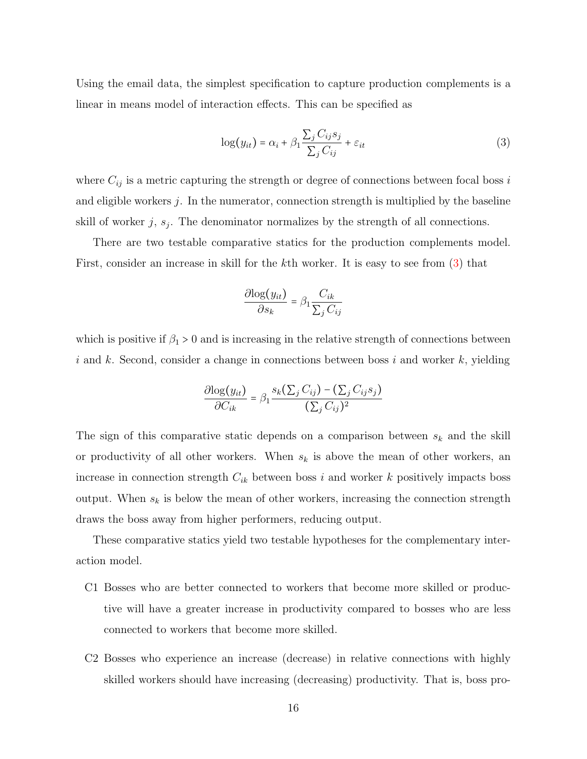Using the email data, the simplest specification to capture production complements is a linear in means model of interaction effects. This can be specified as

$$\log(y_{it}) = \alpha_i + \beta_1 \frac{\sum_j C_{ij} s_j}{\sum_j C_{ij}} + \varepsilon_{it} \tag{3}$$

where $C_{ij}$ is a metric capturing the strength or degree of connections between focal boss $i$ and eligible workers $j$. In the numerator, connection strength is multiplied by the baseline skill of worker $j$, $s_j$. The denominator normalizes by the strength of all connections.

There are two testable comparative statics for the production complements model. First, consider an increase in skill for the $k$th worker. It is easy to see from (3) that

$$\frac{\partial \log(y_{it})}{\partial s_k} = \beta_1 \frac{C_{ik}}{\sum_j C_{ij}}$$

which is positive if $\beta_1 > 0$ and is increasing in the relative strength of connections between $i$ and $k$. Second, consider a change in connections between boss $i$ and worker $k$, yielding

$$\frac{\partial \log(y_{it})}{\partial C_{ik}} = \beta_1 \frac{s_k(\sum_j C_{ij}) - (\sum_j C_{ij} s_j)}{(\sum_j C_{ij})^2}$$

The sign of this comparative static depends on a comparison between $s_k$ and the skill or productivity of all other workers. When $s_k$ is above the mean of other workers, an increase in connection strength $C_{ik}$ between boss $i$ and worker $k$ positively impacts boss output. When $s_k$ is below the mean of other workers, increasing the connection strength draws the boss away from higher performers, reducing output.

These comparative statics yield two testable hypotheses for the complementary interaction model.

- C1 Bosses who are better connected to workers that become more skilled or productive will have a greater increase in productivity compared to bosses who are less connected to workers that become more skilled.

- C2 Bosses who experience an increase (decrease) in relative connections with highly skilled workers should have increasing (decreasing) productivity. That is, boss pro-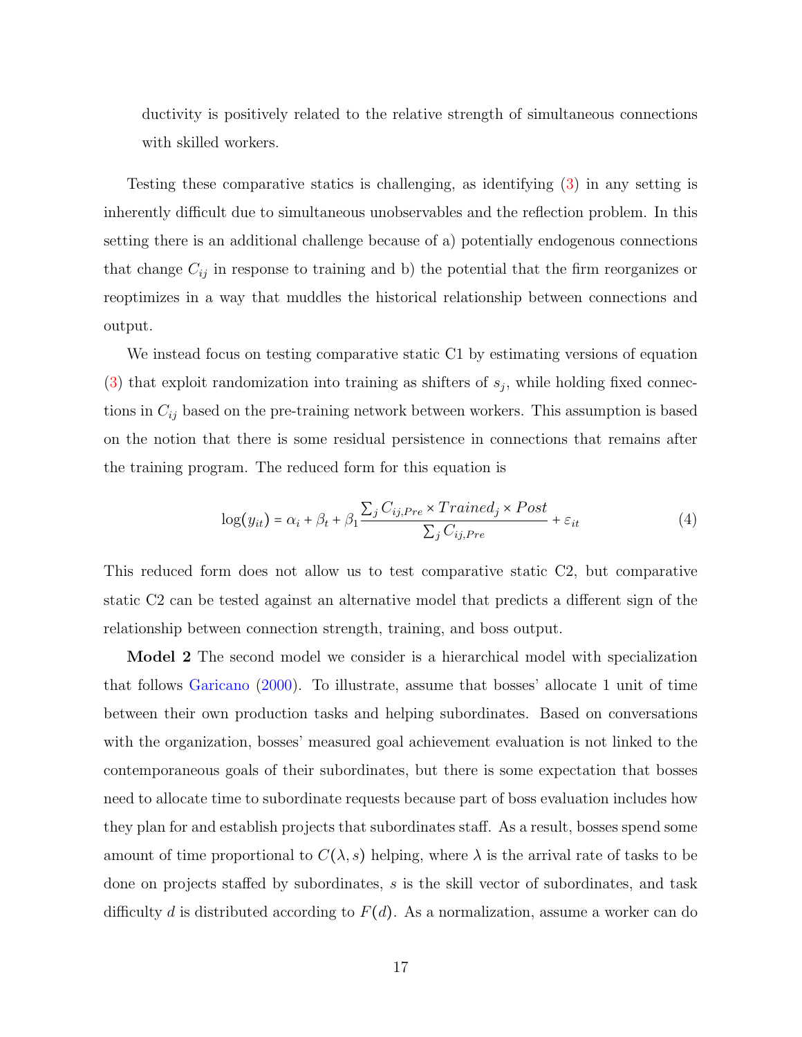ductivity is positively related to the relative strength of simultaneous connections with skilled workers.

Testing these comparative statics is challenging, as identifying (3) in any setting is inherently difficult due to simultaneous unobservables and the reflection problem. In this setting there is an additional challenge because of a) potentially endogenous connections that change $C_{ij}$ in response to training and b) the potential that the firm reorganizes or reoptimizes in a way that muddles the historical relationship between connections and output.

We instead focus on testing comparative static C1 by estimating versions of equation (3) that exploit randomization into training as shifters of $s_j$, while holding fixed connections in $C_{ij}$ based on the pre-training network between workers. This assumption is based on the notion that there is some residual persistence in connections that remains after the training program. The reduced form for this equation is

$$\log(y_{it}) = \alpha_i + \beta_t + \beta_1 \frac{\sum_j C_{ij,Pre} \times Trained_j \times Post}{\sum_j C_{ij,Pre}} + \varepsilon_{it} \tag{4}$$

This reduced form does not allow us to test comparative static C2, but comparative static C2 can be tested against an alternative model that predicts a different sign of the relationship between connection strength, training, and boss output.

**Model 2** The second model we consider is a hierarchical model with specialization that follows Garicano (2000). To illustrate, assume that bosses' allocate 1 unit of time between their own production tasks and helping subordinates. Based on conversations with the organization, bosses' measured goal achievement evaluation is not linked to the contemporaneous goals of their subordinates, but there is some expectation that bosses need to allocate time to subordinate requests because part of boss evaluation includes how they plan for and establish projects that subordinates staff. As a result, bosses spend some amount of time proportional to $C(\lambda, s)$ helping, where $\lambda$ is the arrival rate of tasks to be done on projects staffed by subordinates, $s$ is the skill vector of subordinates, and task difficulty $d$ is distributed according to $F(d)$. As a normalization, assume a worker can do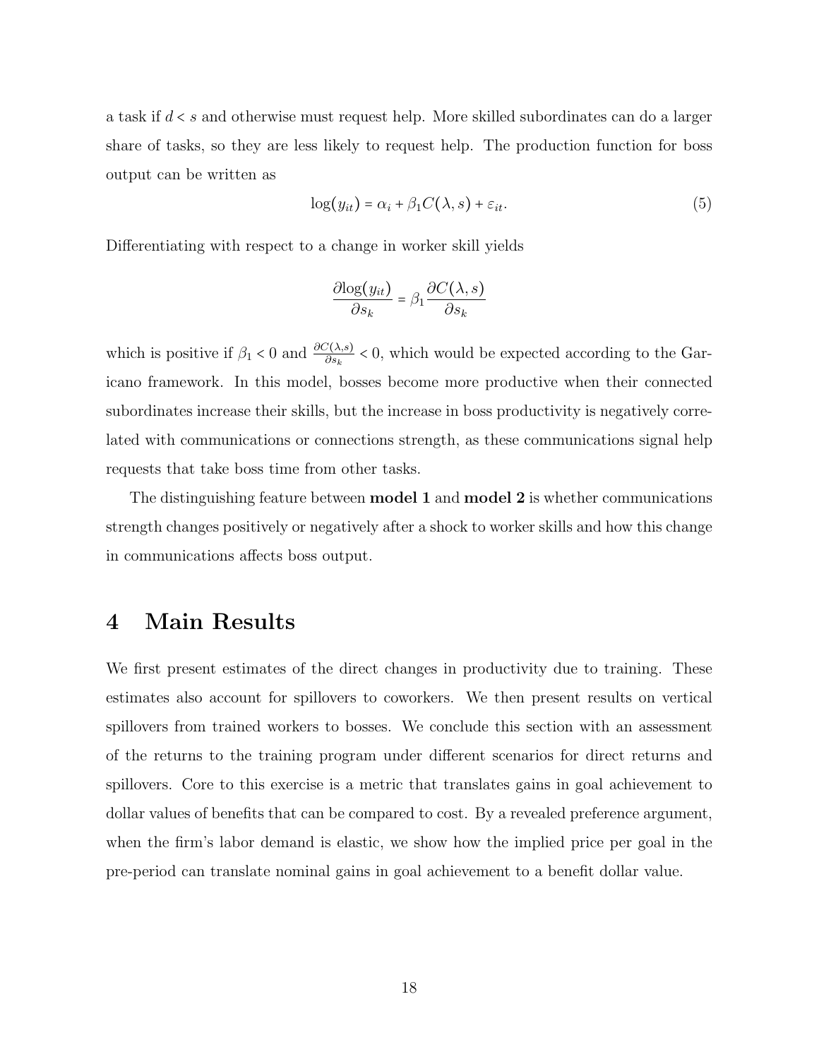a task if $d < s$ and otherwise must request help. More skilled subordinates can do a larger share of tasks, so they are less likely to request help. The production function for boss output can be written as

$$\log(y_{it}) = \alpha_i + \beta_1 C(\lambda, s) + \varepsilon_{it}. \tag{5}$$

Differentiating with respect to a change in worker skill yields

$$\frac{\partial \log(y_{it})}{\partial s_k} = \beta_1 \frac{\partial C(\lambda, s)}{\partial s_k}$$

which is positive if $\beta_1 < 0$ and $\frac{\partial C(\lambda,s)}{\partial s_k} < 0$, which would be expected according to the Garicano framework. In this model, bosses become more productive when their connected subordinates increase their skills, but the increase in boss productivity is negatively correlated with communications or connections strength, as these communications signal help requests that take boss time from other tasks.

The distinguishing feature between **model 1** and **model 2** is whether communications strength changes positively or negatively after a shock to worker skills and how this change in communications affects boss output.

# 4 Main Results

We first present estimates of the direct changes in productivity due to training. These estimates also account for spillovers to coworkers. We then present results on vertical spillovers from trained workers to bosses. We conclude this section with an assessment of the returns to the training program under different scenarios for direct returns and spillovers. Core to this exercise is a metric that translates gains in goal achievement to dollar values of benefits that can be compared to cost. By a revealed preference argument, when the firm's labor demand is elastic, we show how the implied price per goal in the pre-period can translate nominal gains in goal achievement to a benefit dollar value.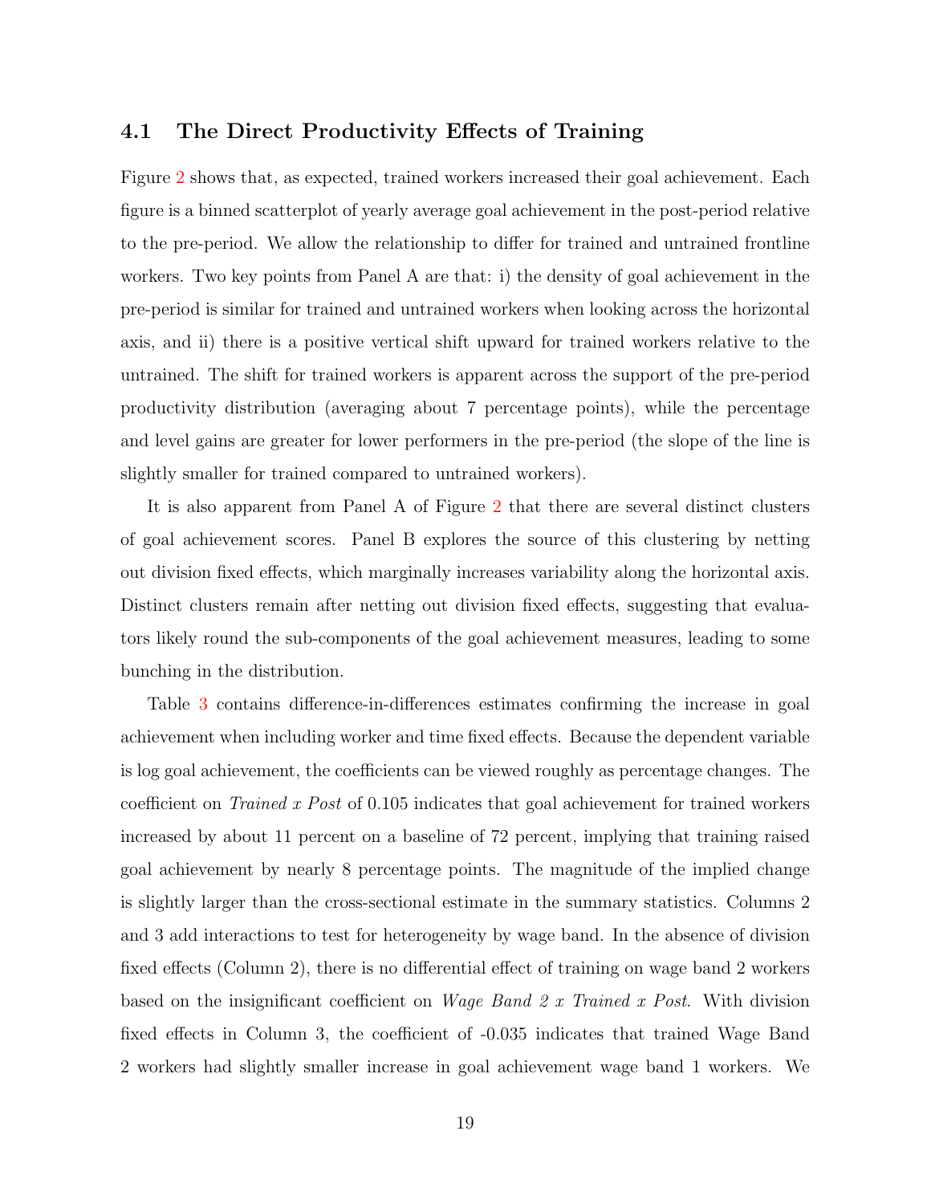### 4.1 The Direct Productivity Effects of Training

Figure 2 shows that, as expected, trained workers increased their goal achievement. Each figure is a binned scatterplot of yearly average goal achievement in the post-period relative to the pre-period. We allow the relationship to differ for trained and untrained frontline workers. Two key points from Panel A are that: i) the density of goal achievement in the pre-period is similar for trained and untrained workers when looking across the horizontal axis, and ii) there is a positive vertical shift upward for trained workers relative to the untrained. The shift for trained workers is apparent across the support of the pre-period productivity distribution (averaging about 7 percentage points), while the percentage and level gains are greater for lower performers in the pre-period (the slope of the line is slightly smaller for trained compared to untrained workers).

It is also apparent from Panel A of Figure 2 that there are several distinct clusters of goal achievement scores. Panel B explores the source of this clustering by netting out division fixed effects, which marginally increases variability along the horizontal axis. Distinct clusters remain after netting out division fixed effects, suggesting that evaluators likely round the sub-components of the goal achievement measures, leading to some bunching in the distribution.

Table 3 contains difference-in-differences estimates confirming the increase in goal achievement when including worker and time fixed effects. Because the dependent variable is log goal achievement, the coefficients can be viewed roughly as percentage changes. The coefficient on *Trained x Post* of 0.105 indicates that goal achievement for trained workers increased by about 11 percent on a baseline of 72 percent, implying that training raised goal achievement by nearly 8 percentage points. The magnitude of the implied change is slightly larger than the cross-sectional estimate in the summary statistics. Columns 2 and 3 add interactions to test for heterogeneity by wage band. In the absence of division fixed effects (Column 2), there is no differential effect of training on wage band 2 workers based on the insignificant coefficient on *Wage Band 2 x Trained x Post*. With division fixed effects in Column 3, the coefficient of -0.035 indicates that trained Wage Band 2 workers had slightly smaller increase in goal achievement wage band 1 workers. We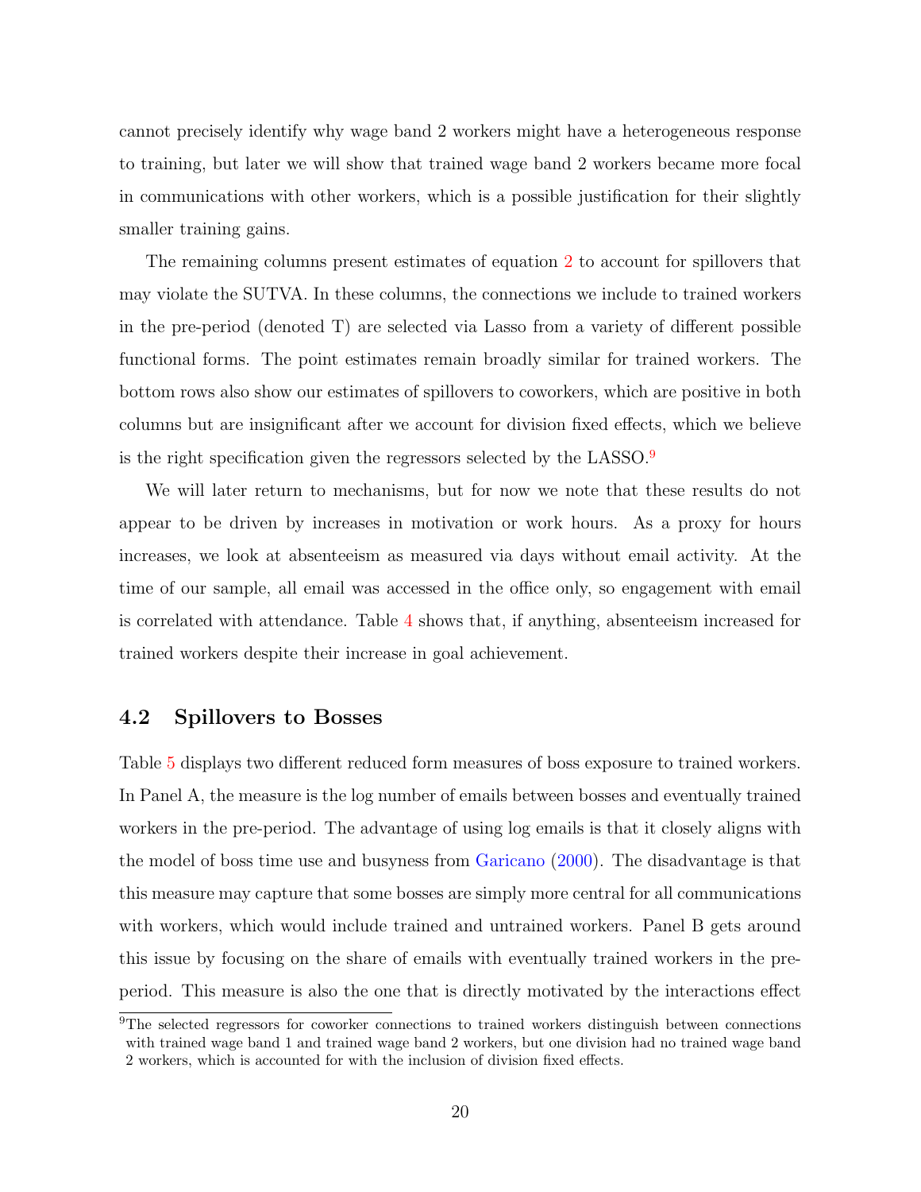cannot precisely identify why wage band 2 workers might have a heterogeneous response to training, but later we will show that trained wage band 2 workers became more focal in communications with other workers, which is a possible justification for their slightly smaller training gains.

The remaining columns present estimates of equation 2 to account for spillovers that may violate the SUTVA. In these columns, the connections we include to trained workers in the pre-period (denoted T) are selected via Lasso from a variety of different possible functional forms. The point estimates remain broadly similar for trained workers. The bottom rows also show our estimates of spillovers to coworkers, which are positive in both columns but are insignificant after we account for division fixed effects, which we believe is the right specification given the regressors selected by the LASSO.[9]

We will later return to mechanisms, but for now we note that these results do not appear to be driven by increases in motivation or work hours. As a proxy for hours increases, we look at absenteeism as measured via days without email activity. At the time of our sample, all email was accessed in the office only, so engagement with email is correlated with attendance. Table 4 shows that, if anything, absenteeism increased for trained workers despite their increase in goal achievement.

## 4.2 Spillovers to Bosses

Table 5 displays two different reduced form measures of boss exposure to trained workers. In Panel A, the measure is the log number of emails between bosses and eventually trained workers in the pre-period. The advantage of using log emails is that it closely aligns with the model of boss time use and busyness from Garicano (2000). The disadvantage is that this measure may capture that some bosses are simply more central for all communications with workers, which would include trained and untrained workers. Panel B gets around this issue by focusing on the share of emails with eventually trained workers in the pre-period. This measure is also the one that is directly motivated by the interactions effect

[9]The selected regressors for coworker connections to trained workers distinguish between connections with trained wage band 1 and trained wage band 2 workers, but one division had no trained wage band 2 workers, which is accounted for with the inclusion of division fixed effects.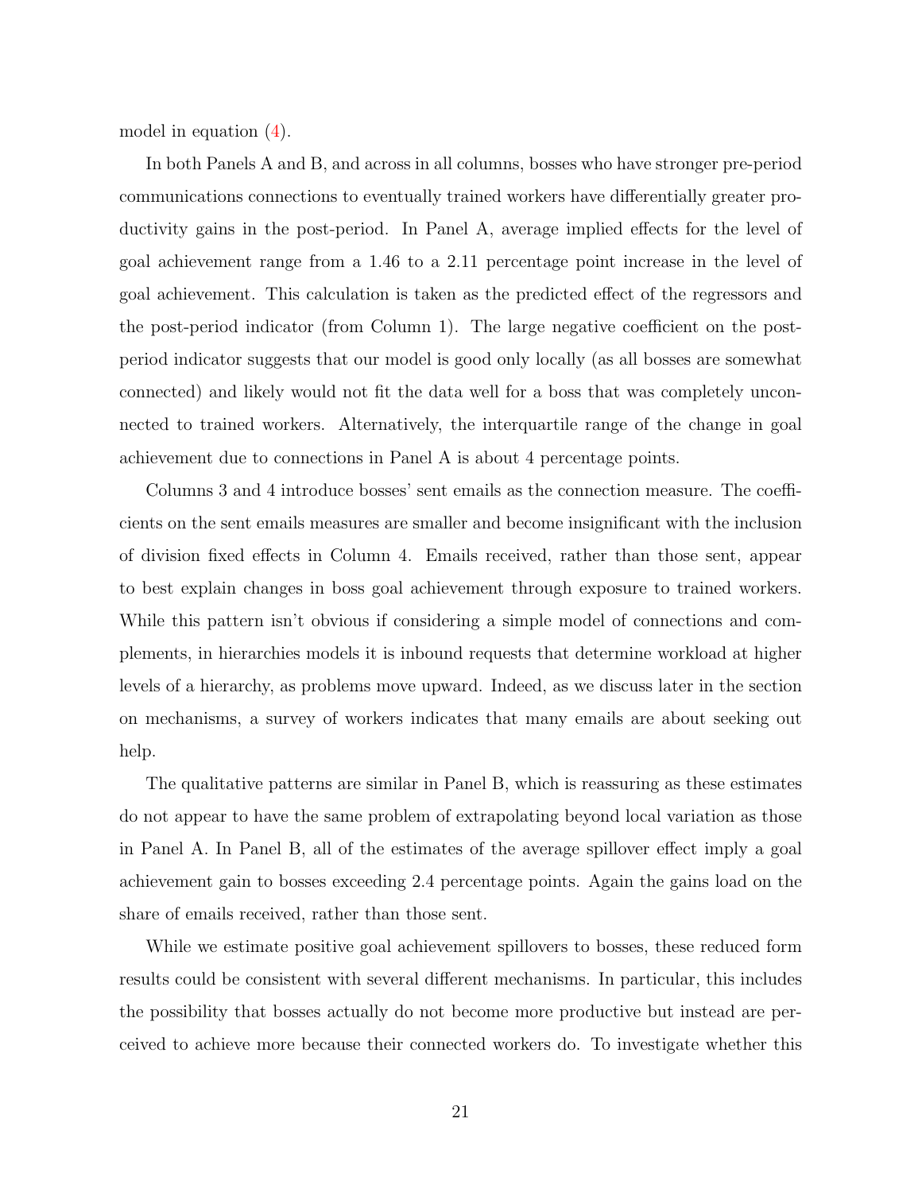model in equation (4).

In both Panels A and B, and across in all columns, bosses who have stronger pre-period communications connections to eventually trained workers have differentially greater productivity gains in the post-period. In Panel A, average implied effects for the level of goal achievement range from a 1.46 to a 2.11 percentage point increase in the level of goal achievement. This calculation is taken as the predicted effect of the regressors and the post-period indicator (from Column 1). The large negative coefficient on the post-period indicator suggests that our model is good only locally (as all bosses are somewhat connected) and likely would not fit the data well for a boss that was completely unconnected to trained workers. Alternatively, the interquartile range of the change in goal achievement due to connections in Panel A is about 4 percentage points.

Columns 3 and 4 introduce bosses' sent emails as the connection measure. The coefficients on the sent emails measures are smaller and become insignificant with the inclusion of division fixed effects in Column 4. Emails received, rather than those sent, appear to best explain changes in boss goal achievement through exposure to trained workers. While this pattern isn't obvious if considering a simple model of connections and complements, in hierarchies models it is inbound requests that determine workload at higher levels of a hierarchy, as problems move upward. Indeed, as we discuss later in the section on mechanisms, a survey of workers indicates that many emails are about seeking out help.

The qualitative patterns are similar in Panel B, which is reassuring as these estimates do not appear to have the same problem of extrapolating beyond local variation as those in Panel A. In Panel B, all of the estimates of the average spillover effect imply a goal achievement gain to bosses exceeding 2.4 percentage points. Again the gains load on the share of emails received, rather than those sent.

While we estimate positive goal achievement spillovers to bosses, these reduced form results could be consistent with several different mechanisms. In particular, this includes the possibility that bosses actually do not become more productive but instead are perceived to achieve more because their connected workers do. To investigate whether this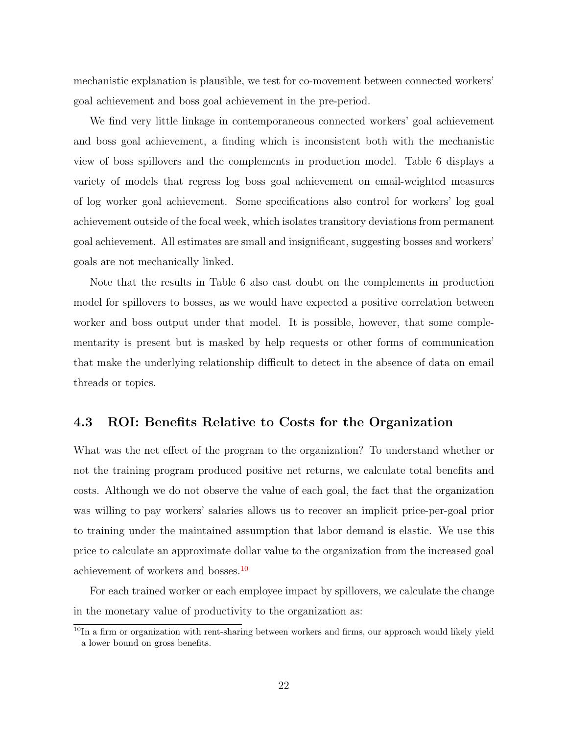mechanistic explanation is plausible, we test for co-movement between connected workers' goal achievement and boss goal achievement in the pre-period.

We find very little linkage in contemporaneous connected workers' goal achievement and boss goal achievement, a finding which is inconsistent both with the mechanistic view of boss spillovers and the complements in production model. Table 6 displays a variety of models that regress log boss goal achievement on email-weighted measures of log worker goal achievement. Some specifications also control for workers' log goal achievement outside of the focal week, which isolates transitory deviations from permanent goal achievement. All estimates are small and insignificant, suggesting bosses and workers' goals are not mechanically linked.

Note that the results in Table 6 also cast doubt on the complements in production model for spillovers to bosses, as we would have expected a positive correlation between worker and boss output under that model. It is possible, however, that some complementarity is present but is masked by help requests or other forms of communication that make the underlying relationship difficult to detect in the absence of data on email threads or topics.

## 4.3 ROI: Benefits Relative to Costs for the Organization

What was the net effect of the program to the organization? To understand whether or not the training program produced positive net returns, we calculate total benefits and costs. Although we do not observe the value of each goal, the fact that the organization was willing to pay workers' salaries allows us to recover an implicit price-per-goal prior to training under the maintained assumption that labor demand is elastic. We use this price to calculate an approximate dollar value to the organization from the increased goal achievement of workers and bosses.[10]

For each trained worker or each employee impact by spillovers, we calculate the change in the monetary value of productivity to the organization as:

[10] In a firm or organization with rent-sharing between workers and firms, our approach would likely yield a lower bound on gross benefits.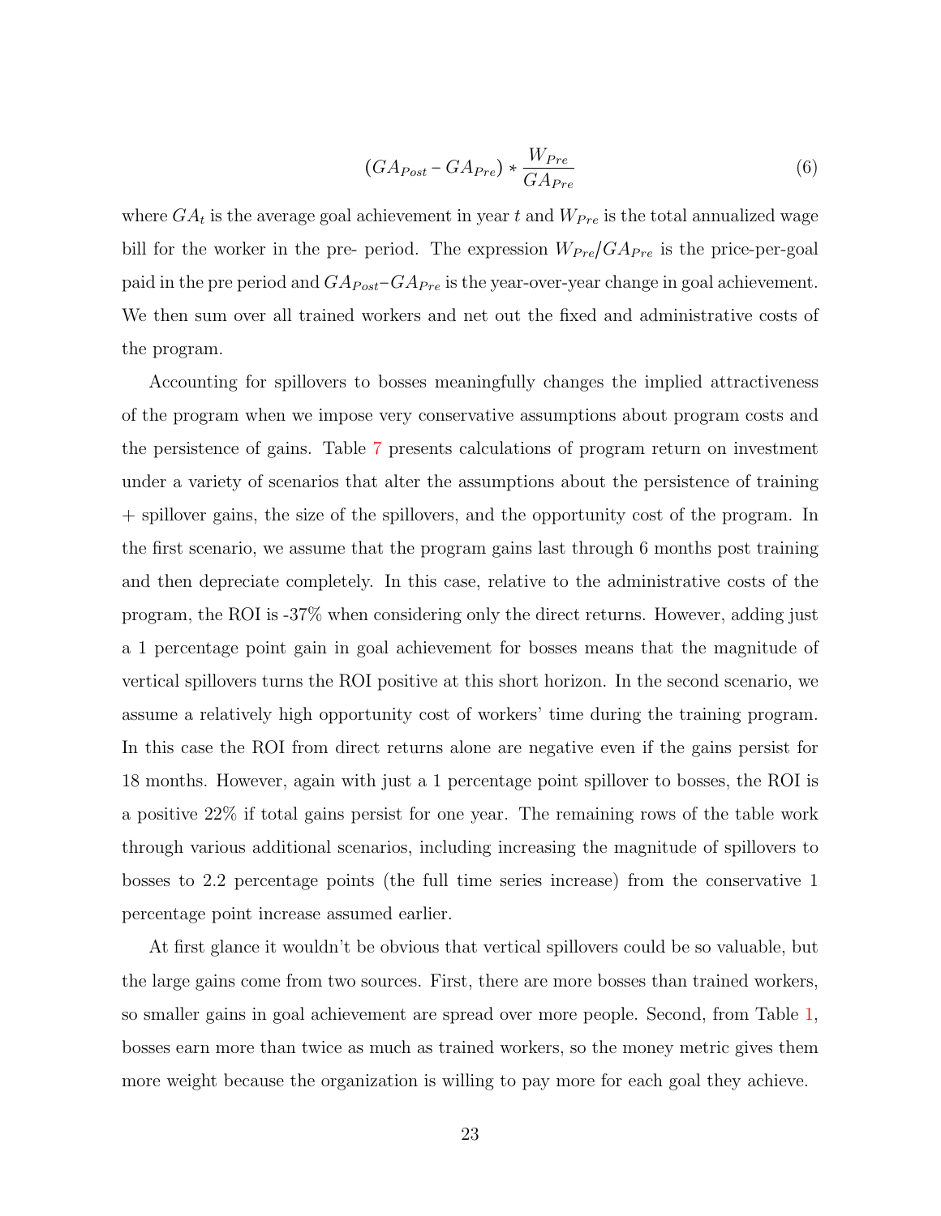$$(GA_{Post} - GA_{Pre}) * \frac{W_{Pre}}{GA_{Pre}} \tag{6}$$

where $GA_t$ is the average goal achievement in year $t$ and $W_{Pre}$ is the total annualized wage bill for the worker in the pre- period. The expression $W_{Pre}/GA_{Pre}$ is the price-per-goal paid in the pre period and $GA_{Post}$–$GA_{Pre}$ is the year-over-year change in goal achievement. We then sum over all trained workers and net out the fixed and administrative costs of the program.

Accounting for spillovers to bosses meaningfully changes the implied attractiveness of the program when we impose very conservative assumptions about program costs and the persistence of gains. Table 7 presents calculations of program return on investment under a variety of scenarios that alter the assumptions about the persistence of training + spillover gains, the size of the spillovers, and the opportunity cost of the program. In the first scenario, we assume that the program gains last through 6 months post training and then depreciate completely. In this case, relative to the administrative costs of the program, the ROI is -37% when considering only the direct returns. However, adding just a 1 percentage point gain in goal achievement for bosses means that the magnitude of vertical spillovers turns the ROI positive at this short horizon. In the second scenario, we assume a relatively high opportunity cost of workers' time during the training program. In this case the ROI from direct returns alone are negative even if the gains persist for 18 months. However, again with just a 1 percentage point spillover to bosses, the ROI is a positive 22% if total gains persist for one year. The remaining rows of the table work through various additional scenarios, including increasing the magnitude of spillovers to bosses to 2.2 percentage points (the full time series increase) from the conservative 1 percentage point increase assumed earlier.

At first glance it wouldn't be obvious that vertical spillovers could be so valuable, but the large gains come from two sources. First, there are more bosses than trained workers, so smaller gains in goal achievement are spread over more people. Second, from Table 1, bosses earn more than twice as much as trained workers, so the money metric gives them more weight because the organization is willing to pay more for each goal they achieve.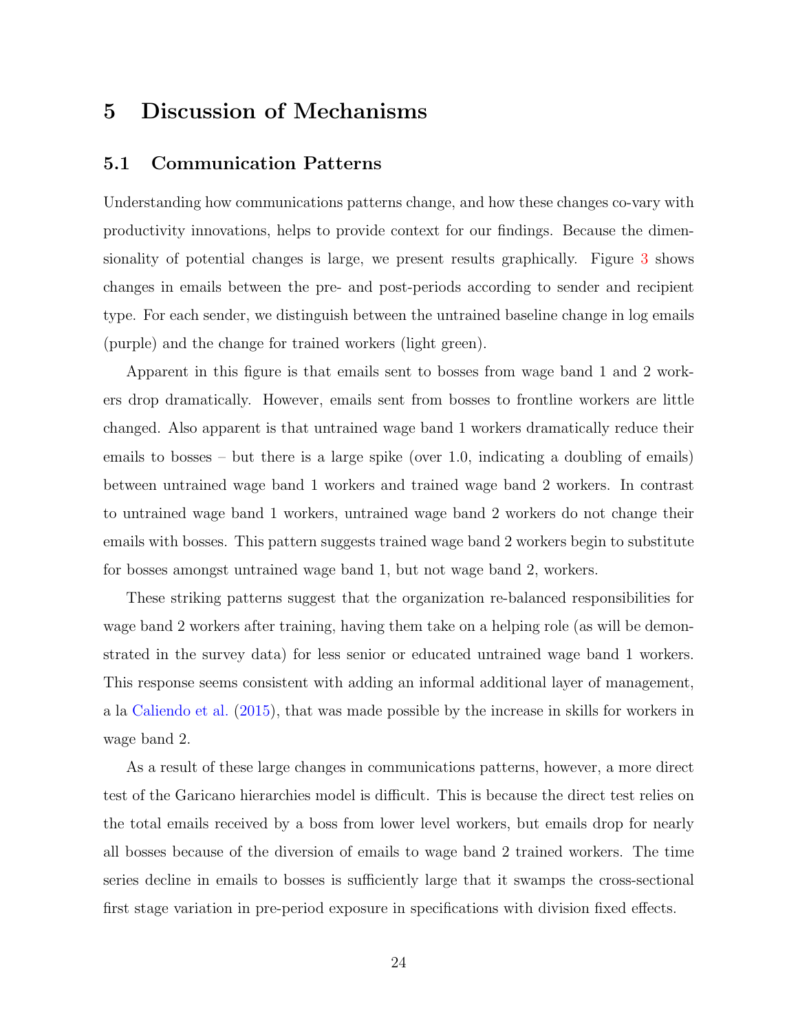# 5 Discussion of Mechanisms

## 5.1 Communication Patterns

Understanding how communications patterns change, and how these changes co-vary with productivity innovations, helps to provide context for our findings. Because the dimensionality of potential changes is large, we present results graphically. Figure 3 shows changes in emails between the pre- and post-periods according to sender and recipient type. For each sender, we distinguish between the untrained baseline change in log emails (purple) and the change for trained workers (light green).

Apparent in this figure is that emails sent to bosses from wage band 1 and 2 workers drop dramatically. However, emails sent from bosses to frontline workers are little changed. Also apparent is that untrained wage band 1 workers dramatically reduce their emails to bosses – but there is a large spike (over 1.0, indicating a doubling of emails) between untrained wage band 1 workers and trained wage band 2 workers. In contrast to untrained wage band 1 workers, untrained wage band 2 workers do not change their emails with bosses. This pattern suggests trained wage band 2 workers begin to substitute for bosses amongst untrained wage band 1, but not wage band 2, workers.

These striking patterns suggest that the organization re-balanced responsibilities for wage band 2 workers after training, having them take on a helping role (as will be demonstrated in the survey data) for less senior or educated untrained wage band 1 workers. This response seems consistent with adding an informal additional layer of management, a la Caliendo et al. (2015), that was made possible by the increase in skills for workers in wage band 2.

As a result of these large changes in communications patterns, however, a more direct test of the Garicano hierarchies model is difficult. This is because the direct test relies on the total emails received by a boss from lower level workers, but emails drop for nearly all bosses because of the diversion of emails to wage band 2 trained workers. The time series decline in emails to bosses is sufficiently large that it swamps the cross-sectional first stage variation in pre-period exposure in specifications with division fixed effects.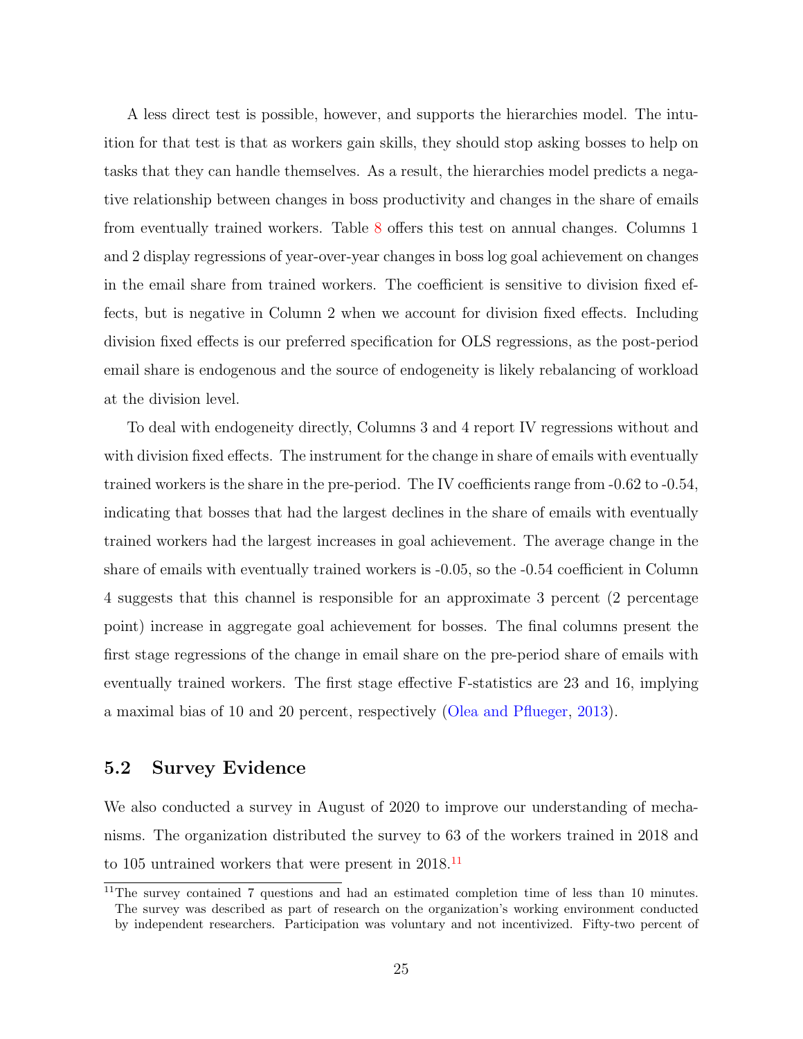A less direct test is possible, however, and supports the hierarchies model. The intuition for that test is that as workers gain skills, they should stop asking bosses to help on tasks that they can handle themselves. As a result, the hierarchies model predicts a negative relationship between changes in boss productivity and changes in the share of emails from eventually trained workers. Table 8 offers this test on annual changes. Columns 1 and 2 display regressions of year-over-year changes in boss log goal achievement on changes in the email share from trained workers. The coefficient is sensitive to division fixed effects, but is negative in Column 2 when we account for division fixed effects. Including division fixed effects is our preferred specification for OLS regressions, as the post-period email share is endogenous and the source of endogeneity is likely rebalancing of workload at the division level.

To deal with endogeneity directly, Columns 3 and 4 report IV regressions without and with division fixed effects. The instrument for the change in share of emails with eventually trained workers is the share in the pre-period. The IV coefficients range from -0.62 to -0.54, indicating that bosses that had the largest declines in the share of emails with eventually trained workers had the largest increases in goal achievement. The average change in the share of emails with eventually trained workers is -0.05, so the -0.54 coefficient in Column 4 suggests that this channel is responsible for an approximate 3 percent (2 percentage point) increase in aggregate goal achievement for bosses. The final columns present the first stage regressions of the change in email share on the pre-period share of emails with eventually trained workers. The first stage effective F-statistics are 23 and 16, implying a maximal bias of 10 and 20 percent, respectively (Olea and Pflueger, 2013).

## 5.2 Survey Evidence

We also conducted a survey in August of 2020 to improve our understanding of mechanisms. The organization distributed the survey to 63 of the workers trained in 2018 and to 105 untrained workers that were present in 2018.[11]

[11] The survey contained 7 questions and had an estimated completion time of less than 10 minutes. The survey was described as part of research on the organization's working environment conducted by independent researchers. Participation was voluntary and not incentivized. Fifty-two percent of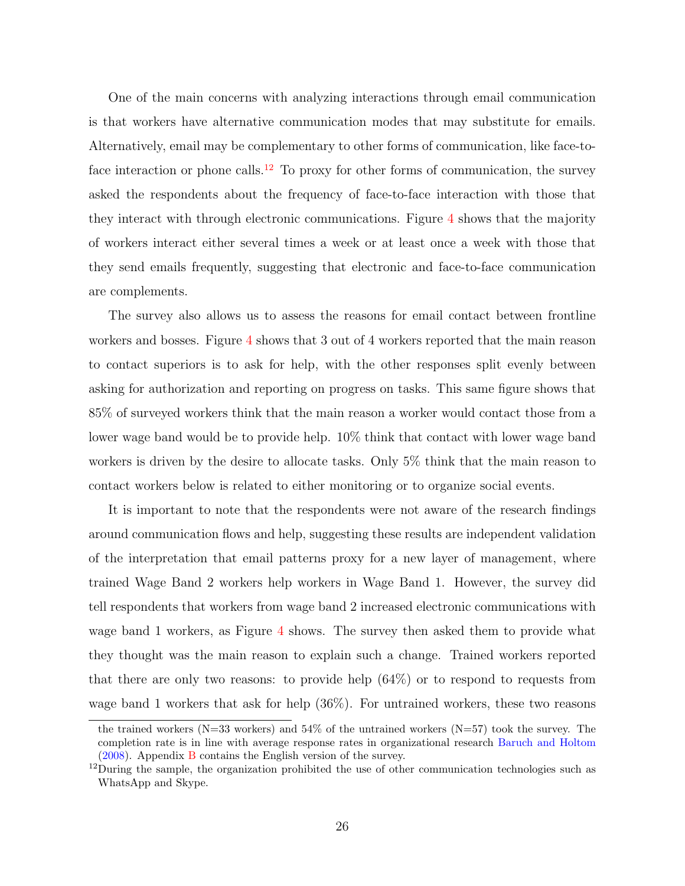One of the main concerns with analyzing interactions through email communication is that workers have alternative communication modes that may substitute for emails. Alternatively, email may be complementary to other forms of communication, like face-to-face interaction or phone calls.[12] To proxy for other forms of communication, the survey asked the respondents about the frequency of face-to-face interaction with those that they interact with through electronic communications. Figure 4 shows that the majority of workers interact either several times a week or at least once a week with those that they send emails frequently, suggesting that electronic and face-to-face communication are complements.

The survey also allows us to assess the reasons for email contact between frontline workers and bosses. Figure 4 shows that 3 out of 4 workers reported that the main reason to contact superiors is to ask for help, with the other responses split evenly between asking for authorization and reporting on progress on tasks. This same figure shows that 85% of surveyed workers think that the main reason a worker would contact those from a lower wage band would be to provide help. 10% think that contact with lower wage band workers is driven by the desire to allocate tasks. Only 5% think that the main reason to contact workers below is related to either monitoring or to organize social events.

It is important to note that the respondents were not aware of the research findings around communication flows and help, suggesting these results are independent validation of the interpretation that email patterns proxy for a new layer of management, where trained Wage Band 2 workers help workers in Wage Band 1. However, the survey did tell respondents that workers from wage band 2 increased electronic communications with wage band 1 workers, as Figure 4 shows. The survey then asked them to provide what they thought was the main reason to explain such a change. Trained workers reported that there are only two reasons: to provide help (64%) or to respond to requests from wage band 1 workers that ask for help (36%). For untrained workers, these two reasons

the trained workers (N=33 workers) and 54% of the untrained workers (N=57) took the survey. The completion rate is in line with average response rates in organizational research Baruch and Holtom (2008). Appendix B contains the English version of the survey.

[12] During the sample, the organization prohibited the use of other communication technologies such as WhatsApp and Skype.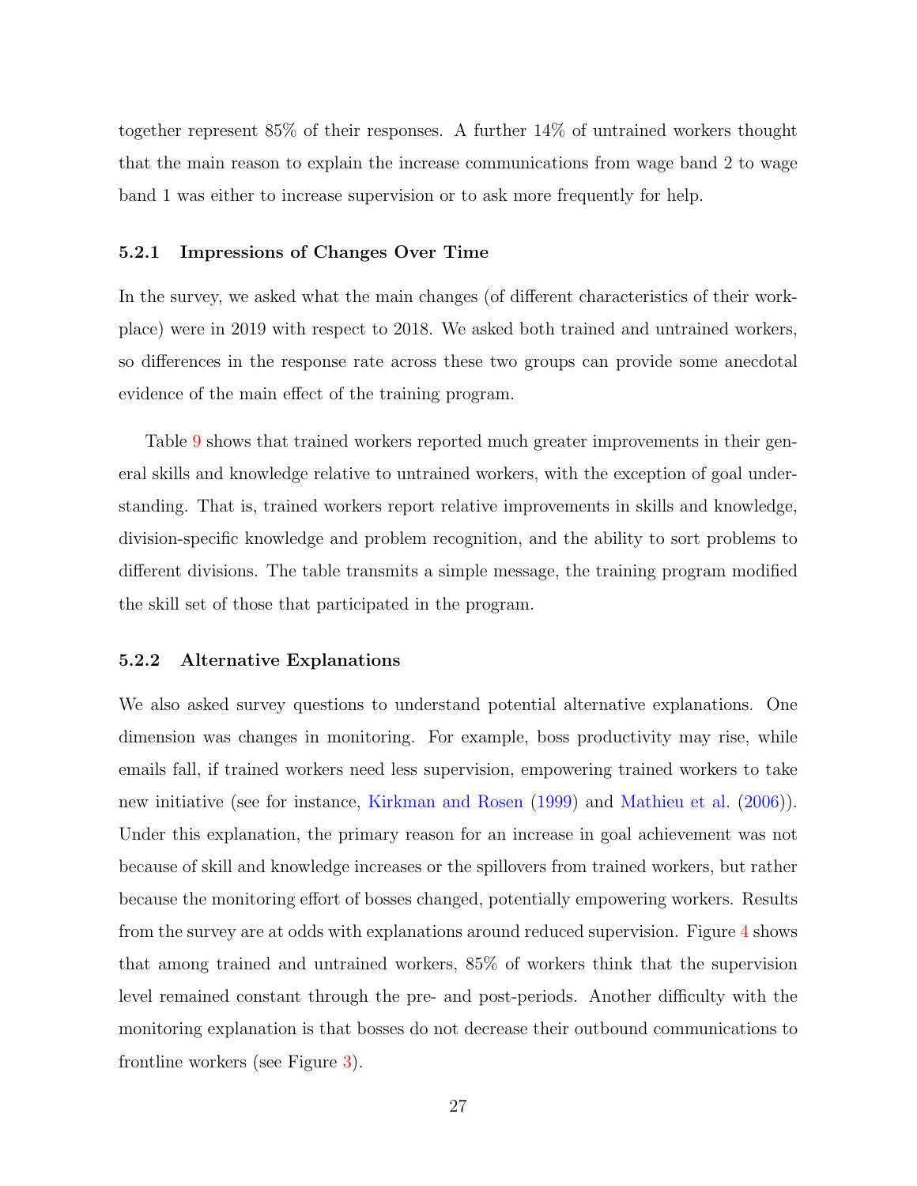together represent 85% of their responses. A further 14% of untrained workers thought that the main reason to explain the increase communications from wage band 2 to wage band 1 was either to increase supervision or to ask more frequently for help.

### 5.2.1 Impressions of Changes Over Time

In the survey, we asked what the main changes (of different characteristics of their workplace) were in 2019 with respect to 2018. We asked both trained and untrained workers, so differences in the response rate across these two groups can provide some anecdotal evidence of the main effect of the training program.

Table 9 shows that trained workers reported much greater improvements in their general skills and knowledge relative to untrained workers, with the exception of goal understanding. That is, trained workers report relative improvements in skills and knowledge, division-specific knowledge and problem recognition, and the ability to sort problems to different divisions. The table transmits a simple message, the training program modified the skill set of those that participated in the program.

### 5.2.2 Alternative Explanations

We also asked survey questions to understand potential alternative explanations. One dimension was changes in monitoring. For example, boss productivity may rise, while emails fall, if trained workers need less supervision, empowering trained workers to take new initiative (see for instance, Kirkman and Rosen (1999) and Mathieu et al. (2006)). Under this explanation, the primary reason for an increase in goal achievement was not because of skill and knowledge increases or the spillovers from trained workers, but rather because the monitoring effort of bosses changed, potentially empowering workers. Results from the survey are at odds with explanations around reduced supervision. Figure 4 shows that among trained and untrained workers, 85% of workers think that the supervision level remained constant through the pre- and post-periods. Another difficulty with the monitoring explanation is that bosses do not decrease their outbound communications to frontline workers (see Figure 3).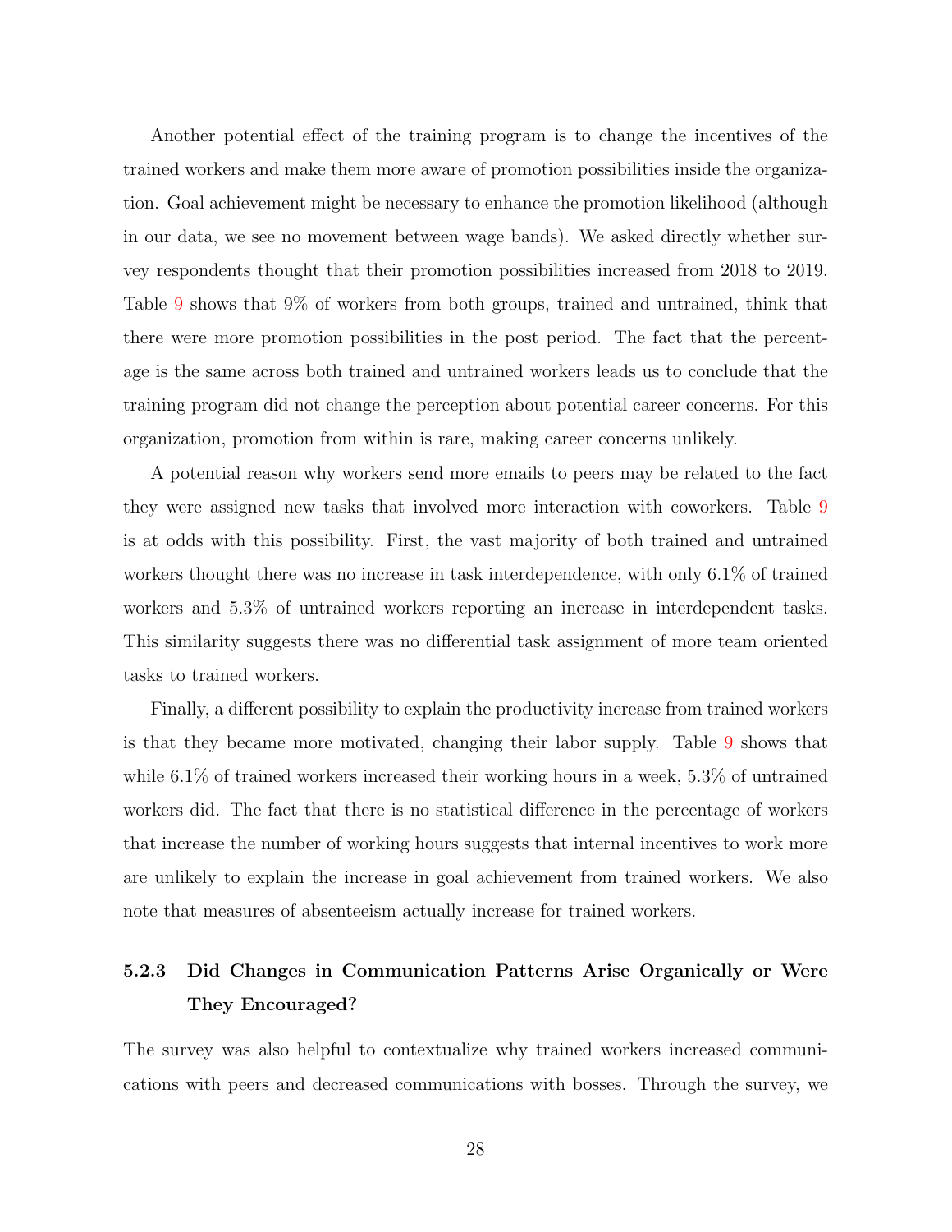Another potential effect of the training program is to change the incentives of the trained workers and make them more aware of promotion possibilities inside the organization. Goal achievement might be necessary to enhance the promotion likelihood (although in our data, we see no movement between wage bands). We asked directly whether survey respondents thought that their promotion possibilities increased from 2018 to 2019. Table 9 shows that 9% of workers from both groups, trained and untrained, think that there were more promotion possibilities in the post period. The fact that the percentage is the same across both trained and untrained workers leads us to conclude that the training program did not change the perception about potential career concerns. For this organization, promotion from within is rare, making career concerns unlikely.

A potential reason why workers send more emails to peers may be related to the fact they were assigned new tasks that involved more interaction with coworkers. Table 9 is at odds with this possibility. First, the vast majority of both trained and untrained workers thought there was no increase in task interdependence, with only 6.1% of trained workers and 5.3% of untrained workers reporting an increase in interdependent tasks. This similarity suggests there was no differential task assignment of more team oriented tasks to trained workers.

Finally, a different possibility to explain the productivity increase from trained workers is that they became more motivated, changing their labor supply. Table 9 shows that while 6.1% of trained workers increased their working hours in a week, 5.3% of untrained workers did. The fact that there is no statistical difference in the percentage of workers that increase the number of working hours suggests that internal incentives to work more are unlikely to explain the increase in goal achievement from trained workers. We also note that measures of absenteeism actually increase for trained workers.

### 5.2.3 Did Changes in Communication Patterns Arise Organically or Were They Encouraged?

The survey was also helpful to contextualize why trained workers increased communications with peers and decreased communications with bosses. Through the survey, we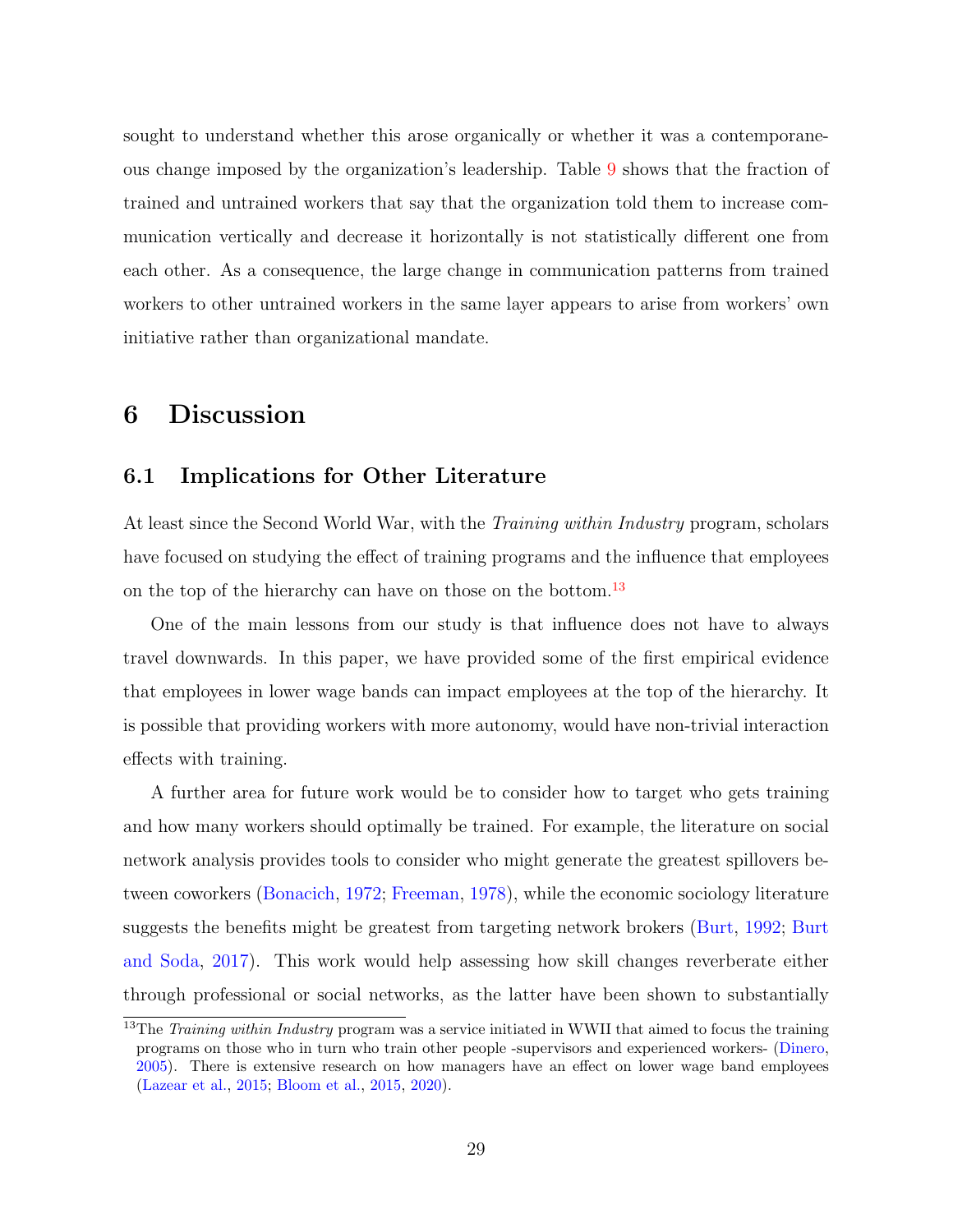sought to understand whether this arose organically or whether it was a contemporaneous change imposed by the organization's leadership. Table 9 shows that the fraction of trained and untrained workers that say that the organization told them to increase communication vertically and decrease it horizontally is not statistically different one from each other. As a consequence, the large change in communication patterns from trained workers to other untrained workers in the same layer appears to arise from workers' own initiative rather than organizational mandate.

# 6 Discussion

## 6.1 Implications for Other Literature

At least since the Second World War, with the *Training within Industry* program, scholars have focused on studying the effect of training programs and the influence that employees on the top of the hierarchy can have on those on the bottom.[13]

One of the main lessons from our study is that influence does not have to always travel downwards. In this paper, we have provided some of the first empirical evidence that employees in lower wage bands can impact employees at the top of the hierarchy. It is possible that providing workers with more autonomy, would have non-trivial interaction effects with training.

A further area for future work would be to consider how to target who gets training and how many workers should optimally be trained. For example, the literature on social network analysis provides tools to consider who might generate the greatest spillovers between coworkers (Bonacich, 1972; Freeman, 1978), while the economic sociology literature suggests the benefits might be greatest from targeting network brokers (Burt, 1992; Burt and Soda, 2017). This work would help assessing how skill changes reverberate either through professional or social networks, as the latter have been shown to substantially

[13]The *Training within Industry* program was a service initiated in WWII that aimed to focus the training programs on those who in turn who train other people -supervisors and experienced workers- (Dinero, 2005). There is extensive research on how managers have an effect on lower wage band employees (Lazear et al., 2015; Bloom et al., 2015, 2020).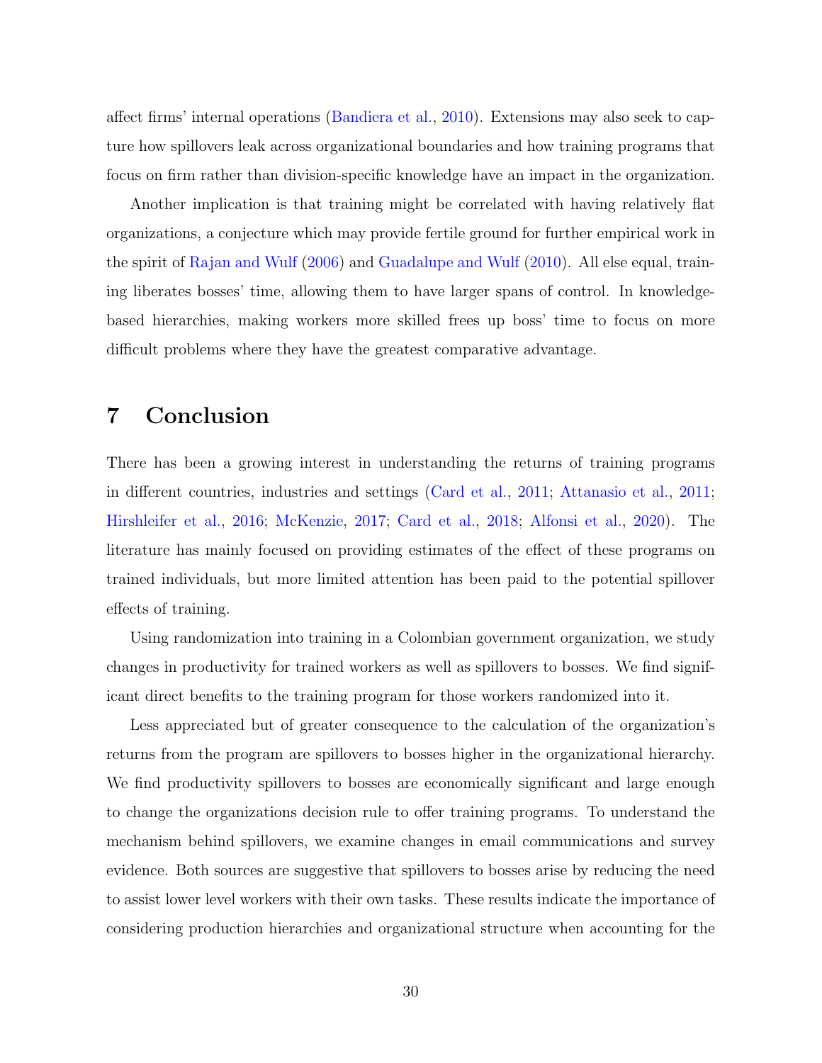affect firms' internal operations (Bandiera et al., 2010). Extensions may also seek to capture how spillovers leak across organizational boundaries and how training programs that focus on firm rather than division-specific knowledge have an impact in the organization.

Another implication is that training might be correlated with having relatively flat organizations, a conjecture which may provide fertile ground for further empirical work in the spirit of Rajan and Wulf (2006) and Guadalupe and Wulf (2010). All else equal, training liberates bosses' time, allowing them to have larger spans of control. In knowledge-based hierarchies, making workers more skilled frees up boss' time to focus on more difficult problems where they have the greatest comparative advantage.

# 7 Conclusion

There has been a growing interest in understanding the returns of training programs in different countries, industries and settings (Card et al., 2011; Attanasio et al., 2011; Hirshleifer et al., 2016; McKenzie, 2017; Card et al., 2018; Alfonsi et al., 2020). The literature has mainly focused on providing estimates of the effect of these programs on trained individuals, but more limited attention has been paid to the potential spillover effects of training.

Using randomization into training in a Colombian government organization, we study changes in productivity for trained workers as well as spillovers to bosses. We find significant direct benefits to the training program for those workers randomized into it.

Less appreciated but of greater consequence to the calculation of the organization's returns from the program are spillovers to bosses higher in the organizational hierarchy. We find productivity spillovers to bosses are economically significant and large enough to change the organizations decision rule to offer training programs. To understand the mechanism behind spillovers, we examine changes in email communications and survey evidence. Both sources are suggestive that spillovers to bosses arise by reducing the need to assist lower level workers with their own tasks. These results indicate the importance of considering production hierarchies and organizational structure when accounting for the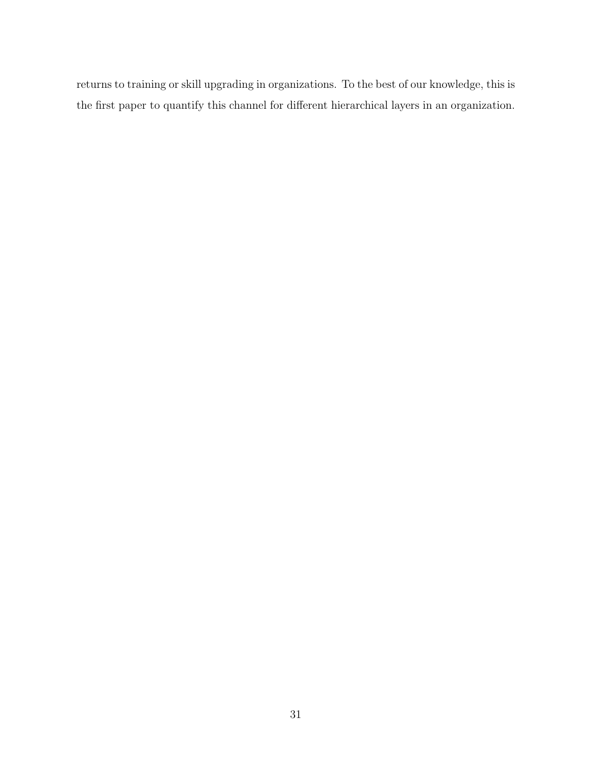returns to training or skill upgrading in organizations. To the best of our knowledge, this is the first paper to quantify this channel for different hierarchical layers in an organization.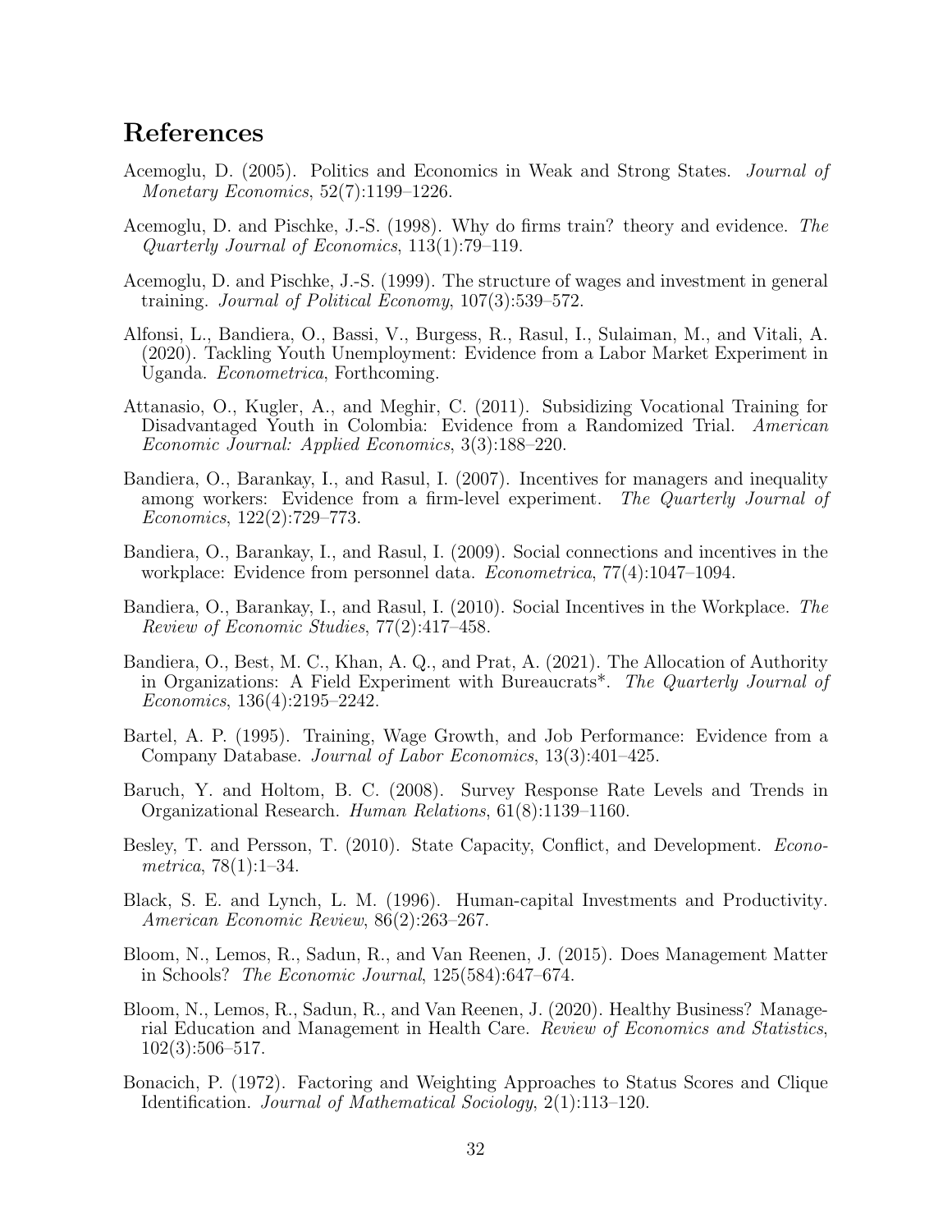# References

Acemoglu, D. (2005). Politics and Economics in Weak and Strong States. *Journal of Monetary Economics*, 52(7):1199–1226.

Acemoglu, D. and Pischke, J.-S. (1998). Why do firms train? theory and evidence. *The Quarterly Journal of Economics*, 113(1):79–119.

Acemoglu, D. and Pischke, J.-S. (1999). The structure of wages and investment in general training. *Journal of Political Economy*, 107(3):539–572.

Alfonsi, L., Bandiera, O., Bassi, V., Burgess, R., Rasul, I., Sulaiman, M., and Vitali, A. (2020). Tackling Youth Unemployment: Evidence from a Labor Market Experiment in Uganda. *Econometrica*, Forthcoming.

Attanasio, O., Kugler, A., and Meghir, C. (2011). Subsidizing Vocational Training for Disadvantaged Youth in Colombia: Evidence from a Randomized Trial. *American Economic Journal: Applied Economics*, 3(3):188–220.

Bandiera, O., Barankay, I., and Rasul, I. (2007). Incentives for managers and inequality among workers: Evidence from a firm-level experiment. *The Quarterly Journal of Economics*, 122(2):729–773.

Bandiera, O., Barankay, I., and Rasul, I. (2009). Social connections and incentives in the workplace: Evidence from personnel data. *Econometrica*, 77(4):1047–1094.

Bandiera, O., Barankay, I., and Rasul, I. (2010). Social Incentives in the Workplace. *The Review of Economic Studies*, 77(2):417–458.

Bandiera, O., Best, M. C., Khan, A. Q., and Prat, A. (2021). The Allocation of Authority in Organizations: A Field Experiment with Bureaucrats*. *The Quarterly Journal of Economics*, 136(4):2195–2242.

Bartel, A. P. (1995). Training, Wage Growth, and Job Performance: Evidence from a Company Database. *Journal of Labor Economics*, 13(3):401–425.

Baruch, Y. and Holtom, B. C. (2008). Survey Response Rate Levels and Trends in Organizational Research. *Human Relations*, 61(8):1139–1160.

Besley, T. and Persson, T. (2010). State Capacity, Conflict, and Development. *Econometrica*, 78(1):1–34.

Black, S. E. and Lynch, L. M. (1996). Human-capital Investments and Productivity. *American Economic Review*, 86(2):263–267.

Bloom, N., Lemos, R., Sadun, R., and Van Reenen, J. (2015). Does Management Matter in Schools? *The Economic Journal*, 125(584):647–674.

Bloom, N., Lemos, R., Sadun, R., and Van Reenen, J. (2020). Healthy Business? Managerial Education and Management in Health Care. *Review of Economics and Statistics*, 102(3):506–517.

Bonacich, P. (1972). Factoring and Weighting Approaches to Status Scores and Clique Identification. *Journal of Mathematical Sociology*, 2(1):113–120.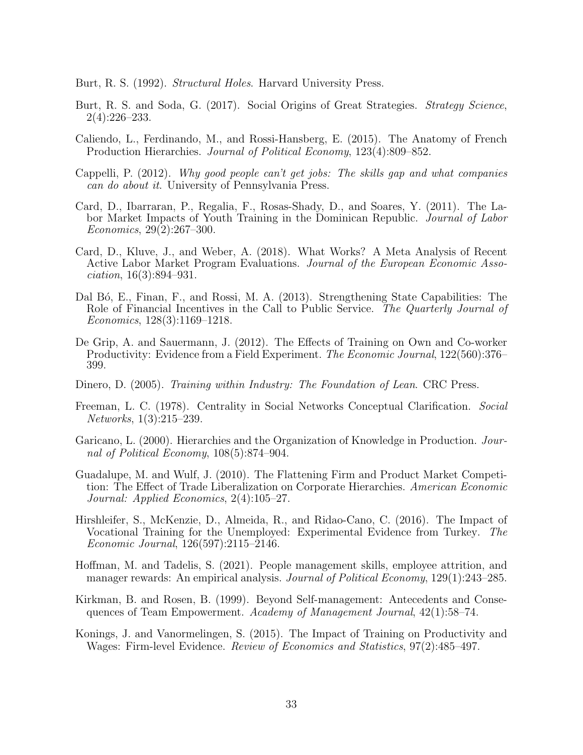Burt, R. S. (1992). *Structural Holes*. Harvard University Press.

Burt, R. S. and Soda, G. (2017). Social Origins of Great Strategies. *Strategy Science*, 2(4):226–233.

Caliendo, L., Ferdinando, M., and Rossi-Hansberg, E. (2015). The Anatomy of French Production Hierarchies. *Journal of Political Economy*, 123(4):809–852.

Cappelli, P. (2012). *Why good people can't get jobs: The skills gap and what companies can do about it*. University of Pennsylvania Press.

Card, D., Ibarraran, P., Regalia, F., Rosas-Shady, D., and Soares, Y. (2011). The Labor Market Impacts of Youth Training in the Dominican Republic. *Journal of Labor Economics*, 29(2):267–300.

Card, D., Kluve, J., and Weber, A. (2018). What Works? A Meta Analysis of Recent Active Labor Market Program Evaluations. *Journal of the European Economic Association*, 16(3):894–931.

Dal Bó, E., Finan, F., and Rossi, M. A. (2013). Strengthening State Capabilities: The Role of Financial Incentives in the Call to Public Service. *The Quarterly Journal of Economics*, 128(3):1169–1218.

De Grip, A. and Sauermann, J. (2012). The Effects of Training on Own and Co-worker Productivity: Evidence from a Field Experiment. *The Economic Journal*, 122(560):376–399.

Dinero, D. (2005). *Training within Industry: The Foundation of Lean*. CRC Press.

Freeman, L. C. (1978). Centrality in Social Networks Conceptual Clarification. *Social Networks*, 1(3):215–239.

Garicano, L. (2000). Hierarchies and the Organization of Knowledge in Production. *Journal of Political Economy*, 108(5):874–904.

Guadalupe, M. and Wulf, J. (2010). The Flattening Firm and Product Market Competition: The Effect of Trade Liberalization on Corporate Hierarchies. *American Economic Journal: Applied Economics*, 2(4):105–27.

Hirshleifer, S., McKenzie, D., Almeida, R., and Ridao-Cano, C. (2016). The Impact of Vocational Training for the Unemployed: Experimental Evidence from Turkey. *The Economic Journal*, 126(597):2115–2146.

Hoffman, M. and Tadelis, S. (2021). People management skills, employee attrition, and manager rewards: An empirical analysis. *Journal of Political Economy*, 129(1):243–285.

Kirkman, B. and Rosen, B. (1999). Beyond Self-management: Antecedents and Consequences of Team Empowerment. *Academy of Management Journal*, 42(1):58–74.

Konings, J. and Vanormelingen, S. (2015). The Impact of Training on Productivity and Wages: Firm-level Evidence. *Review of Economics and Statistics*, 97(2):485–497.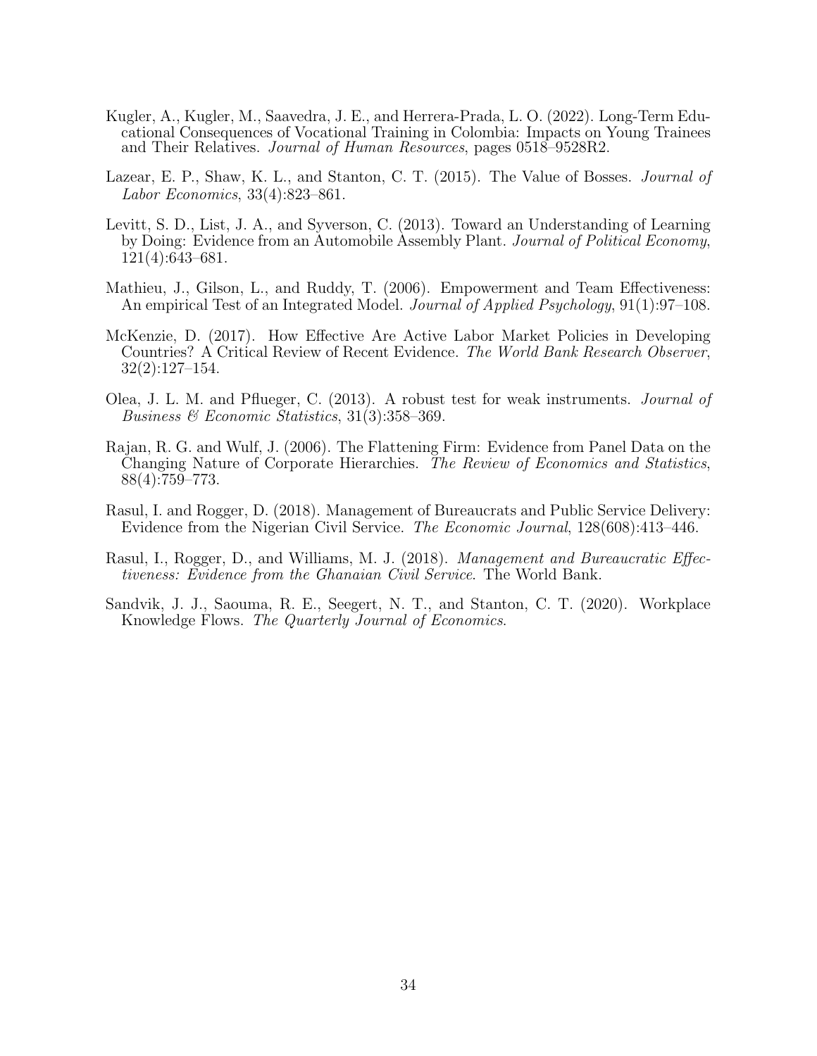Kugler, A., Kugler, M., Saavedra, J. E., and Herrera-Prada, L. O. (2022). Long-Term Educational Consequences of Vocational Training in Colombia: Impacts on Young Trainees and Their Relatives. *Journal of Human Resources*, pages 0518–9528R2.

Lazear, E. P., Shaw, K. L., and Stanton, C. T. (2015). The Value of Bosses. *Journal of Labor Economics*, 33(4):823–861.

Levitt, S. D., List, J. A., and Syverson, C. (2013). Toward an Understanding of Learning by Doing: Evidence from an Automobile Assembly Plant. *Journal of Political Economy*, 121(4):643–681.

Mathieu, J., Gilson, L., and Ruddy, T. (2006). Empowerment and Team Effectiveness: An empirical Test of an Integrated Model. *Journal of Applied Psychology*, 91(1):97–108.

McKenzie, D. (2017). How Effective Are Active Labor Market Policies in Developing Countries? A Critical Review of Recent Evidence. *The World Bank Research Observer*, 32(2):127–154.

Olea, J. L. M. and Pflueger, C. (2013). A robust test for weak instruments. *Journal of Business & Economic Statistics*, 31(3):358–369.

Rajan, R. G. and Wulf, J. (2006). The Flattening Firm: Evidence from Panel Data on the Changing Nature of Corporate Hierarchies. *The Review of Economics and Statistics*, 88(4):759–773.

Rasul, I. and Rogger, D. (2018). Management of Bureaucrats and Public Service Delivery: Evidence from the Nigerian Civil Service. *The Economic Journal*, 128(608):413–446.

Rasul, I., Rogger, D., and Williams, M. J. (2018). *Management and Bureaucratic Effectiveness: Evidence from the Ghanaian Civil Service*. The World Bank.

Sandvik, J. J., Saouma, R. E., Seegert, N. T., and Stanton, C. T. (2020). Workplace Knowledge Flows. *The Quarterly Journal of Economics*.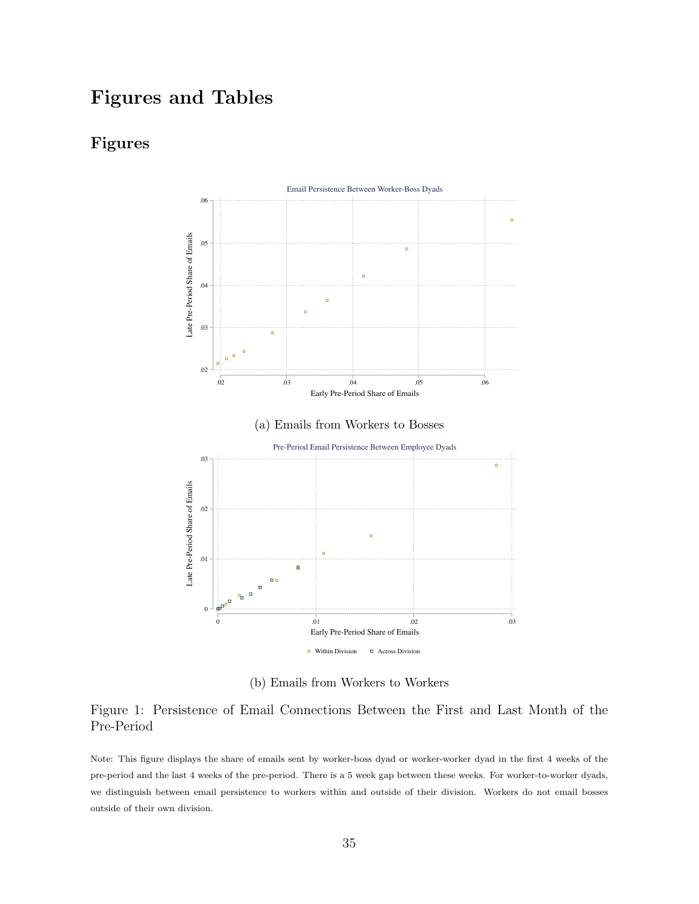# Figures and Tables

## Figures

(a) Emails from Workers to Bosses

(b) Emails from Workers to Workers

Figure 1: Persistence of Email Connections Between the First and Last Month of the Pre-Period

Note: This figure displays the share of emails sent by worker-boss dyad or worker-worker dyad in the first 4 weeks of the pre-period and the last 4 weeks of the pre-period. There is a 5 week gap between these weeks. For worker-to-worker dyads, we distinguish between email persistence to workers within and outside of their division. Workers do not email bosses outside of their own division.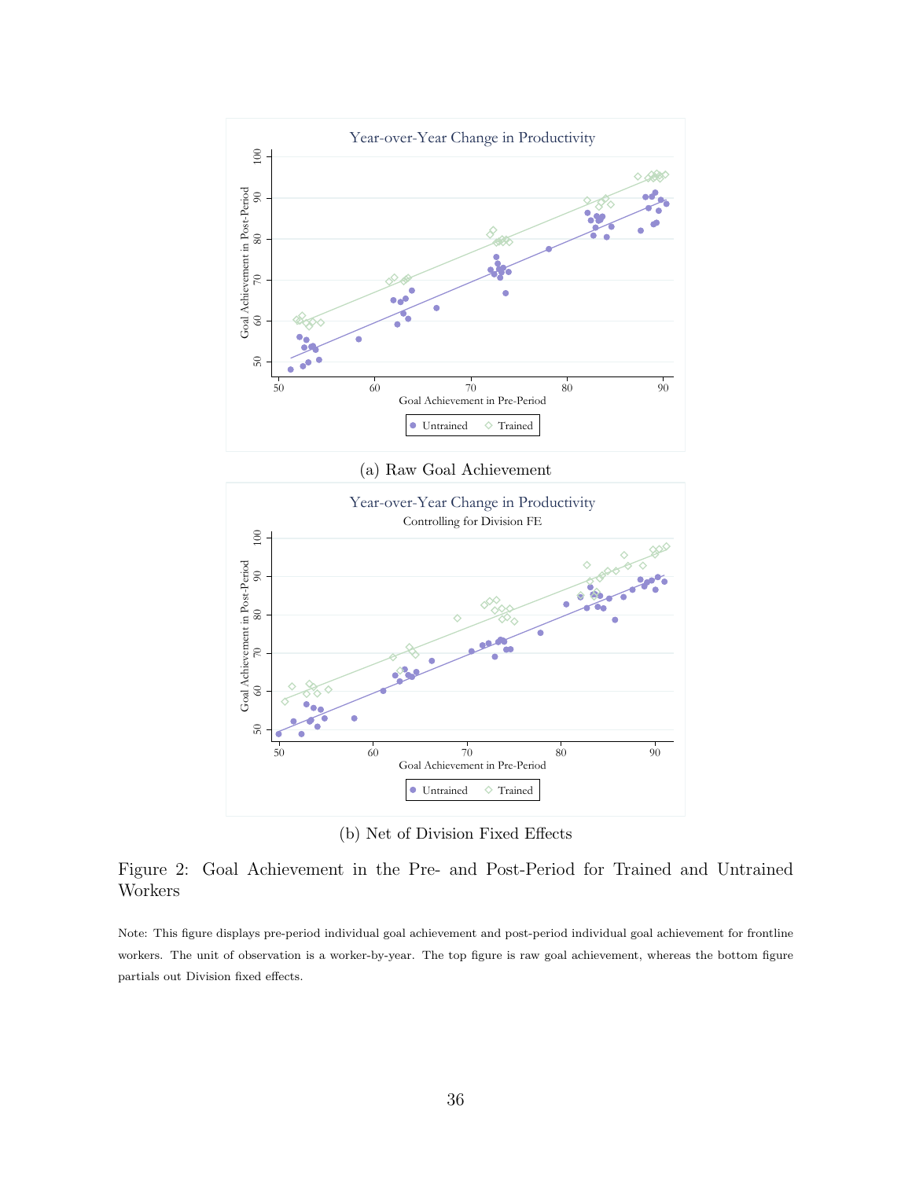Year-over-Year Change in Productivity

(a) Raw Goal Achievement

Year-over-Year Change in Productivity
Controlling for Division FE

(b) Net of Division Fixed Effects

Figure 2: Goal Achievement in the Pre- and Post-Period for Trained and Untrained Workers

Note: This figure displays pre-period individual goal achievement and post-period individual goal achievement for frontline workers. The unit of observation is a worker-by-year. The top figure is raw goal achievement, whereas the bottom figure partials out Division fixed effects.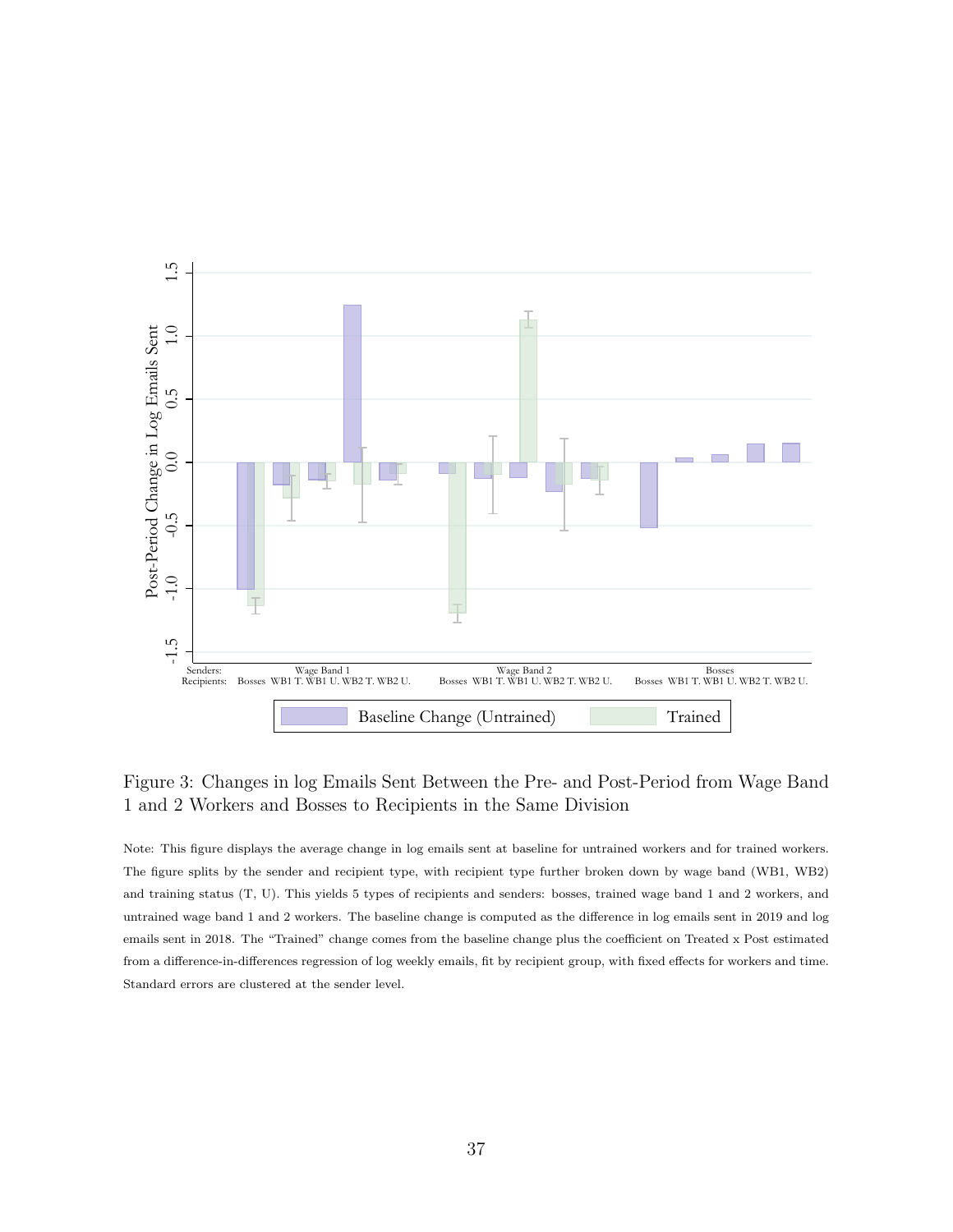Figure 3: Changes in log Emails Sent Between the Pre- and Post-Period from Wage Band 1 and 2 Workers and Bosses to Recipients in the Same Division

Note: This figure displays the average change in log emails sent at baseline for untrained workers and for trained workers. The figure splits by the sender and recipient type, with recipient type further broken down by wage band (WB1, WB2) and training status (T, U). This yields 5 types of recipients and senders: bosses, trained wage band 1 and 2 workers, and untrained wage band 1 and 2 workers. The baseline change is computed as the difference in log emails sent in 2019 and log emails sent in 2018. The "Trained" change comes from the baseline change plus the coefficient on Treated x Post estimated from a difference-in-differences regression of log weekly emails, fit by recipient group, with fixed effects for workers and time. Standard errors are clustered at the sender level.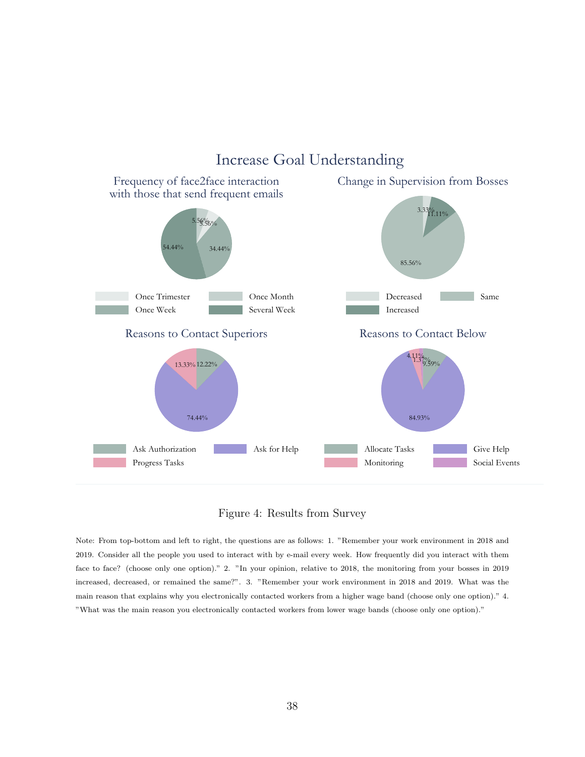# Increase Goal Understanding

## Frequency of face2face interaction with those that send frequent emails

5.56% | 5.56% | 34.44% | 54.44%

Once Trimester | Once Month | Once Week | Several Week

## Change in Supervision from Bosses

3.33% | 11.11% | 85.56%

Decreased | Same | Increased

## Reasons to Contact Superiors

13.33% | 12.22% | 74.44%

Ask Authorization | Ask for Help | Progress Tasks

## Reasons to Contact Below

4.11% | 1.37% | 9.59% | 84.93%

Allocate Tasks | Give Help | Monitoring | Social Events

Figure 4: Results from Survey

Note: From top-bottom and left to right, the questions are as follows: 1. "Remember your work environment in 2018 and 2019. Consider all the people you used to interact with by e-mail every week. How frequently did you interact with them face to face? (choose only one option)." 2. "In your opinion, relative to 2018, the monitoring from your bosses in 2019 increased, decreased, or remained the same?". 3. "Remember your work environment in 2018 and 2019. What was the main reason that explains why you electronically contacted workers from a higher wage band (choose only one option)." 4. "What was the main reason you electronically contacted workers from lower wage bands (choose only one option)."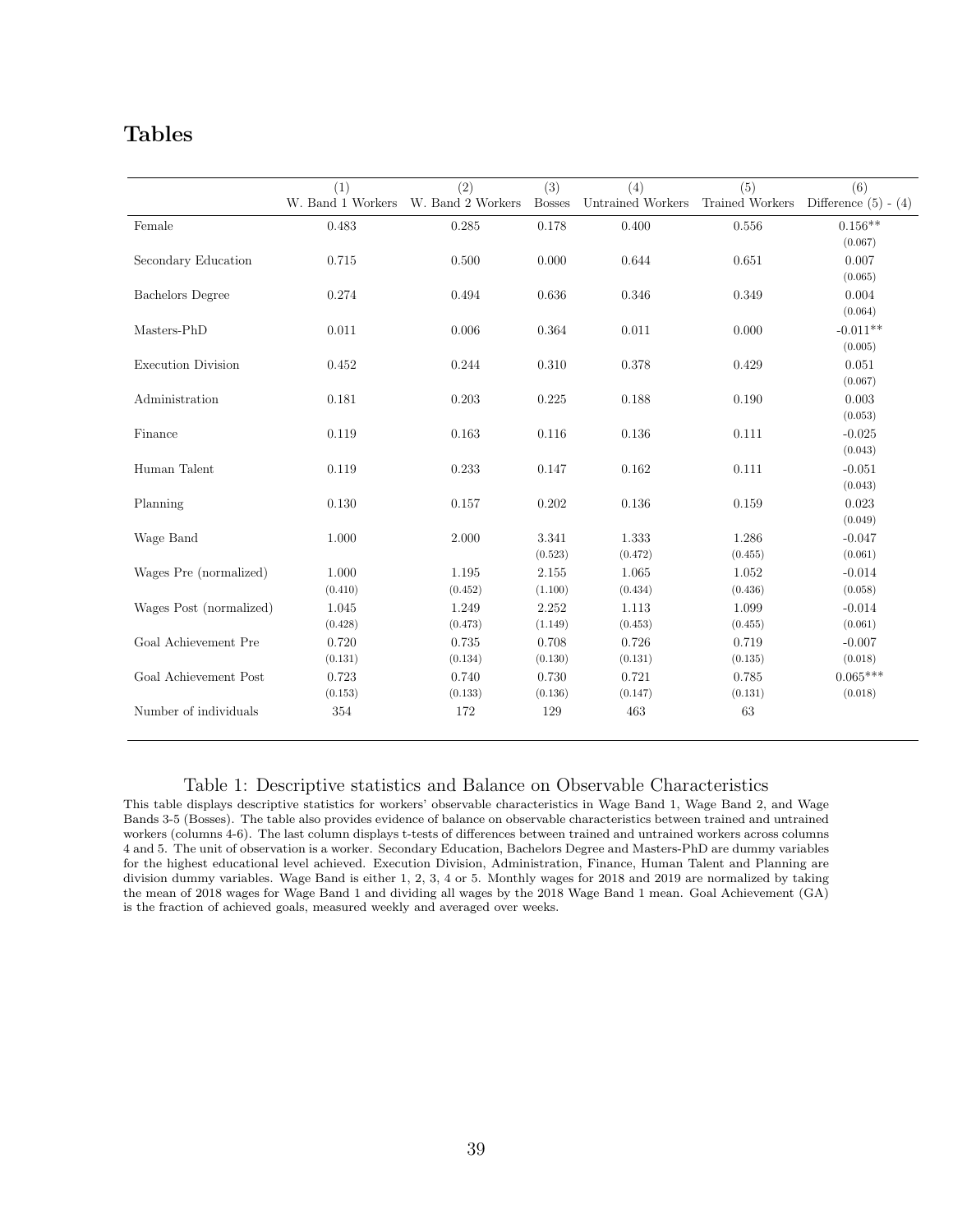# Tables

| | (1) W. Band 1 Workers | (2) W. Band 2 Workers | (3) Bosses | (4) Untrained Workers | (5) Trained Workers | (6) Difference (5) - (4) |
|---|---|---|---|---|---|---|
| Female | 0.483 | 0.285 | 0.178 | 0.400 | 0.556 | 0.156** |
| | | | | | | (0.067) |
| Secondary Education | 0.715 | 0.500 | 0.000 | 0.644 | 0.651 | 0.007 |
| | | | | | | (0.065) |
| Bachelors Degree | 0.274 | 0.494 | 0.636 | 0.346 | 0.349 | 0.004 |
| | | | | | | (0.064) |
| Masters-PhD | 0.011 | 0.006 | 0.364 | 0.011 | 0.000 | -0.011** |
| | | | | | | (0.005) |
| Execution Division | 0.452 | 0.244 | 0.310 | 0.378 | 0.429 | 0.051 |
| | | | | | | (0.067) |
| Administration | 0.181 | 0.203 | 0.225 | 0.188 | 0.190 | 0.003 |
| | | | | | | (0.053) |
| Finance | 0.119 | 0.163 | 0.116 | 0.136 | 0.111 | -0.025 |
| | | | | | | (0.043) |
| Human Talent | 0.119 | 0.233 | 0.147 | 0.162 | 0.111 | -0.051 |
| | | | | | | (0.043) |
| Planning | 0.130 | 0.157 | 0.202 | 0.136 | 0.159 | 0.023 |
| | | | | | | (0.049) |
| Wage Band | 1.000 | 2.000 | 3.341 | 1.333 | 1.286 | -0.047 |
| | | | (0.523) | (0.472) | (0.455) | (0.061) |
| Wages Pre (normalized) | 1.000 | 1.195 | 2.155 | 1.065 | 1.052 | -0.014 |
| | (0.410) | (0.452) | (1.100) | (0.434) | (0.436) | (0.058) |
| Wages Post (normalized) | 1.045 | 1.249 | 2.252 | 1.113 | 1.099 | -0.014 |
| | (0.428) | (0.473) | (1.149) | (0.453) | (0.455) | (0.061) |
| Goal Achievement Pre | 0.720 | 0.735 | 0.708 | 0.726 | 0.719 | -0.007 |
| | (0.131) | (0.134) | (0.130) | (0.131) | (0.135) | (0.018) |
| Goal Achievement Post | 0.723 | 0.740 | 0.730 | 0.721 | 0.785 | 0.065*** |
| | (0.153) | (0.133) | (0.136) | (0.147) | (0.131) | (0.018) |
| Number of individuals | 354 | 172 | 129 | 463 | 63 | |

Table 1: Descriptive statistics and Balance on Observable Characteristics

This table displays descriptive statistics for workers' observable characteristics in Wage Band 1, Wage Band 2, and Wage Bands 3-5 (Bosses). The table also provides evidence of balance on observable characteristics between trained and untrained workers (columns 4-6). The last column displays t-tests of differences between trained and untrained workers across columns 4 and 5. The unit of observation is a worker. Secondary Education, Bachelors Degree and Masters-PhD are dummy variables for the highest educational level achieved. Execution Division, Administration, Finance, Human Talent and Planning are division dummy variables. Wage Band is either 1, 2, 3, 4 or 5. Monthly wages for 2018 and 2019 are normalized by taking the mean of 2018 wages for Wage Band 1 and dividing all wages by the 2018 Wage Band 1 mean. Goal Achievement (GA) is the fraction of achieved goals, measured weekly and averaged over weeks.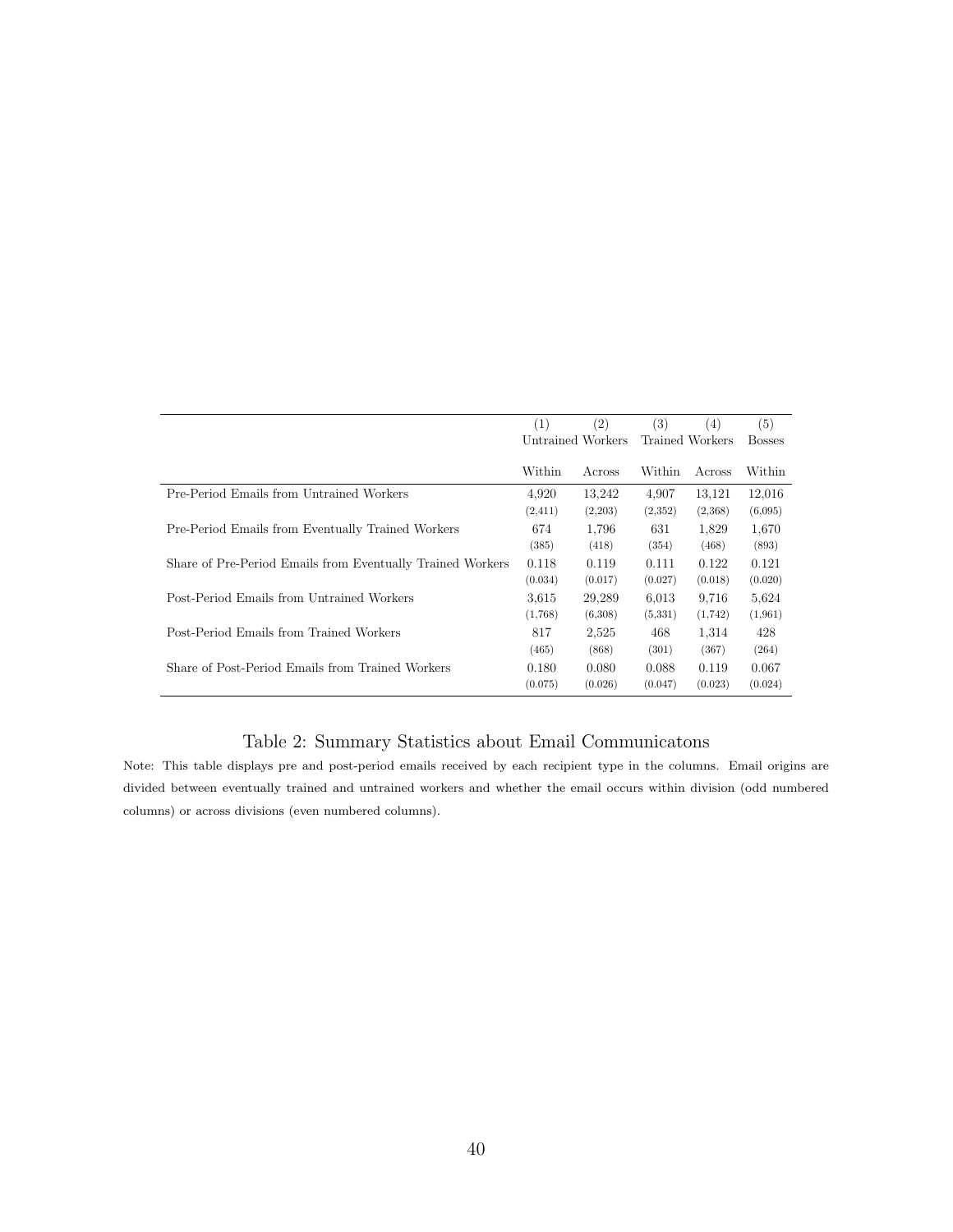| | (1) | (2) | (3) | (4) | (5) |
|---|---|---|---|---|---|
| | Untrained Workers | | Trained Workers | | Bosses |
| | Within | Across | Within | Across | Within |
| Pre-Period Emails from Untrained Workers | 4,920 | 13,242 | 4,907 | 13,121 | 12,016 |
| | (2,411) | (2,203) | (2,352) | (2,368) | (6,095) |
| Pre-Period Emails from Eventually Trained Workers | 674 | 1,796 | 631 | 1,829 | 1,670 |
| | (385) | (418) | (354) | (468) | (893) |
| Share of Pre-Period Emails from Eventually Trained Workers | 0.118 | 0.119 | 0.111 | 0.122 | 0.121 |
| | (0.034) | (0.017) | (0.027) | (0.018) | (0.020) |
| Post-Period Emails from Untrained Workers | 3,615 | 29,289 | 6,013 | 9,716 | 5,624 |
| | (1,768) | (6,308) | (5,331) | (1,742) | (1,961) |
| Post-Period Emails from Trained Workers | 817 | 2,525 | 468 | 1,314 | 428 |
| | (465) | (868) | (301) | (367) | (264) |
| Share of Post-Period Emails from Trained Workers | 0.180 | 0.080 | 0.088 | 0.119 | 0.067 |
| | (0.075) | (0.026) | (0.047) | (0.023) | (0.024) |

Table 2: Summary Statistics about Email Communicatons

Note: This table displays pre and post-period emails received by each recipient type in the columns. Email origins are divided between eventually trained and untrained workers and whether the email occurs within division (odd numbered columns) or across divisions (even numbered columns).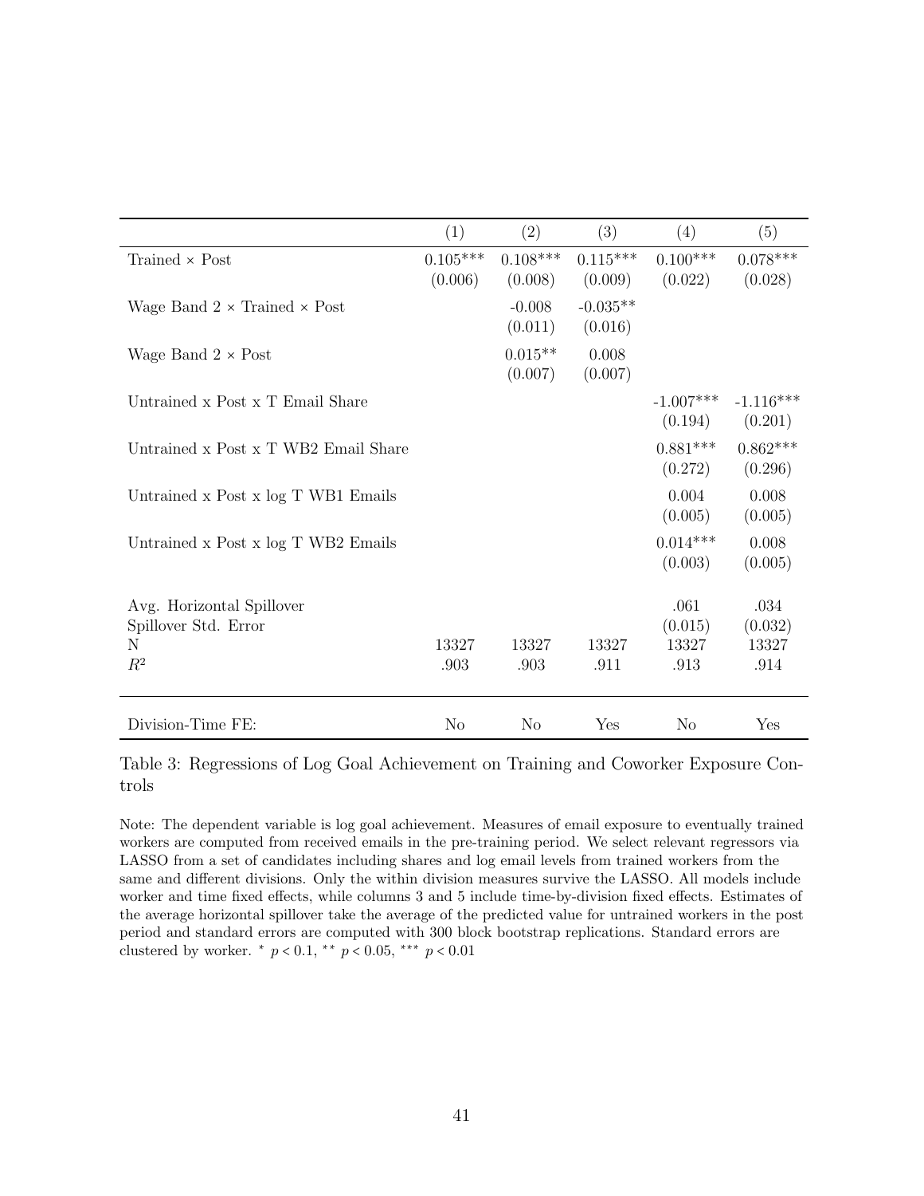| | (1) | (2) | (3) | (4) | (5) |
|---|---|---|---|---|---|
| Trained × Post | 0.105*** | 0.108*** | 0.115*** | 0.100*** | 0.078*** |
| | (0.006) | (0.008) | (0.009) | (0.022) | (0.028) |
| Wage Band 2 × Trained × Post | | -0.008 | -0.035** | | |
| | | (0.011) | (0.016) | | |
| Wage Band 2 × Post | | 0.015** | 0.008 | | |
| | | (0.007) | (0.007) | | |
| Untrained x Post x T Email Share | | | | -1.007*** | -1.116*** |
| | | | | (0.194) | (0.201) |
| Untrained x Post x T WB2 Email Share | | | | 0.881*** | 0.862*** |
| | | | | (0.272) | (0.296) |
| Untrained x Post x log T WB1 Emails | | | | 0.004 | 0.008 |
| | | | | (0.005) | (0.005) |
| Untrained x Post x log T WB2 Emails | | | | 0.014*** | 0.008 |
| | | | | (0.003) | (0.005) |
| Avg. Horizontal Spillover | | | | .061 | .034 |
| Spillover Std. Error | | | | (0.015) | (0.032) |
| N | 13327 | 13327 | 13327 | 13327 | 13327 |
| $R^2$ | .903 | .903 | .911 | .913 | .914 |
| Division-Time FE: | No | No | Yes | No | Yes |

Table 3: Regressions of Log Goal Achievement on Training and Coworker Exposure Controls

Note: The dependent variable is log goal achievement. Measures of email exposure to eventually trained workers are computed from received emails in the pre-training period. We select relevant regressors via LASSO from a set of candidates including shares and log email levels from trained workers from the same and different divisions. Only the within division measures survive the LASSO. All models include worker and time fixed effects, while columns 3 and 5 include time-by-division fixed effects. Estimates of the average horizontal spillover take the average of the predicted value for untrained workers in the post period and standard errors are computed with 300 block bootstrap replications. Standard errors are clustered by worker. * $p < 0.1$, ** $p < 0.05$, *** $p < 0.01$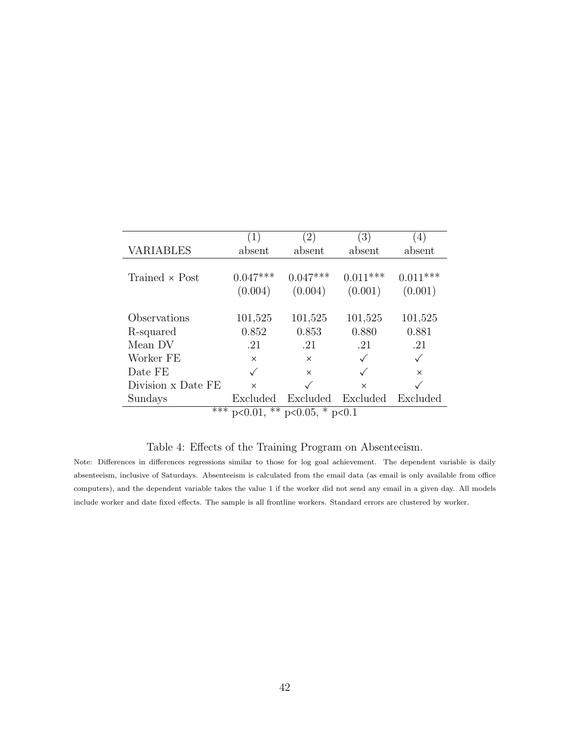| | (1) | (2) | (3) | (4) |
|---|---|---|---|---|
| VARIABLES | absent | absent | absent | absent |
| | | | | |
| Trained × Post | 0.047*** | 0.047*** | 0.011*** | 0.011*** |
| | (0.004) | (0.004) | (0.001) | (0.001) |
| | | | | |
| Observations | 101,525 | 101,525 | 101,525 | 101,525 |
| R-squared | 0.852 | 0.853 | 0.880 | 0.881 |
| Mean DV | .21 | .21 | .21 | .21 |
| Worker FE | × | × | ✓ | ✓ |
| Date FE | ✓ | × | ✓ | × |
| Division x Date FE | × | ✓ | × | ✓ |
| Sundays | Excluded | Excluded | Excluded | Excluded |

*** p<0.01, ** p<0.05, * p<0.1

Table 4: Effects of the Training Program on Absenteeism.

Note: Differences in differences regressions similar to those for log goal achievement. The dependent variable is daily absenteeism, inclusive of Saturdays. Absenteeism is calculated from the email data (as email is only available from office computers), and the dependent variable takes the value 1 if the worker did not send any email in a given day. All models include worker and date fixed effects. The sample is all frontline workers. Standard errors are clustered by worker.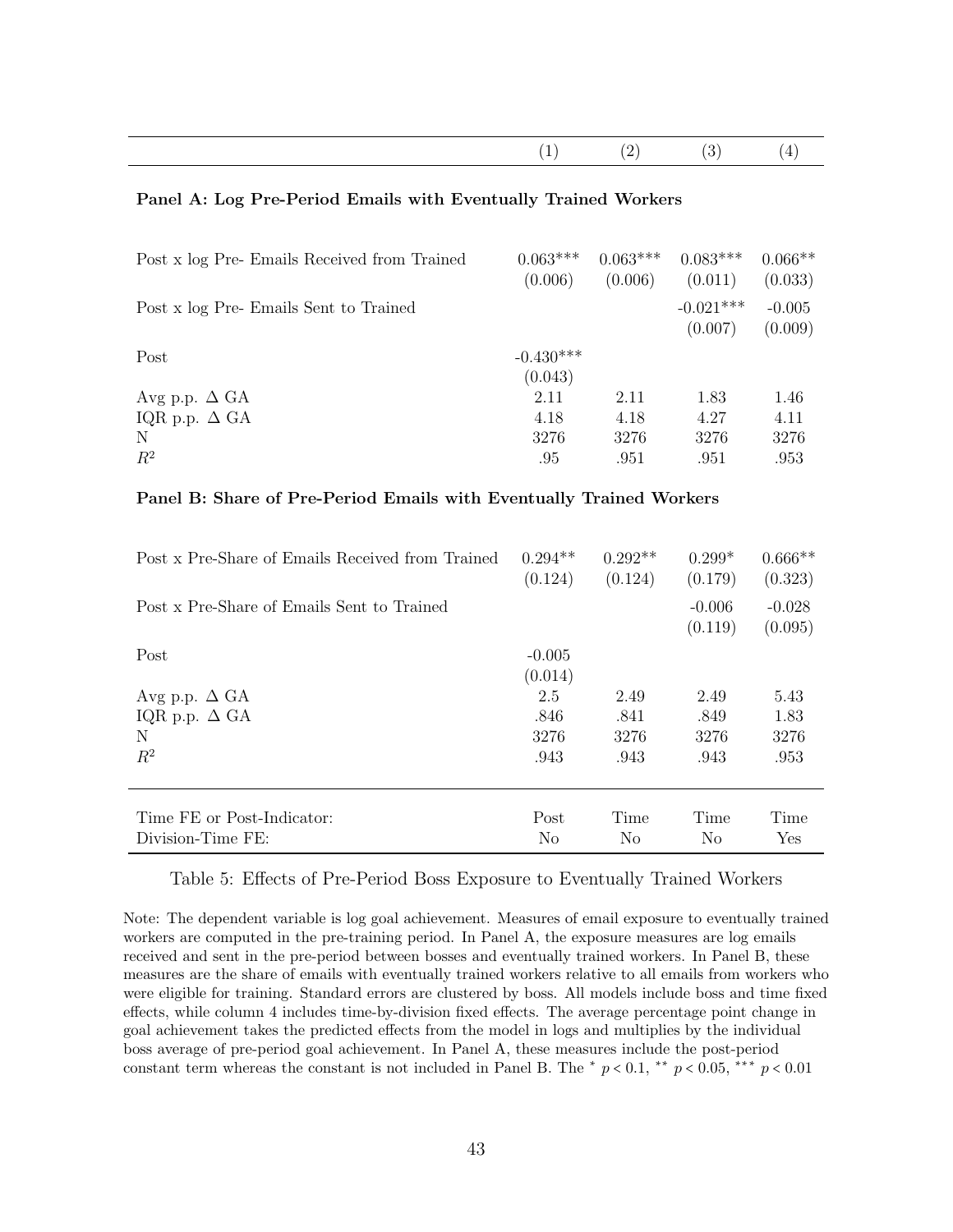| | (1) | (2) | (3) | (4) |
|---|---|---|---|---|
| **Panel A: Log Pre-Period Emails with Eventually Trained Workers** | | | | |
| Post x log Pre- Emails Received from Trained | 0.063*** | 0.063*** | 0.083*** | 0.066** |
| | (0.006) | (0.006) | (0.011) | (0.033) |
| Post x log Pre- Emails Sent to Trained | | | -0.021*** | -0.005 |
| | | | (0.007) | (0.009) |
| Post | -0.430*** | | | |
| | (0.043) | | | |
| Avg p.p. $\Delta$ GA | 2.11 | 2.11 | 1.83 | 1.46 |
| IQR p.p. $\Delta$ GA | 4.18 | 4.18 | 4.27 | 4.11 |
| N | 3276 | 3276 | 3276 | 3276 |
| $R^2$ | .95 | .951 | .951 | .953 |
| **Panel B: Share of Pre-Period Emails with Eventually Trained Workers** | | | | |
| Post x Pre-Share of Emails Received from Trained | 0.294** | 0.292** | 0.299* | 0.666** |
| | (0.124) | (0.124) | (0.179) | (0.323) |
| Post x Pre-Share of Emails Sent to Trained | | | -0.006 | -0.028 |
| | | | (0.119) | (0.095) |
| Post | -0.005 | | | |
| | (0.014) | | | |
| Avg p.p. $\Delta$ GA | 2.5 | 2.49 | 2.49 | 5.43 |
| IQR p.p. $\Delta$ GA | .846 | .841 | .849 | 1.83 |
| N | 3276 | 3276 | 3276 | 3276 |
| $R^2$ | .943 | .943 | .943 | .953 |
| Time FE or Post-Indicator: | Post | Time | Time | Time |
| Division-Time FE: | No | No | No | Yes |

Table 5: Effects of Pre-Period Boss Exposure to Eventually Trained Workers

Note: The dependent variable is log goal achievement. Measures of email exposure to eventually trained workers are computed in the pre-training period. In Panel A, the exposure measures are log emails received and sent in the pre-period between bosses and eventually trained workers. In Panel B, these measures are the share of emails with eventually trained workers relative to all emails from workers who were eligible for training. Standard errors are clustered by boss. All models include boss and time fixed effects, while column 4 includes time-by-division fixed effects. The average percentage point change in goal achievement takes the predicted effects from the model in logs and multiplies by the individual boss average of pre-period goal achievement. In Panel A, these measures include the post-period constant term whereas the constant is not included in Panel B. The * $p < 0.1$, ** $p < 0.05$, *** $p < 0.01$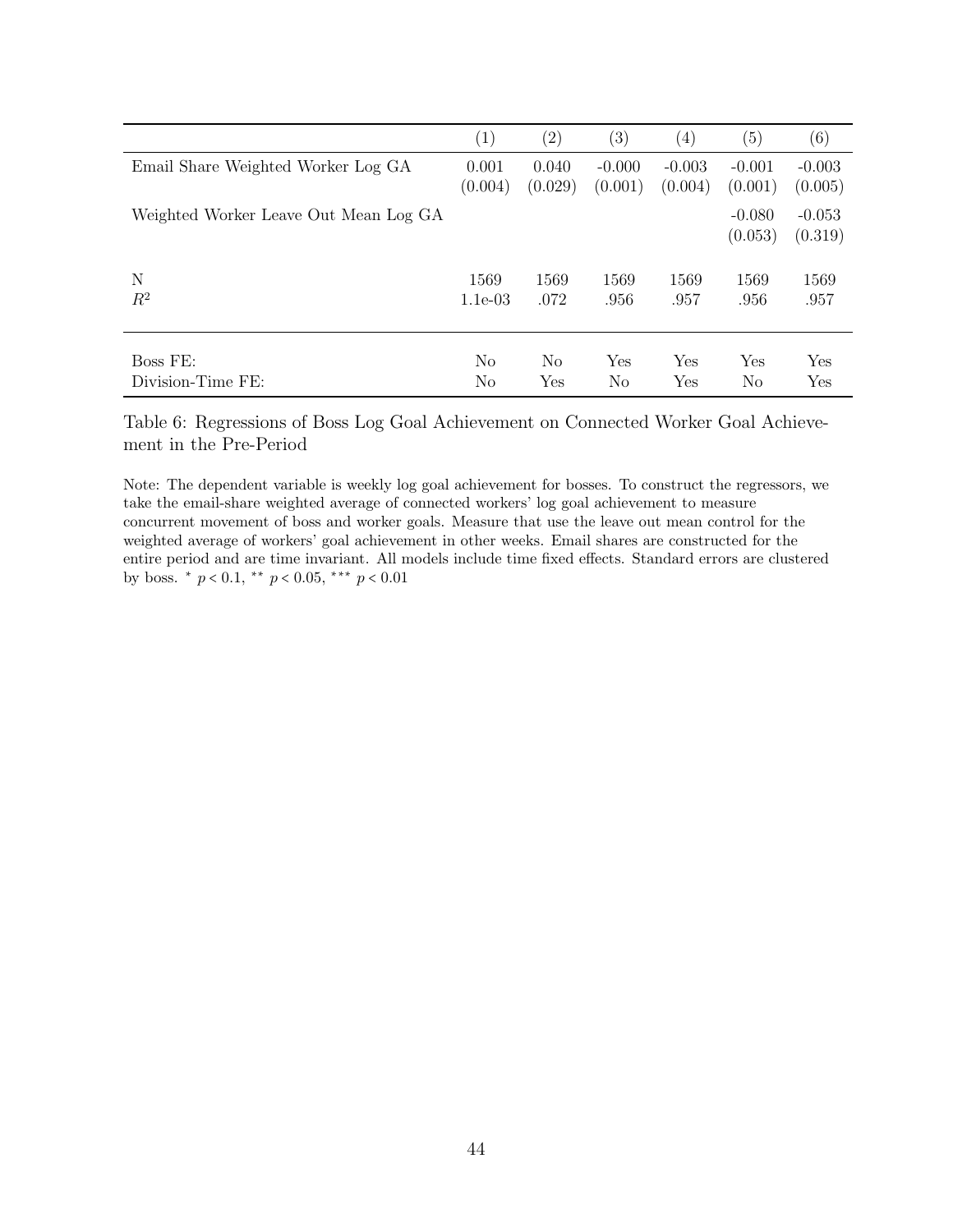| | (1) | (2) | (3) | (4) | (5) | (6) |
|---|---|---|---|---|---|---|
| Email Share Weighted Worker Log GA | 0.001 | 0.040 | -0.000 | -0.003 | -0.001 | -0.003 |
| | (0.004) | (0.029) | (0.001) | (0.004) | (0.001) | (0.005) |
| Weighted Worker Leave Out Mean Log GA | | | | | -0.080 | -0.053 |
| | | | | | (0.053) | (0.319) |
| N | 1569 | 1569 | 1569 | 1569 | 1569 | 1569 |
| $R^2$ | 1.1e-03 | .072 | .956 | .957 | .956 | .957 |
| Boss FE: | No | No | Yes | Yes | Yes | Yes |
| Division-Time FE: | No | Yes | No | Yes | No | Yes |

Table 6: Regressions of Boss Log Goal Achievement on Connected Worker Goal Achievement in the Pre-Period

Note: The dependent variable is weekly log goal achievement for bosses. To construct the regressors, we take the email-share weighted average of connected workers' log goal achievement to measure concurrent movement of boss and worker goals. Measure that use the leave out mean control for the weighted average of workers' goal achievement in other weeks. Email shares are constructed for the entire period and are time invariant. All models include time fixed effects. Standard errors are clustered by boss. * $p < 0.1$, ** $p < 0.05$, *** $p < 0.01$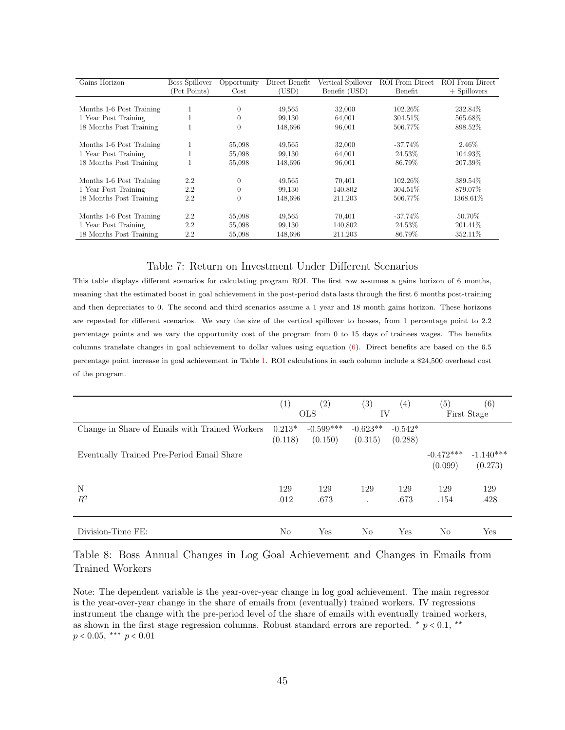| Gains Horizon | Boss Spillover (Pct Points) | Opportunity Cost | Direct Benefit (USD) | Vertical Spillover Benefit (USD) | ROI From Direct Benefit | ROI From Direct + Spillovers |
|---|---|---|---|---|---|---|
| Months 1-6 Post Training | 1 | 0 | 49,565 | 32,000 | 102.26% | 232.84% |
| 1 Year Post Training | 1 | 0 | 99,130 | 64,001 | 304.51% | 565.68% |
| 18 Months Post Training | 1 | 0 | 148,696 | 96,001 | 506.77% | 898.52% |
| Months 1-6 Post Training | 1 | 55,098 | 49,565 | 32,000 | -37.74% | 2.46% |
| 1 Year Post Training | 1 | 55,098 | 99,130 | 64,001 | 24.53% | 104.93% |
| 18 Months Post Training | 1 | 55,098 | 148,696 | 96,001 | 86.79% | 207.39% |
| Months 1-6 Post Training | 2.2 | 0 | 49,565 | 70,401 | 102.26% | 389.54% |
| 1 Year Post Training | 2.2 | 0 | 99,130 | 140,802 | 304.51% | 879.07% |
| 18 Months Post Training | 2.2 | 0 | 148,696 | 211,203 | 506.77% | 1368.61% |
| Months 1-6 Post Training | 2.2 | 55,098 | 49,565 | 70,401 | -37.74% | 50.70% |
| 1 Year Post Training | 2.2 | 55,098 | 99,130 | 140,802 | 24.53% | 201.41% |
| 18 Months Post Training | 2.2 | 55,098 | 148,696 | 211,203 | 86.79% | 352.11% |

Table 7: Return on Investment Under Different Scenarios

This table displays different scenarios for calculating program ROI. The first row assumes a gains horizon of 6 months, meaning that the estimated boost in goal achievement in the post-period data lasts through the first 6 months post-training and then depreciates to 0. The second and third scenarios assume a 1 year and 18 month gains horizon. These horizons are repeated for different scenarios. We vary the size of the vertical spillover to bosses, from 1 percentage point to 2.2 percentage points and we vary the opportunity cost of the program from 0 to 15 days of trainees wages. The benefits columns translate changes in goal achievement to dollar values using equation (6). Direct benefits are based on the 6.5 percentage point increase in goal achievement in Table 1. ROI calculations in each column include a $24,500 overhead cost of the program.

| | (1) | (2) | (3) | (4) | (5) | (6) |
|---|---|---|---|---|---|---|
| | OLS | | IV | | First Stage | |
| Change in Share of Emails with Trained Workers | 0.213* | -0.599*** | -0.623** | -0.542* | | |
| | (0.118) | (0.150) | (0.315) | (0.288) | | |
| Eventually Trained Pre-Period Email Share | | | | | -0.472*** | -1.140*** |
| | | | | | (0.099) | (0.273) |
| N | 129 | 129 | 129 | 129 | 129 | 129 |
| $R^2$ | .012 | .673 | . | .673 | .154 | .428 |
| Division-Time FE: | No | Yes | No | Yes | No | Yes |

Table 8: Boss Annual Changes in Log Goal Achievement and Changes in Emails from Trained Workers

Note: The dependent variable is the year-over-year change in log goal achievement. The main regressor is the year-over-year change in the share of emails from (eventually) trained workers. IV regressions instrument the change with the pre-period level of the share of emails with eventually trained workers, as shown in the first stage regression columns. Robust standard errors are reported. * $p < 0.1$, ** $p < 0.05$, *** $p < 0.01$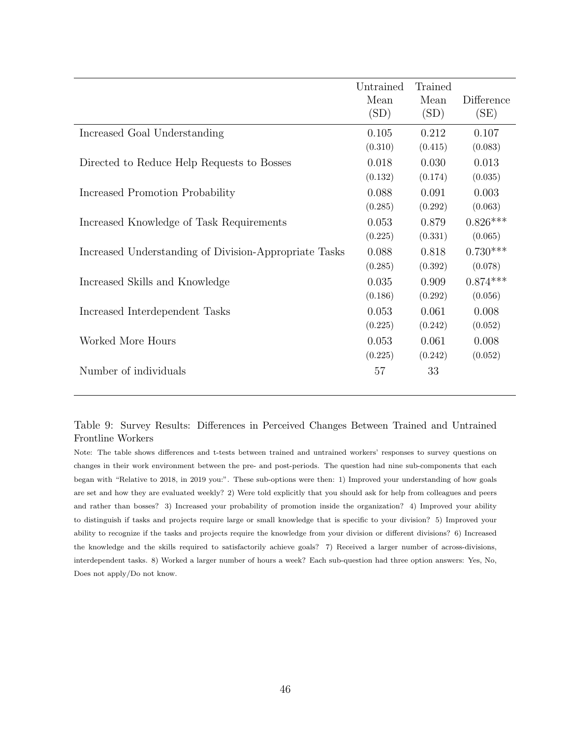| | Untrained Mean (SD) | Trained Mean (SD) | Difference (SE) |
|---|---|---|---|
| Increased Goal Understanding | 0.105 | 0.212 | 0.107 |
| | (0.310) | (0.415) | (0.083) |
| Directed to Reduce Help Requests to Bosses | 0.018 | 0.030 | 0.013 |
| | (0.132) | (0.174) | (0.035) |
| Increased Promotion Probability | 0.088 | 0.091 | 0.003 |
| | (0.285) | (0.292) | (0.063) |
| Increased Knowledge of Task Requirements | 0.053 | 0.879 | 0.826*** |
| | (0.225) | (0.331) | (0.065) |
| Increased Understanding of Division-Appropriate Tasks | 0.088 | 0.818 | 0.730*** |
| | (0.285) | (0.392) | (0.078) |
| Increased Skills and Knowledge | 0.035 | 0.909 | 0.874*** |
| | (0.186) | (0.292) | (0.056) |
| Increased Interdependent Tasks | 0.053 | 0.061 | 0.008 |
| | (0.225) | (0.242) | (0.052) |
| Worked More Hours | 0.053 | 0.061 | 0.008 |
| | (0.225) | (0.242) | (0.052) |
| Number of individuals | 57 | 33 | |

Table 9: Survey Results: Differences in Perceived Changes Between Trained and Untrained Frontline Workers

Note: The table shows differences and t-tests between trained and untrained workers' responses to survey questions on changes in their work environment between the pre- and post-periods. The question had nine sub-components that each began with "Relative to 2018, in 2019 you:". These sub-options were then: 1) Improved your understanding of how goals are set and how they are evaluated weekly? 2) Were told explicitly that you should ask for help from colleagues and peers and rather than bosses? 3) Increased your probability of promotion inside the organization? 4) Improved your ability to distinguish if tasks and projects require large or small knowledge that is specific to your division? 5) Improved your ability to recognize if the tasks and projects require the knowledge from your division or different divisions? 6) Increased the knowledge and the skills required to satisfactorily achieve goals? 7) Received a larger number of across-divisions, interdependent tasks. 8) Worked a larger number of hours a week? Each sub-question had three option answers: Yes, No, Does not apply/Do not know.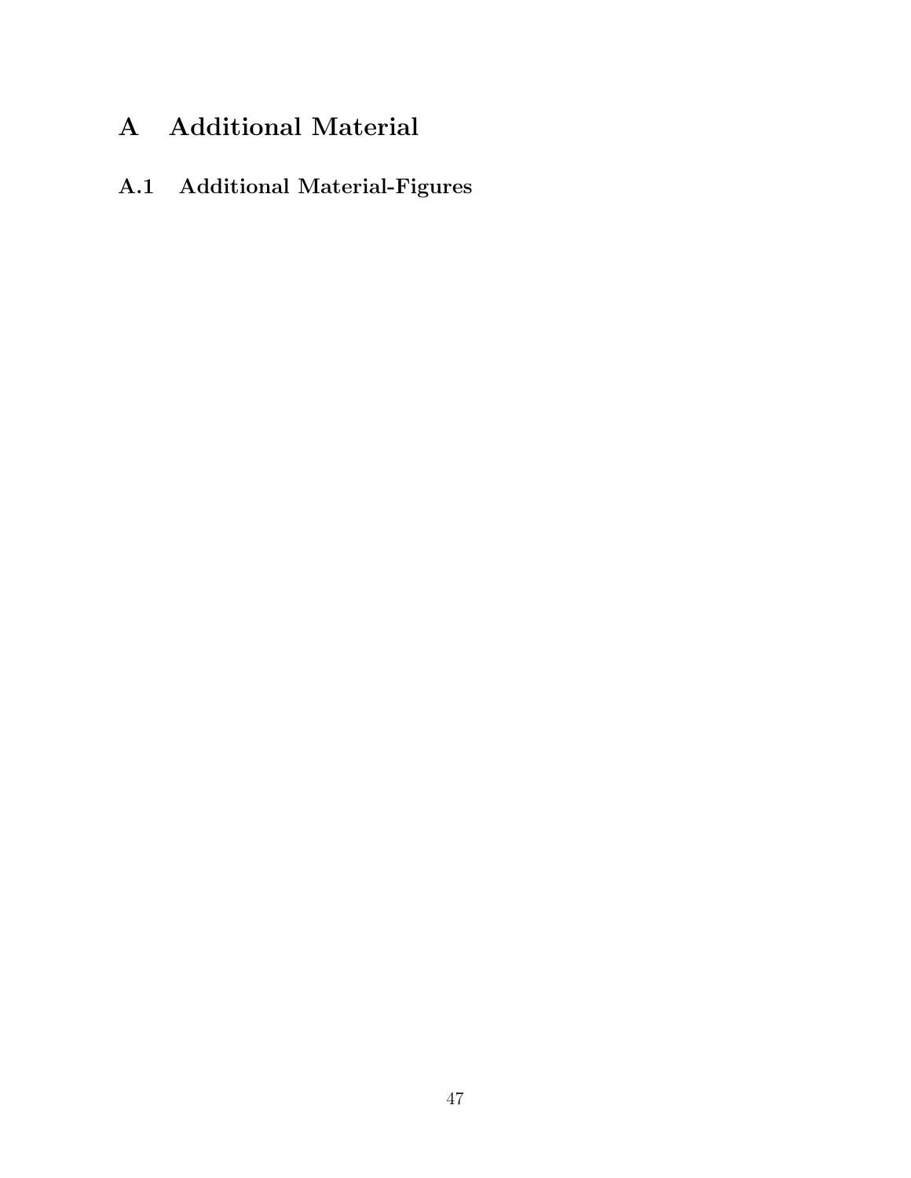# A Additional Material

## A.1 Additional Material-Figures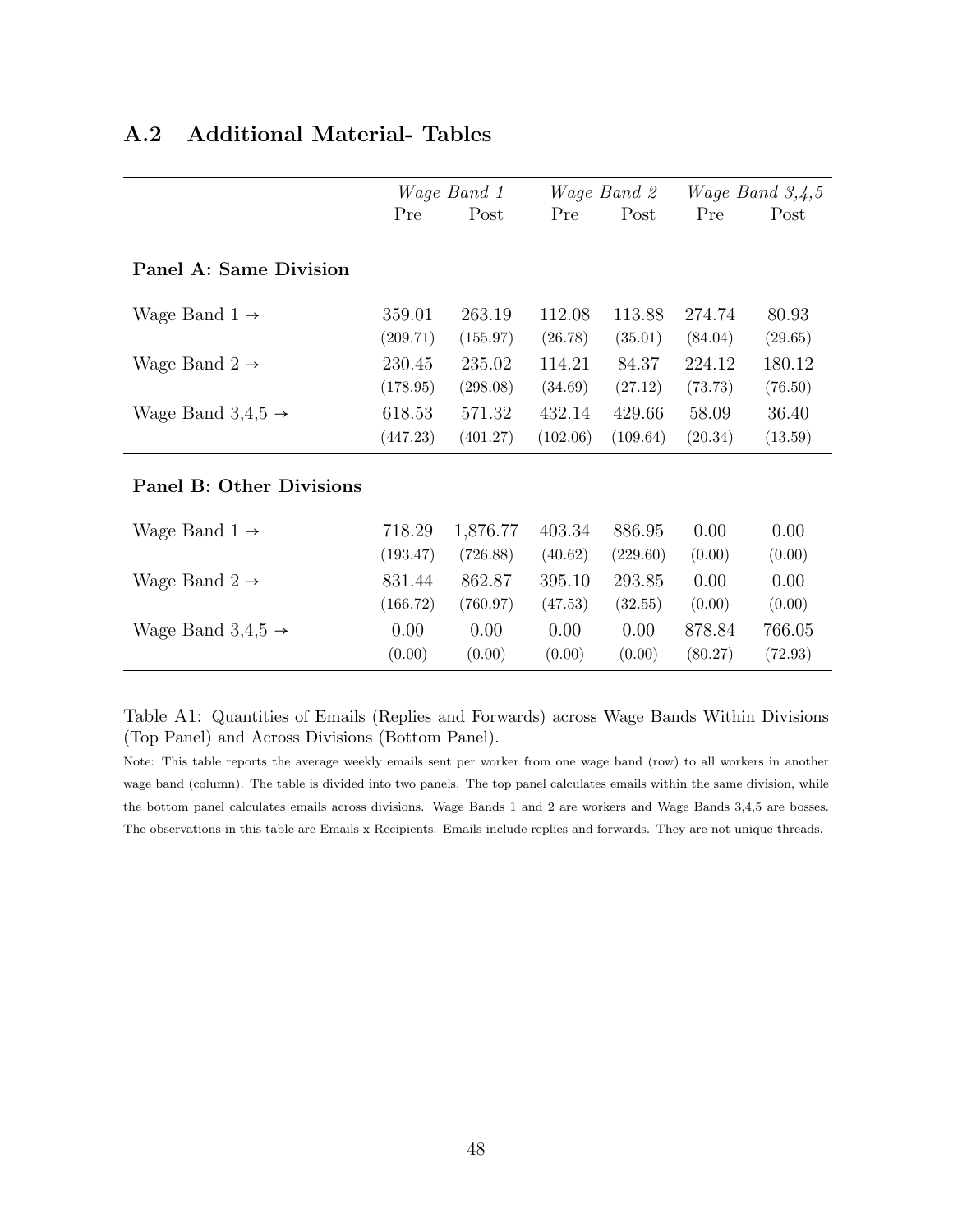## A.2 Additional Material- Tables

| | *Wage Band 1* | | *Wage Band 2* | | *Wage Band 3,4,5* | |
|---|---|---|---|---|---|---|
| | Pre | Post | Pre | Post | Pre | Post |
| **Panel A: Same Division** | | | | | | |
| Wage Band 1 → | 359.01 | 263.19 | 112.08 | 113.88 | 274.74 | 80.93 |
| | (209.71) | (155.97) | (26.78) | (35.01) | (84.04) | (29.65) |
| Wage Band 2 → | 230.45 | 235.02 | 114.21 | 84.37 | 224.12 | 180.12 |
| | (178.95) | (298.08) | (34.69) | (27.12) | (73.73) | (76.50) |
| Wage Band 3,4,5 → | 618.53 | 571.32 | 432.14 | 429.66 | 58.09 | 36.40 |
| | (447.23) | (401.27) | (102.06) | (109.64) | (20.34) | (13.59) |
| **Panel B: Other Divisions** | | | | | | |
| Wage Band 1 → | 718.29 | 1,876.77 | 403.34 | 886.95 | 0.00 | 0.00 |
| | (193.47) | (726.88) | (40.62) | (229.60) | (0.00) | (0.00) |
| Wage Band 2 → | 831.44 | 862.87 | 395.10 | 293.85 | 0.00 | 0.00 |
| | (166.72) | (760.97) | (47.53) | (32.55) | (0.00) | (0.00) |
| Wage Band 3,4,5 → | 0.00 | 0.00 | 0.00 | 0.00 | 878.84 | 766.05 |
| | (0.00) | (0.00) | (0.00) | (0.00) | (80.27) | (72.93) |

Table A1: Quantities of Emails (Replies and Forwards) across Wage Bands Within Divisions (Top Panel) and Across Divisions (Bottom Panel).

Note: This table reports the average weekly emails sent per worker from one wage band (row) to all workers in another wage band (column). The table is divided into two panels. The top panel calculates emails within the same division, while the bottom panel calculates emails across divisions. Wage Bands 1 and 2 are workers and Wage Bands 3,4,5 are bosses. The observations in this table are Emails x Recipients. Emails include replies and forwards. They are not unique threads.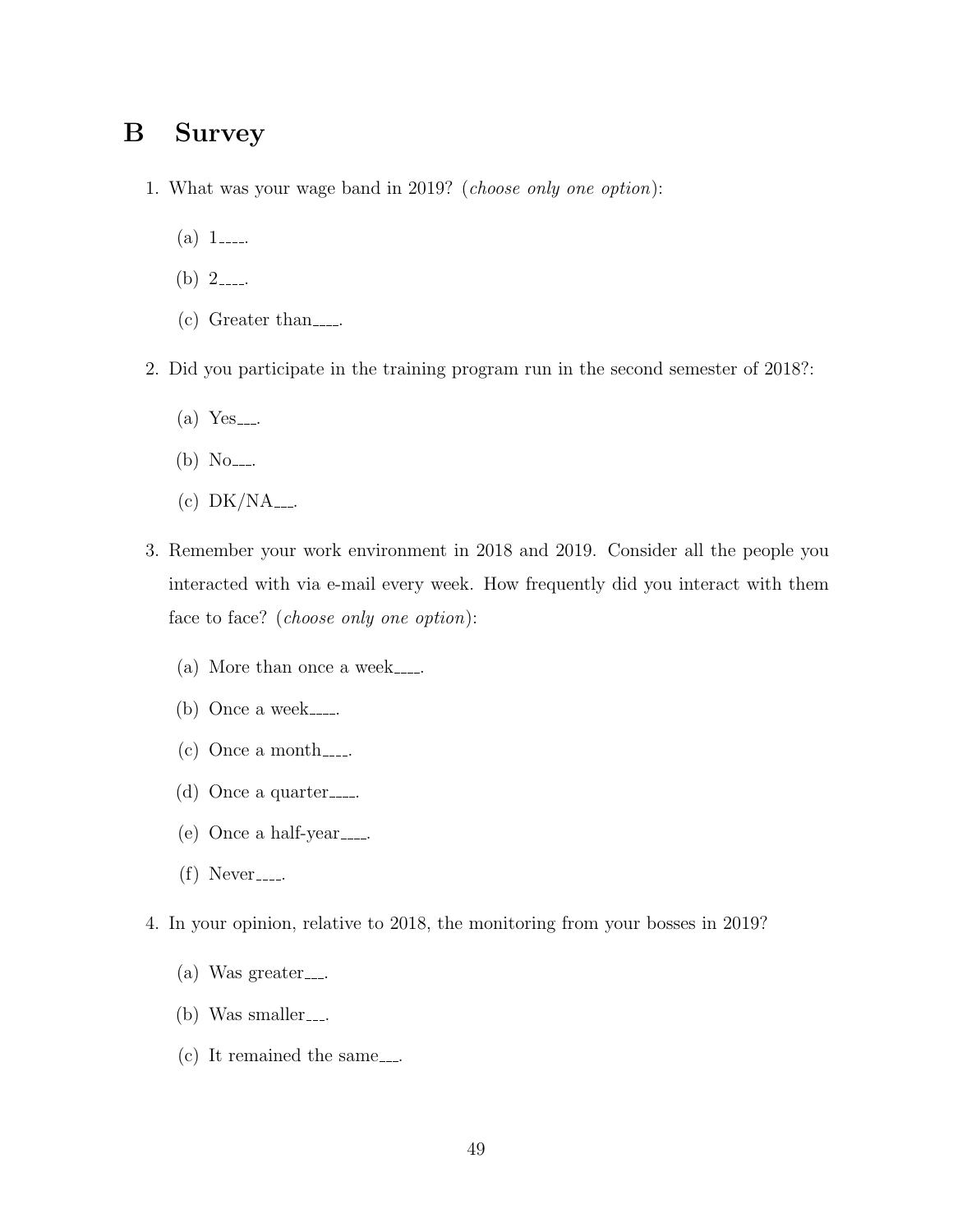# B Survey

1. What was your wage band in 2019? (*choose only one option*):

   (a) 1____.

   (b) 2____.

   (c) Greater than____.

2. Did you participate in the training program run in the second semester of 2018?:

   (a) Yes___.

   (b) No___.

   (c) DK/NA___.

3. Remember your work environment in 2018 and 2019. Consider all the people you interacted with via e-mail every week. How frequently did you interact with them face to face? (*choose only one option*):

   (a) More than once a week____.

   (b) Once a week____.

   (c) Once a month____.

   (d) Once a quarter____.

   (e) Once a half-year____.

   (f) Never____.

4. In your opinion, relative to 2018, the monitoring from your bosses in 2019?

   (a) Was greater___.

   (b) Was smaller___.

   (c) It remained the same___.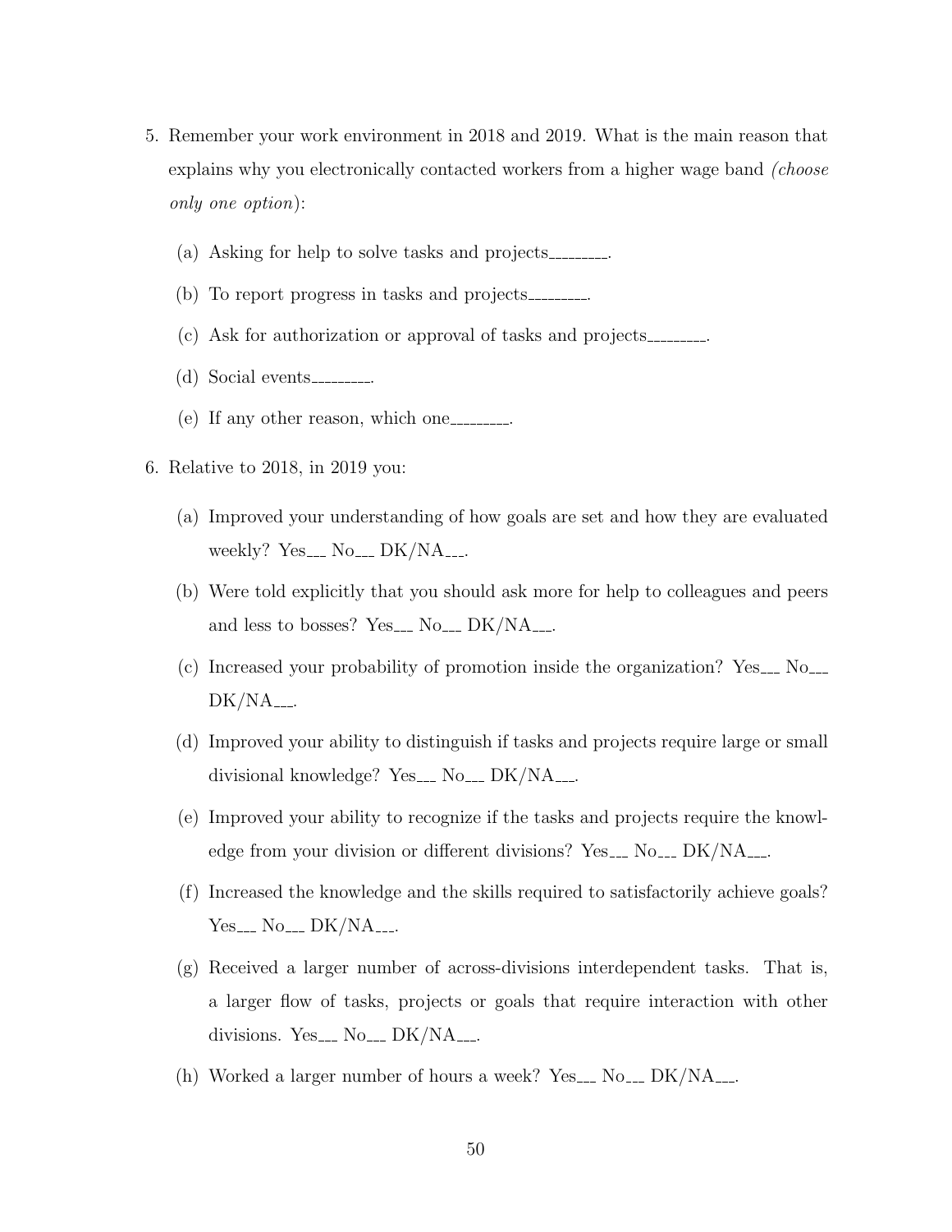5. Remember your work environment in 2018 and 2019. What is the main reason that explains why you electronically contacted workers from a higher wage band *(choose only one option)*:

   (a) Asking for help to solve tasks and projects________.

   (b) To report progress in tasks and projects________.

   (c) Ask for authorization or approval of tasks and projects________.

   (d) Social events________.

   (e) If any other reason, which one________.

6. Relative to 2018, in 2019 you:

   (a) Improved your understanding of how goals are set and how they are evaluated weekly? Yes___ No___ DK/NA___.

   (b) Were told explicitly that you should ask more for help to colleagues and peers and less to bosses? Yes___ No___ DK/NA___.

   (c) Increased your probability of promotion inside the organization? Yes___ No___ DK/NA___.

   (d) Improved your ability to distinguish if tasks and projects require large or small divisional knowledge? Yes___ No___ DK/NA___.

   (e) Improved your ability to recognize if the tasks and projects require the knowledge from your division or different divisions? Yes___ No___ DK/NA___.

   (f) Increased the knowledge and the skills required to satisfactorily achieve goals? Yes___ No___ DK/NA___.

   (g) Received a larger number of across-divisions interdependent tasks. That is, a larger flow of tasks, projects or goals that require interaction with other divisions. Yes___ No___ DK/NA___.

   (h) Worked a larger number of hours a week? Yes___ No___ DK/NA___.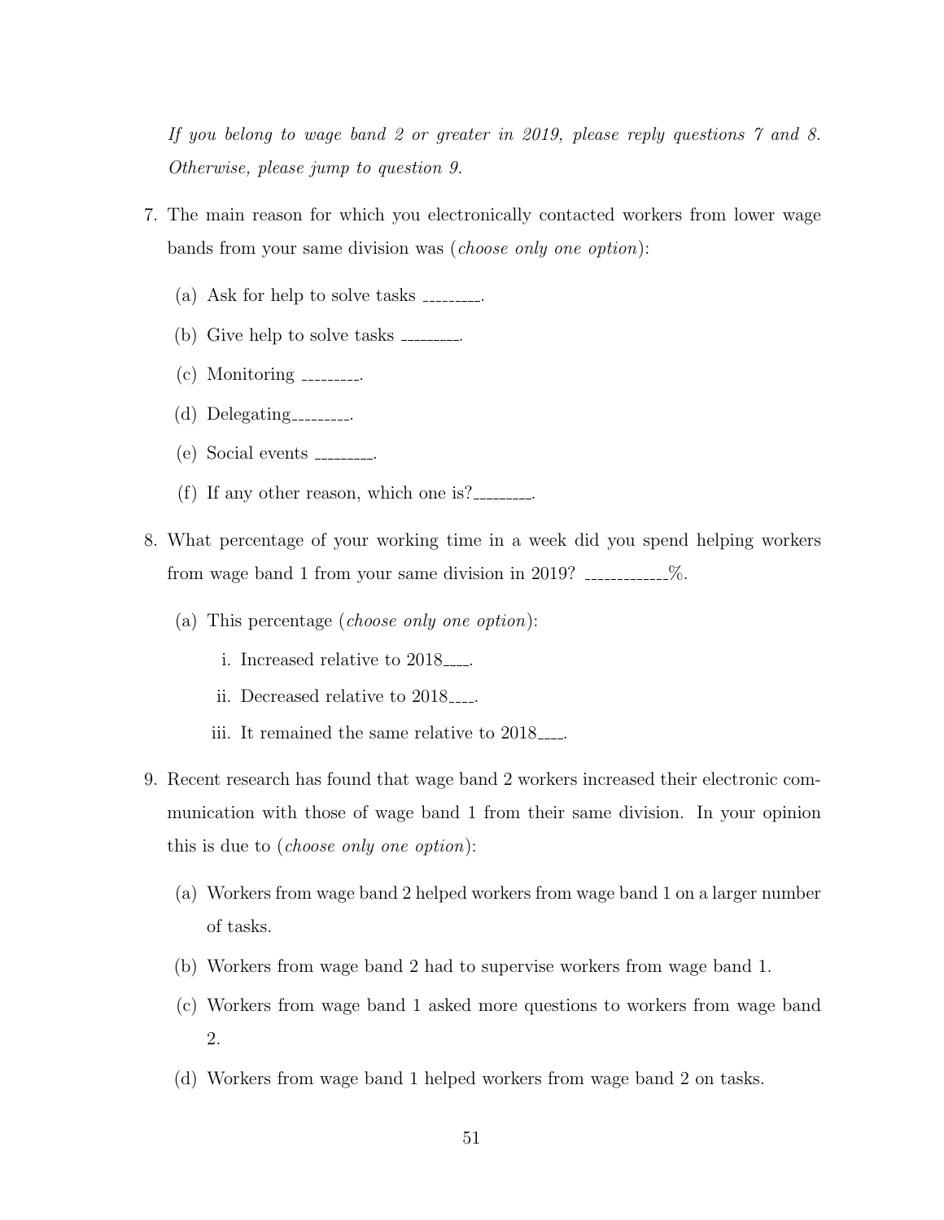*If you belong to wage band 2 or greater in 2019, please reply questions 7 and 8. Otherwise, please jump to question 9.*

7. The main reason for which you electronically contacted workers from lower wage bands from your same division was (*choose only one option*):

   (a) Ask for help to solve tasks ________.

   (b) Give help to solve tasks ________.

   (c) Monitoring ________.

   (d) Delegating________.

   (e) Social events ________.

   (f) If any other reason, which one is?________.

8. What percentage of your working time in a week did you spend helping workers from wage band 1 from your same division in 2019? ____________%.

   (a) This percentage (*choose only one option*):

      i. Increased relative to 2018____.

      ii. Decreased relative to 2018____.

      iii. It remained the same relative to 2018____.

9. Recent research has found that wage band 2 workers increased their electronic communication with those of wage band 1 from their same division. In your opinion this is due to (*choose only one option*):

   (a) Workers from wage band 2 helped workers from wage band 1 on a larger number of tasks.

   (b) Workers from wage band 2 had to supervise workers from wage band 1.

   (c) Workers from wage band 1 asked more questions to workers from wage band 2.

   (d) Workers from wage band 1 helped workers from wage band 2 on tasks.